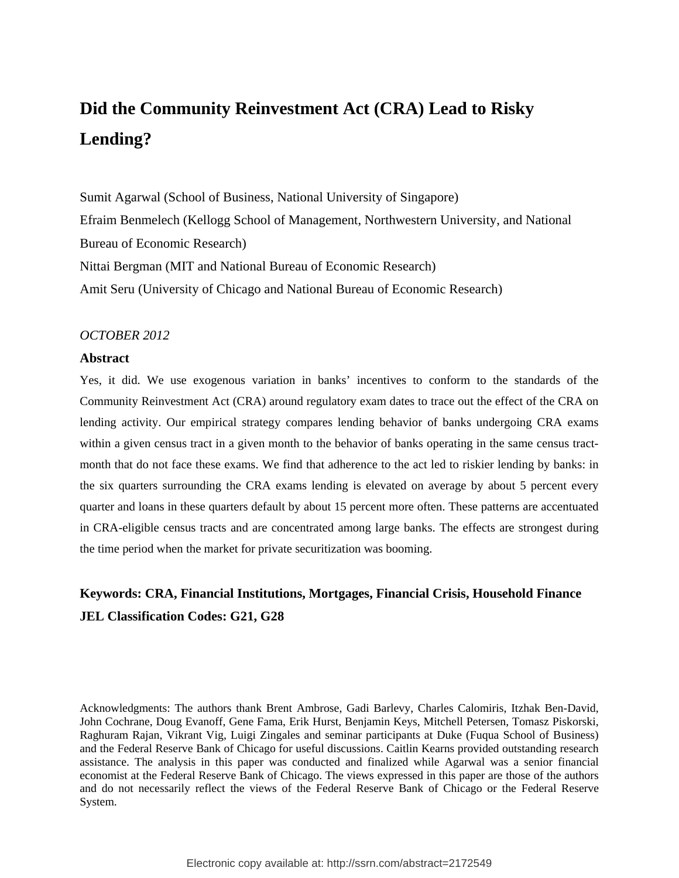# Did the Community Reinvestment Act (CRA) Lead to Risky Lending?

Sumit Agarwal (School of Business, National University of Singapore)

Efraim Benmelech (Kellogg School of Management, Northwestern University, and National Bureau of Economic Research)

Nittai Bergman (MIT and National Bureau of Economic Research)

Amit Seru (University of Chicago and National Bureau of Economic Research)

*OCTOBER 2012*

## Abstract

Yes, it did. We use exogenous variation in banks' incentives to conform to the standards of the Community Reinvestment Act (CRA) around regulatory exam dates to trace out the effect of the CRA on lending activity. Our empirical strategy compares lending behavior of banks undergoing CRA exams within a given census tract in a given month to the behavior of banks operating in the same census tract-month that do not face these exams. We find that adherence to the act led to riskier lending by banks: in the six quarters surrounding the CRA exams lending is elevated on average by about 5 percent every quarter and loans in these quarters default by about 15 percent more often. These patterns are accentuated in CRA-eligible census tracts and are concentrated among large banks. The effects are strongest during the time period when the market for private securitization was booming.

**Keywords: CRA, Financial Institutions, Mortgages, Financial Crisis, Household Finance**

**JEL Classification Codes: G21, G28**

Acknowledgments: The authors thank Brent Ambrose, Gadi Barlevy, Charles Calomiris, Itzhak Ben-David, John Cochrane, Doug Evanoff, Gene Fama, Erik Hurst, Benjamin Keys, Mitchell Petersen, Tomasz Piskorski, Raghuram Rajan, Vikrant Vig, Luigi Zingales and seminar participants at Duke (Fuqua School of Business) and the Federal Reserve Bank of Chicago for useful discussions. Caitlin Kearns provided outstanding research assistance. The analysis in this paper was conducted and finalized while Agarwal was a senior financial economist at the Federal Reserve Bank of Chicago. The views expressed in this paper are those of the authors and do not necessarily reflect the views of the Federal Reserve Bank of Chicago or the Federal Reserve System.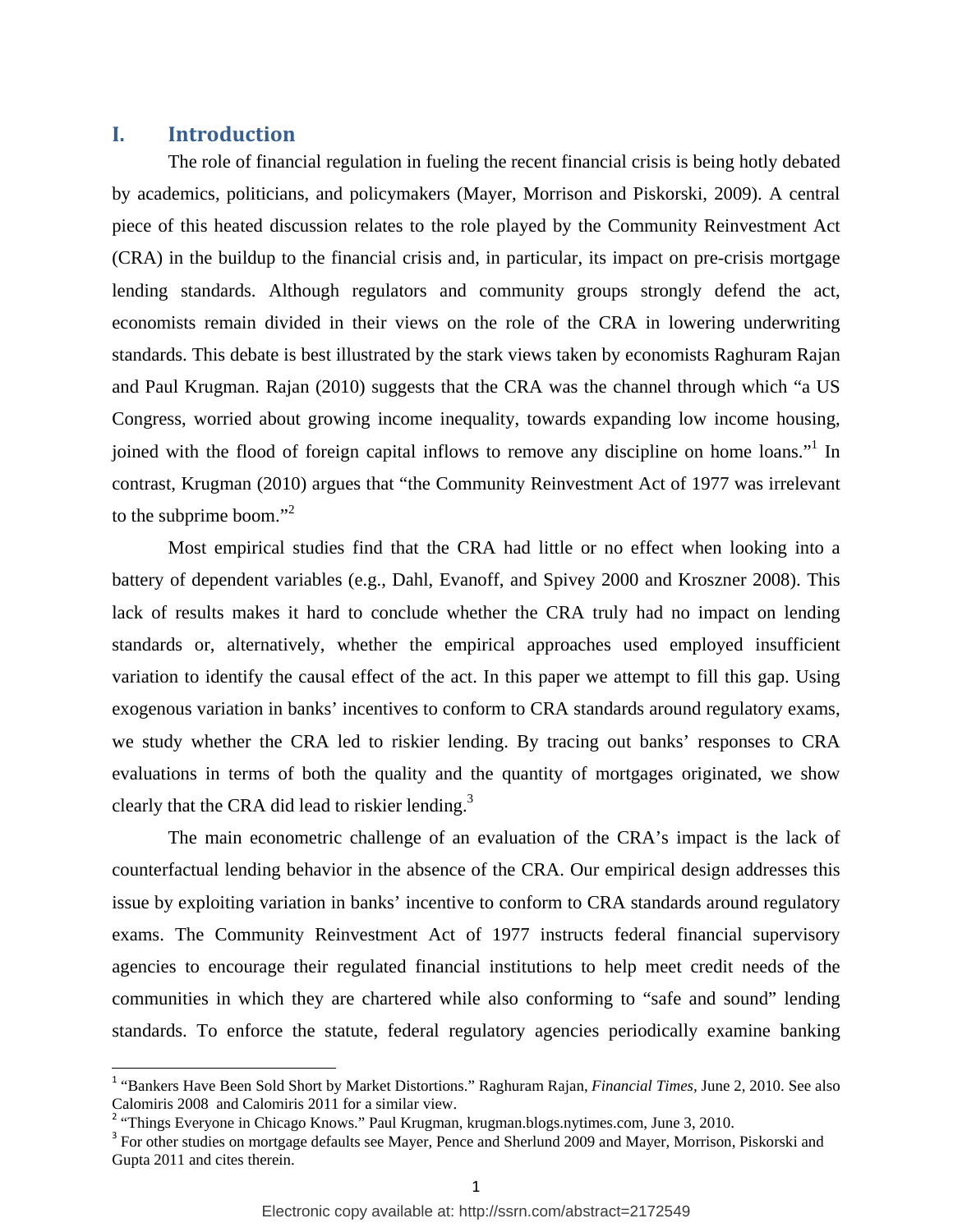# I. Introduction

The role of financial regulation in fueling the recent financial crisis is being hotly debated by academics, politicians, and policymakers (Mayer, Morrison and Piskorski, 2009). A central piece of this heated discussion relates to the role played by the Community Reinvestment Act (CRA) in the buildup to the financial crisis and, in particular, its impact on pre-crisis mortgage lending standards. Although regulators and community groups strongly defend the act, economists remain divided in their views on the role of the CRA in lowering underwriting standards. This debate is best illustrated by the stark views taken by economists Raghuram Rajan and Paul Krugman. Rajan (2010) suggests that the CRA was the channel through which "a US Congress, worried about growing income inequality, towards expanding low income housing, joined with the flood of foreign capital inflows to remove any discipline on home loans."[1] In contrast, Krugman (2010) argues that "the Community Reinvestment Act of 1977 was irrelevant to the subprime boom."[2]

Most empirical studies find that the CRA had little or no effect when looking into a battery of dependent variables (e.g., Dahl, Evanoff, and Spivey 2000 and Kroszner 2008). This lack of results makes it hard to conclude whether the CRA truly had no impact on lending standards or, alternatively, whether the empirical approaches used employed insufficient variation to identify the causal effect of the act. In this paper we attempt to fill this gap. Using exogenous variation in banks' incentives to conform to CRA standards around regulatory exams, we study whether the CRA led to riskier lending. By tracing out banks' responses to CRA evaluations in terms of both the quality and the quantity of mortgages originated, we show clearly that the CRA did lead to riskier lending.[3]

The main econometric challenge of an evaluation of the CRA's impact is the lack of counterfactual lending behavior in the absence of the CRA. Our empirical design addresses this issue by exploiting variation in banks' incentive to conform to CRA standards around regulatory exams. The Community Reinvestment Act of 1977 instructs federal financial supervisory agencies to encourage their regulated financial institutions to help meet credit needs of the communities in which they are chartered while also conforming to "safe and sound" lending standards. To enforce the statute, federal regulatory agencies periodically examine banking

---

[1] "Bankers Have Been Sold Short by Market Distortions." Raghuram Rajan, *Financial Times*, June 2, 2010. See also Calomiris 2008 and Calomiris 2011 for a similar view.

[2] "Things Everyone in Chicago Knows." Paul Krugman, krugman.blogs.nytimes.com, June 3, 2010.

[3] For other studies on mortgage defaults see Mayer, Pence and Sherlund 2009 and Mayer, Morrison, Piskorski and Gupta 2011 and cites therein.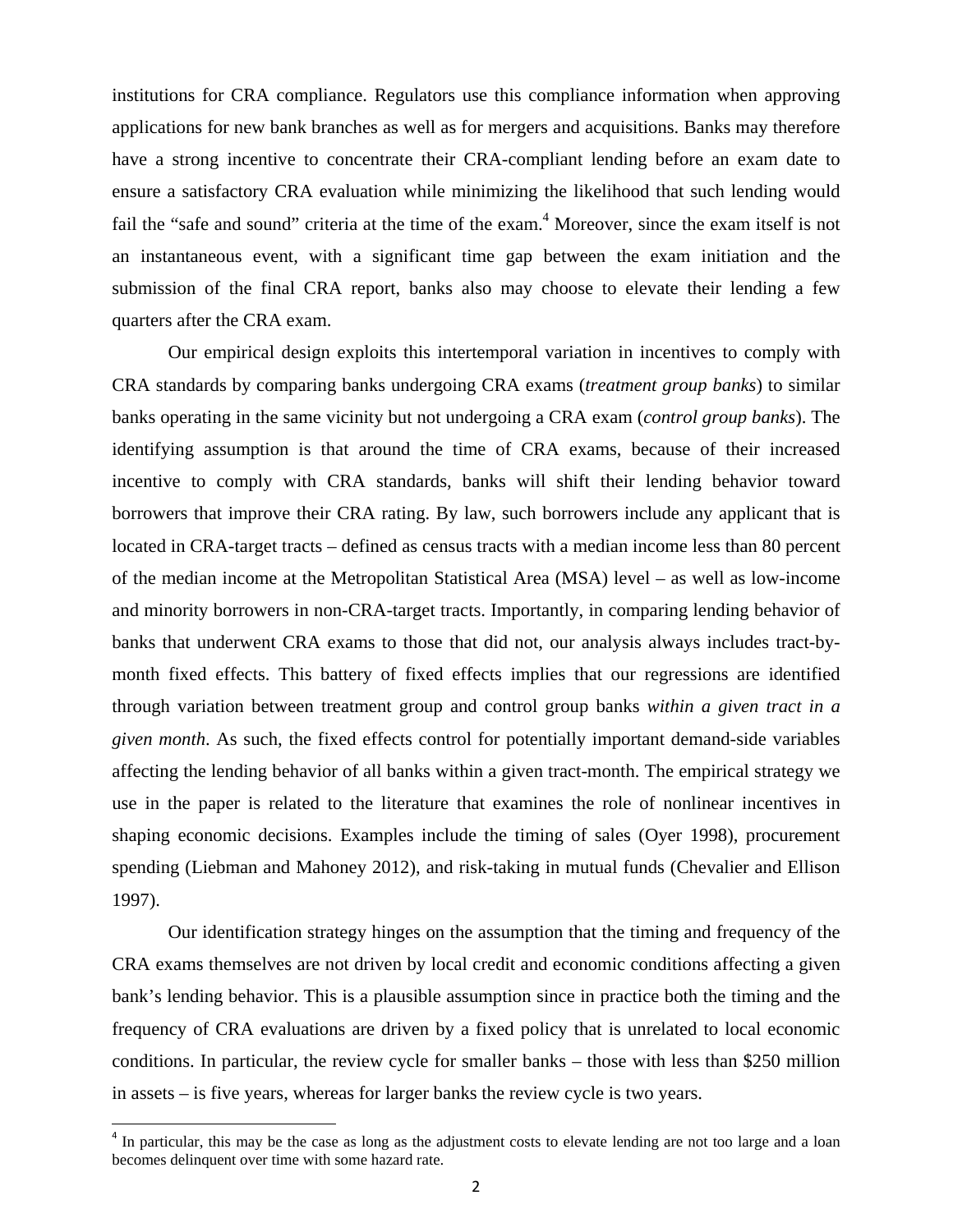institutions for CRA compliance. Regulators use this compliance information when approving applications for new bank branches as well as for mergers and acquisitions. Banks may therefore have a strong incentive to concentrate their CRA-compliant lending before an exam date to ensure a satisfactory CRA evaluation while minimizing the likelihood that such lending would fail the "safe and sound" criteria at the time of the exam.[4] Moreover, since the exam itself is not an instantaneous event, with a significant time gap between the exam initiation and the submission of the final CRA report, banks also may choose to elevate their lending a few quarters after the CRA exam.

Our empirical design exploits this intertemporal variation in incentives to comply with CRA standards by comparing banks undergoing CRA exams (*treatment group banks*) to similar banks operating in the same vicinity but not undergoing a CRA exam (*control group banks*). The identifying assumption is that around the time of CRA exams, because of their increased incentive to comply with CRA standards, banks will shift their lending behavior toward borrowers that improve their CRA rating. By law, such borrowers include any applicant that is located in CRA-target tracts – defined as census tracts with a median income less than 80 percent of the median income at the Metropolitan Statistical Area (MSA) level – as well as low-income and minority borrowers in non-CRA-target tracts. Importantly, in comparing lending behavior of banks that underwent CRA exams to those that did not, our analysis always includes tract-by-month fixed effects. This battery of fixed effects implies that our regressions are identified through variation between treatment group and control group banks *within a given tract in a given month*. As such, the fixed effects control for potentially important demand-side variables affecting the lending behavior of all banks within a given tract-month. The empirical strategy we use in the paper is related to the literature that examines the role of nonlinear incentives in shaping economic decisions. Examples include the timing of sales (Oyer 1998), procurement spending (Liebman and Mahoney 2012), and risk-taking in mutual funds (Chevalier and Ellison 1997).

Our identification strategy hinges on the assumption that the timing and frequency of the CRA exams themselves are not driven by local credit and economic conditions affecting a given bank's lending behavior. This is a plausible assumption since in practice both the timing and the frequency of CRA evaluations are driven by a fixed policy that is unrelated to local economic conditions. In particular, the review cycle for smaller banks – those with less than $250 million in assets – is five years, whereas for larger banks the review cycle is two years.

[4] In particular, this may be the case as long as the adjustment costs to elevate lending are not too large and a loan becomes delinquent over time with some hazard rate.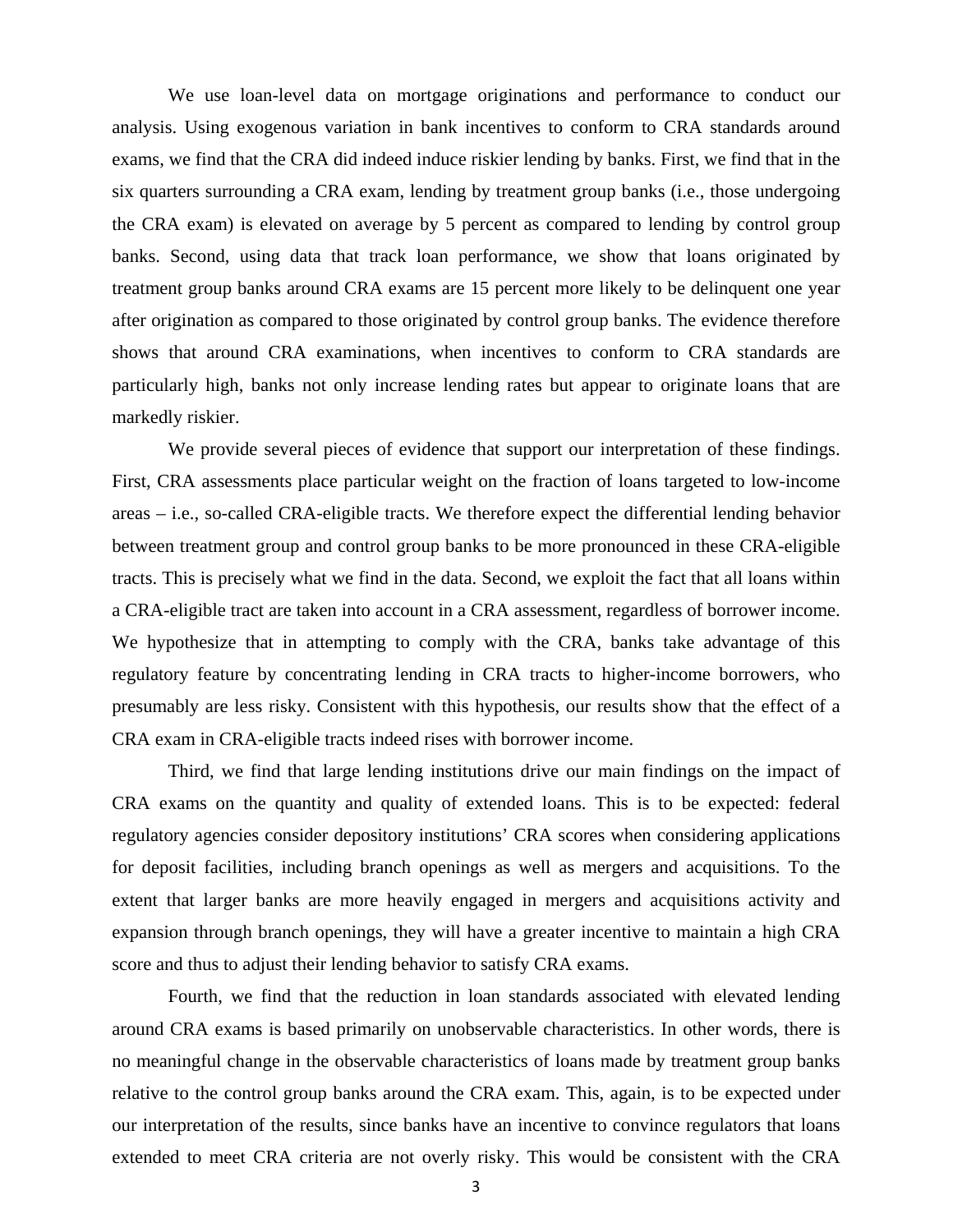We use loan-level data on mortgage originations and performance to conduct our analysis. Using exogenous variation in bank incentives to conform to CRA standards around exams, we find that the CRA did indeed induce riskier lending by banks. First, we find that in the six quarters surrounding a CRA exam, lending by treatment group banks (i.e., those undergoing the CRA exam) is elevated on average by 5 percent as compared to lending by control group banks. Second, using data that track loan performance, we show that loans originated by treatment group banks around CRA exams are 15 percent more likely to be delinquent one year after origination as compared to those originated by control group banks. The evidence therefore shows that around CRA examinations, when incentives to conform to CRA standards are particularly high, banks not only increase lending rates but appear to originate loans that are markedly riskier.

We provide several pieces of evidence that support our interpretation of these findings. First, CRA assessments place particular weight on the fraction of loans targeted to low-income areas – i.e., so-called CRA-eligible tracts. We therefore expect the differential lending behavior between treatment group and control group banks to be more pronounced in these CRA-eligible tracts. This is precisely what we find in the data. Second, we exploit the fact that all loans within a CRA-eligible tract are taken into account in a CRA assessment, regardless of borrower income. We hypothesize that in attempting to comply with the CRA, banks take advantage of this regulatory feature by concentrating lending in CRA tracts to higher-income borrowers, who presumably are less risky. Consistent with this hypothesis, our results show that the effect of a CRA exam in CRA-eligible tracts indeed rises with borrower income.

Third, we find that large lending institutions drive our main findings on the impact of CRA exams on the quantity and quality of extended loans. This is to be expected: federal regulatory agencies consider depository institutions' CRA scores when considering applications for deposit facilities, including branch openings as well as mergers and acquisitions. To the extent that larger banks are more heavily engaged in mergers and acquisitions activity and expansion through branch openings, they will have a greater incentive to maintain a high CRA score and thus to adjust their lending behavior to satisfy CRA exams.

Fourth, we find that the reduction in loan standards associated with elevated lending around CRA exams is based primarily on unobservable characteristics. In other words, there is no meaningful change in the observable characteristics of loans made by treatment group banks relative to the control group banks around the CRA exam. This, again, is to be expected under our interpretation of the results, since banks have an incentive to convince regulators that loans extended to meet CRA criteria are not overly risky. This would be consistent with the CRA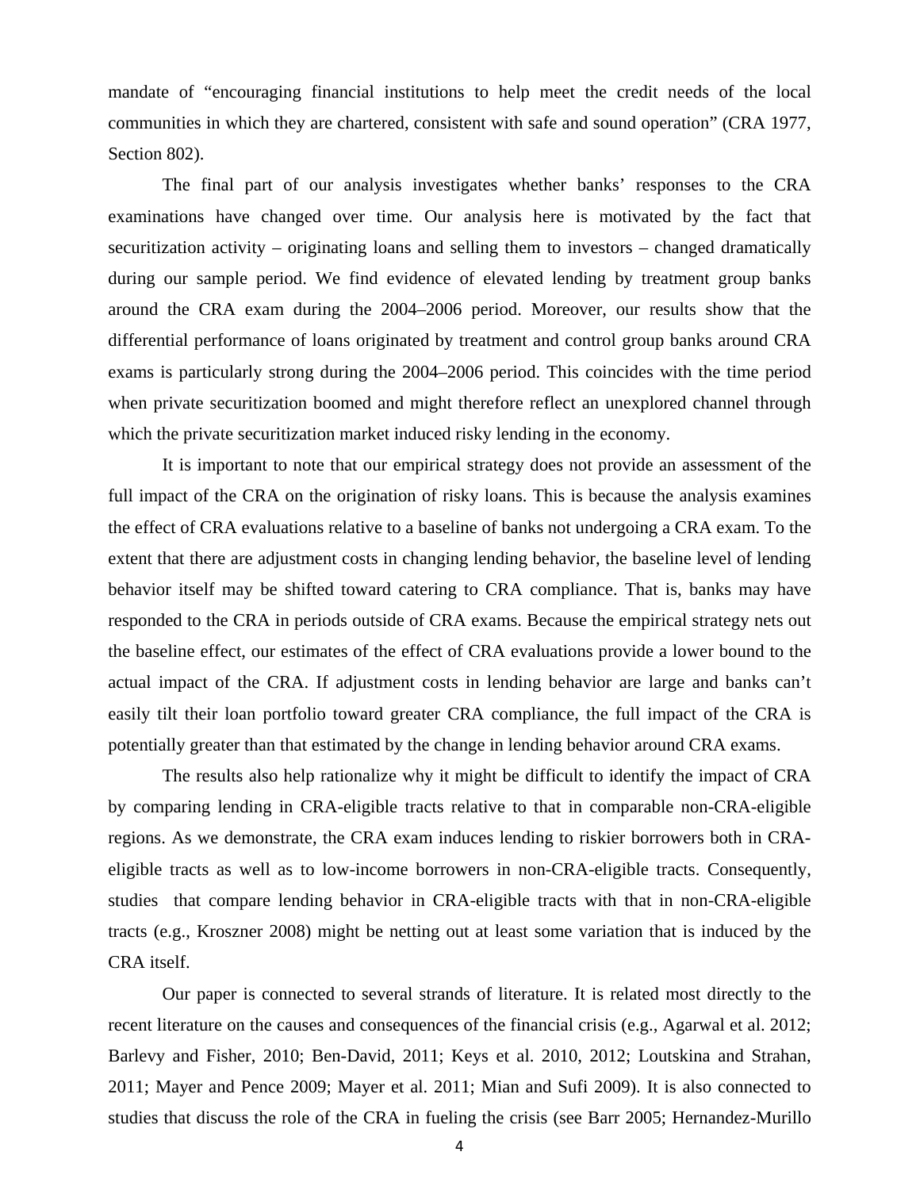mandate of "encouraging financial institutions to help meet the credit needs of the local communities in which they are chartered, consistent with safe and sound operation" (CRA 1977, Section 802).

The final part of our analysis investigates whether banks' responses to the CRA examinations have changed over time. Our analysis here is motivated by the fact that securitization activity – originating loans and selling them to investors – changed dramatically during our sample period. We find evidence of elevated lending by treatment group banks around the CRA exam during the 2004–2006 period. Moreover, our results show that the differential performance of loans originated by treatment and control group banks around CRA exams is particularly strong during the 2004–2006 period. This coincides with the time period when private securitization boomed and might therefore reflect an unexplored channel through which the private securitization market induced risky lending in the economy.

It is important to note that our empirical strategy does not provide an assessment of the full impact of the CRA on the origination of risky loans. This is because the analysis examines the effect of CRA evaluations relative to a baseline of banks not undergoing a CRA exam. To the extent that there are adjustment costs in changing lending behavior, the baseline level of lending behavior itself may be shifted toward catering to CRA compliance. That is, banks may have responded to the CRA in periods outside of CRA exams. Because the empirical strategy nets out the baseline effect, our estimates of the effect of CRA evaluations provide a lower bound to the actual impact of the CRA. If adjustment costs in lending behavior are large and banks can't easily tilt their loan portfolio toward greater CRA compliance, the full impact of the CRA is potentially greater than that estimated by the change in lending behavior around CRA exams.

The results also help rationalize why it might be difficult to identify the impact of CRA by comparing lending in CRA-eligible tracts relative to that in comparable non-CRA-eligible regions. As we demonstrate, the CRA exam induces lending to riskier borrowers both in CRA-eligible tracts as well as to low-income borrowers in non-CRA-eligible tracts. Consequently, studies that compare lending behavior in CRA-eligible tracts with that in non-CRA-eligible tracts (e.g., Kroszner 2008) might be netting out at least some variation that is induced by the CRA itself.

Our paper is connected to several strands of literature. It is related most directly to the recent literature on the causes and consequences of the financial crisis (e.g., Agarwal et al. 2012; Barlevy and Fisher, 2010; Ben-David, 2011; Keys et al. 2010, 2012; Loutskina and Strahan, 2011; Mayer and Pence 2009; Mayer et al. 2011; Mian and Sufi 2009). It is also connected to studies that discuss the role of the CRA in fueling the crisis (see Barr 2005; Hernandez-Murillo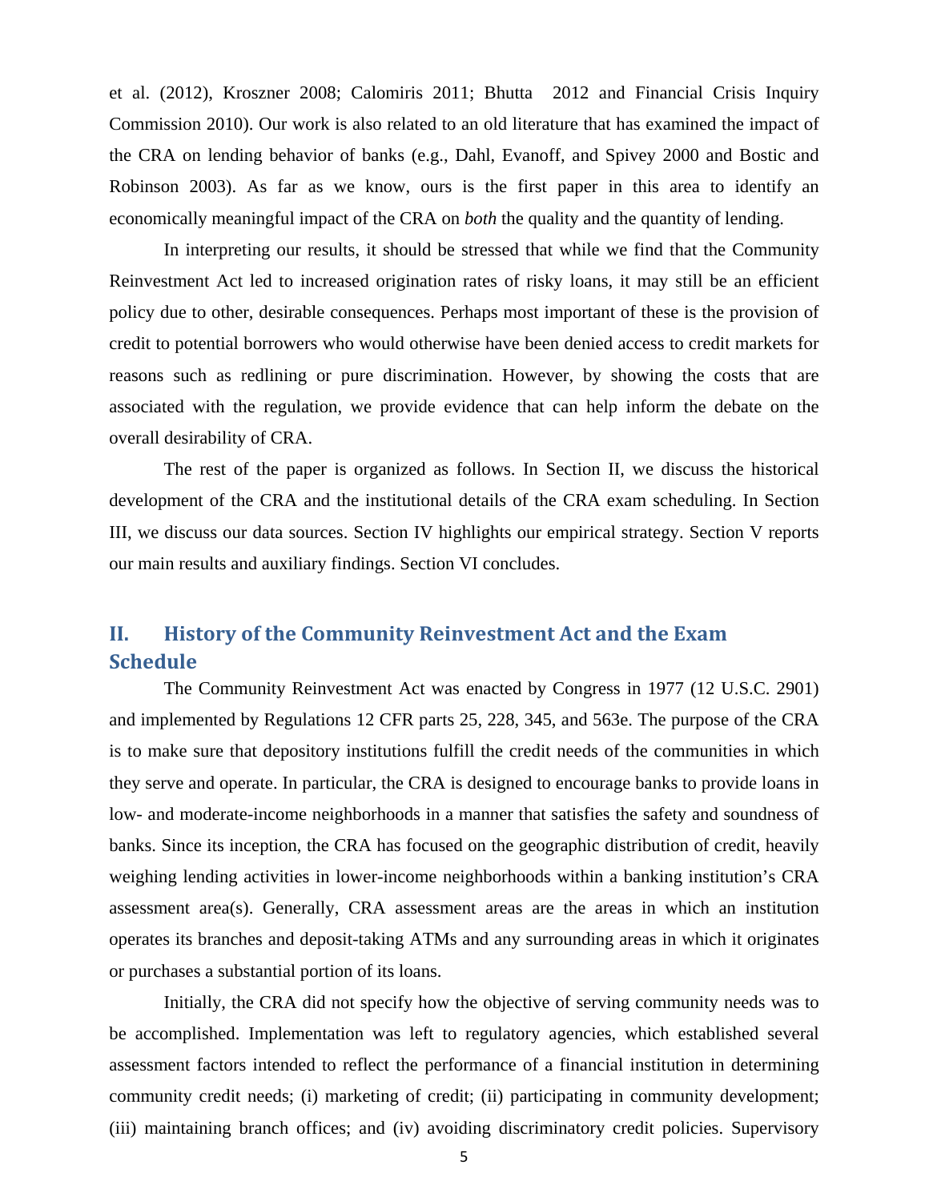et al. (2012), Kroszner 2008; Calomiris 2011; Bhutta 2012 and Financial Crisis Inquiry Commission 2010). Our work is also related to an old literature that has examined the impact of the CRA on lending behavior of banks (e.g., Dahl, Evanoff, and Spivey 2000 and Bostic and Robinson 2003). As far as we know, ours is the first paper in this area to identify an economically meaningful impact of the CRA on *both* the quality and the quantity of lending.

In interpreting our results, it should be stressed that while we find that the Community Reinvestment Act led to increased origination rates of risky loans, it may still be an efficient policy due to other, desirable consequences. Perhaps most important of these is the provision of credit to potential borrowers who would otherwise have been denied access to credit markets for reasons such as redlining or pure discrimination. However, by showing the costs that are associated with the regulation, we provide evidence that can help inform the debate on the overall desirability of CRA.

The rest of the paper is organized as follows. In Section II, we discuss the historical development of the CRA and the institutional details of the CRA exam scheduling. In Section III, we discuss our data sources. Section IV highlights our empirical strategy. Section V reports our main results and auxiliary findings. Section VI concludes.

## II. History of the Community Reinvestment Act and the Exam Schedule

The Community Reinvestment Act was enacted by Congress in 1977 (12 U.S.C. 2901) and implemented by Regulations 12 CFR parts 25, 228, 345, and 563e. The purpose of the CRA is to make sure that depository institutions fulfill the credit needs of the communities in which they serve and operate. In particular, the CRA is designed to encourage banks to provide loans in low- and moderate-income neighborhoods in a manner that satisfies the safety and soundness of banks. Since its inception, the CRA has focused on the geographic distribution of credit, heavily weighing lending activities in lower-income neighborhoods within a banking institution's CRA assessment area(s). Generally, CRA assessment areas are the areas in which an institution operates its branches and deposit-taking ATMs and any surrounding areas in which it originates or purchases a substantial portion of its loans.

Initially, the CRA did not specify how the objective of serving community needs was to be accomplished. Implementation was left to regulatory agencies, which established several assessment factors intended to reflect the performance of a financial institution in determining community credit needs; (i) marketing of credit; (ii) participating in community development; (iii) maintaining branch offices; and (iv) avoiding discriminatory credit policies. Supervisory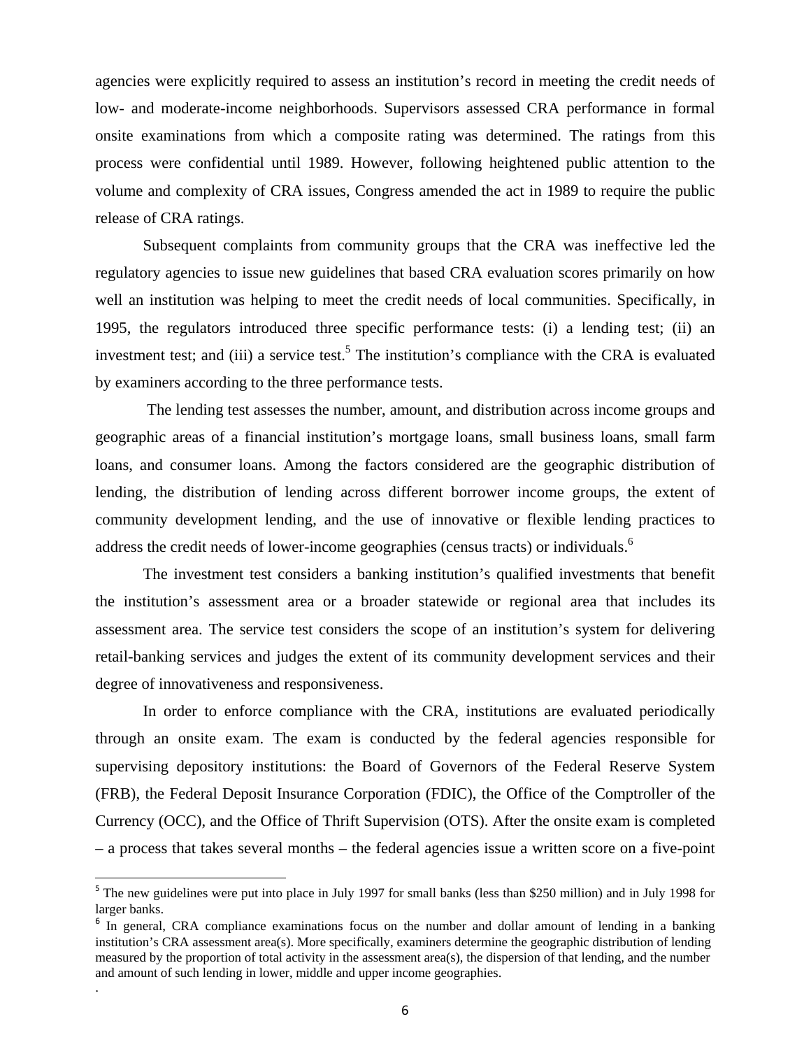agencies were explicitly required to assess an institution's record in meeting the credit needs of low- and moderate-income neighborhoods. Supervisors assessed CRA performance in formal onsite examinations from which a composite rating was determined. The ratings from this process were confidential until 1989. However, following heightened public attention to the volume and complexity of CRA issues, Congress amended the act in 1989 to require the public release of CRA ratings.

Subsequent complaints from community groups that the CRA was ineffective led the regulatory agencies to issue new guidelines that based CRA evaluation scores primarily on how well an institution was helping to meet the credit needs of local communities. Specifically, in 1995, the regulators introduced three specific performance tests: (i) a lending test; (ii) an investment test; and (iii) a service test.[5] The institution's compliance with the CRA is evaluated by examiners according to the three performance tests.

The lending test assesses the number, amount, and distribution across income groups and geographic areas of a financial institution's mortgage loans, small business loans, small farm loans, and consumer loans. Among the factors considered are the geographic distribution of lending, the distribution of lending across different borrower income groups, the extent of community development lending, and the use of innovative or flexible lending practices to address the credit needs of lower-income geographies (census tracts) or individuals.[6]

The investment test considers a banking institution's qualified investments that benefit the institution's assessment area or a broader statewide or regional area that includes its assessment area. The service test considers the scope of an institution's system for delivering retail-banking services and judges the extent of its community development services and their degree of innovativeness and responsiveness.

In order to enforce compliance with the CRA, institutions are evaluated periodically through an onsite exam. The exam is conducted by the federal agencies responsible for supervising depository institutions: the Board of Governors of the Federal Reserve System (FRB), the Federal Deposit Insurance Corporation (FDIC), the Office of the Comptroller of the Currency (OCC), and the Office of Thrift Supervision (OTS). After the onsite exam is completed – a process that takes several months – the federal agencies issue a written score on a five-point

[5] The new guidelines were put into place in July 1997 for small banks (less than $250 million) and in July 1998 for larger banks.

[6] In general, CRA compliance examinations focus on the number and dollar amount of lending in a banking institution's CRA assessment area(s). More specifically, examiners determine the geographic distribution of lending measured by the proportion of total activity in the assessment area(s), the dispersion of that lending, and the number and amount of such lending in lower, middle and upper income geographies.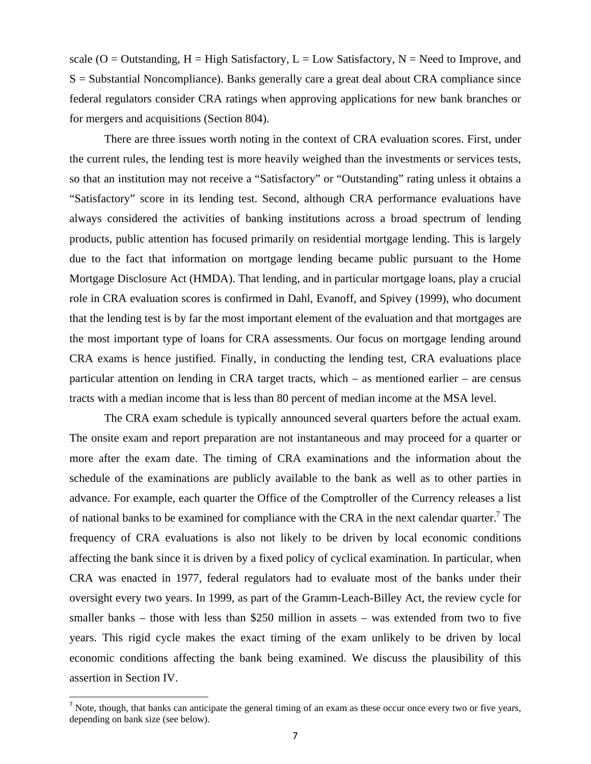scale (O = Outstanding, H = High Satisfactory, L = Low Satisfactory, N = Need to Improve, and S = Substantial Noncompliance). Banks generally care a great deal about CRA compliance since federal regulators consider CRA ratings when approving applications for new bank branches or for mergers and acquisitions (Section 804).

There are three issues worth noting in the context of CRA evaluation scores. First, under the current rules, the lending test is more heavily weighed than the investments or services tests, so that an institution may not receive a "Satisfactory" or "Outstanding" rating unless it obtains a "Satisfactory" score in its lending test. Second, although CRA performance evaluations have always considered the activities of banking institutions across a broad spectrum of lending products, public attention has focused primarily on residential mortgage lending. This is largely due to the fact that information on mortgage lending became public pursuant to the Home Mortgage Disclosure Act (HMDA). That lending, and in particular mortgage loans, play a crucial role in CRA evaluation scores is confirmed in Dahl, Evanoff, and Spivey (1999), who document that the lending test is by far the most important element of the evaluation and that mortgages are the most important type of loans for CRA assessments. Our focus on mortgage lending around CRA exams is hence justified. Finally, in conducting the lending test, CRA evaluations place particular attention on lending in CRA target tracts, which – as mentioned earlier – are census tracts with a median income that is less than 80 percent of median income at the MSA level.

The CRA exam schedule is typically announced several quarters before the actual exam. The onsite exam and report preparation are not instantaneous and may proceed for a quarter or more after the exam date. The timing of CRA examinations and the information about the schedule of the examinations are publicly available to the bank as well as to other parties in advance. For example, each quarter the Office of the Comptroller of the Currency releases a list of national banks to be examined for compliance with the CRA in the next calendar quarter.[7] The frequency of CRA evaluations is also not likely to be driven by local economic conditions affecting the bank since it is driven by a fixed policy of cyclical examination. In particular, when CRA was enacted in 1977, federal regulators had to evaluate most of the banks under their oversight every two years. In 1999, as part of the Gramm-Leach-Billey Act, the review cycle for smaller banks – those with less than $250 million in assets – was extended from two to five years. This rigid cycle makes the exact timing of the exam unlikely to be driven by local economic conditions affecting the bank being examined. We discuss the plausibility of this assertion in Section IV.

[7] Note, though, that banks can anticipate the general timing of an exam as these occur once every two or five years, depending on bank size (see below).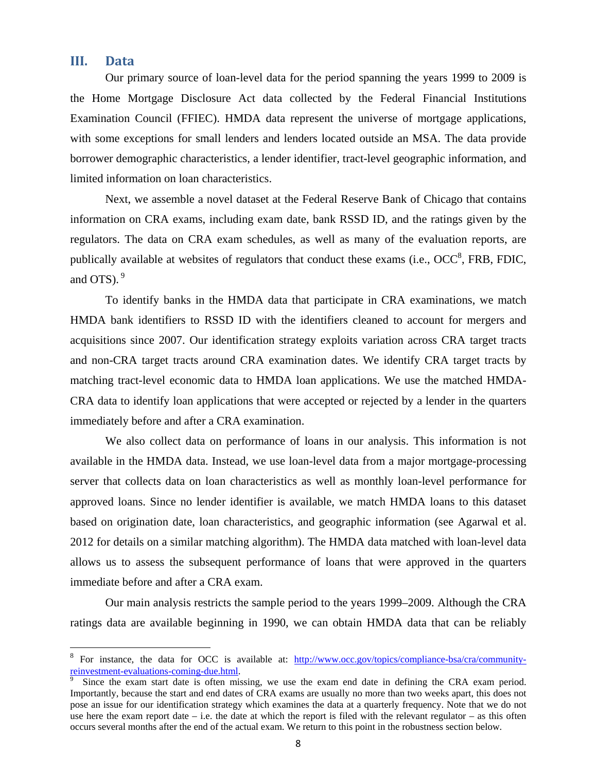## III. Data

Our primary source of loan-level data for the period spanning the years 1999 to 2009 is the Home Mortgage Disclosure Act data collected by the Federal Financial Institutions Examination Council (FFIEC). HMDA data represent the universe of mortgage applications, with some exceptions for small lenders and lenders located outside an MSA. The data provide borrower demographic characteristics, a lender identifier, tract-level geographic information, and limited information on loan characteristics.

Next, we assemble a novel dataset at the Federal Reserve Bank of Chicago that contains information on CRA exams, including exam date, bank RSSD ID, and the ratings given by the regulators. The data on CRA exam schedules, as well as many of the evaluation reports, are publically available at websites of regulators that conduct these exams (i.e., OCC[8], FRB, FDIC, and OTS).[9]

To identify banks in the HMDA data that participate in CRA examinations, we match HMDA bank identifiers to RSSD ID with the identifiers cleaned to account for mergers and acquisitions since 2007. Our identification strategy exploits variation across CRA target tracts and non-CRA target tracts around CRA examination dates. We identify CRA target tracts by matching tract-level economic data to HMDA loan applications. We use the matched HMDA-CRA data to identify loan applications that were accepted or rejected by a lender in the quarters immediately before and after a CRA examination.

We also collect data on performance of loans in our analysis. This information is not available in the HMDA data. Instead, we use loan-level data from a major mortgage-processing server that collects data on loan characteristics as well as monthly loan-level performance for approved loans. Since no lender identifier is available, we match HMDA loans to this dataset based on origination date, loan characteristics, and geographic information (see Agarwal et al. 2012 for details on a similar matching algorithm). The HMDA data matched with loan-level data allows us to assess the subsequent performance of loans that were approved in the quarters immediate before and after a CRA exam.

Our main analysis restricts the sample period to the years 1999–2009. Although the CRA ratings data are available beginning in 1990, we can obtain HMDA data that can be reliably

---

[8] For instance, the data for OCC is available at: http://www.occ.gov/topics/compliance-bsa/cra/community-reinvestment-evaluations-coming-due.html.

[9] Since the exam start date is often missing, we use the exam end date in defining the CRA exam period. Importantly, because the start and end dates of CRA exams are usually no more than two weeks apart, this does not pose an issue for our identification strategy which examines the data at a quarterly frequency. Note that we do not use here the exam report date – i.e. the date at which the report is filed with the relevant regulator – as this often occurs several months after the end of the actual exam. We return to this point in the robustness section below.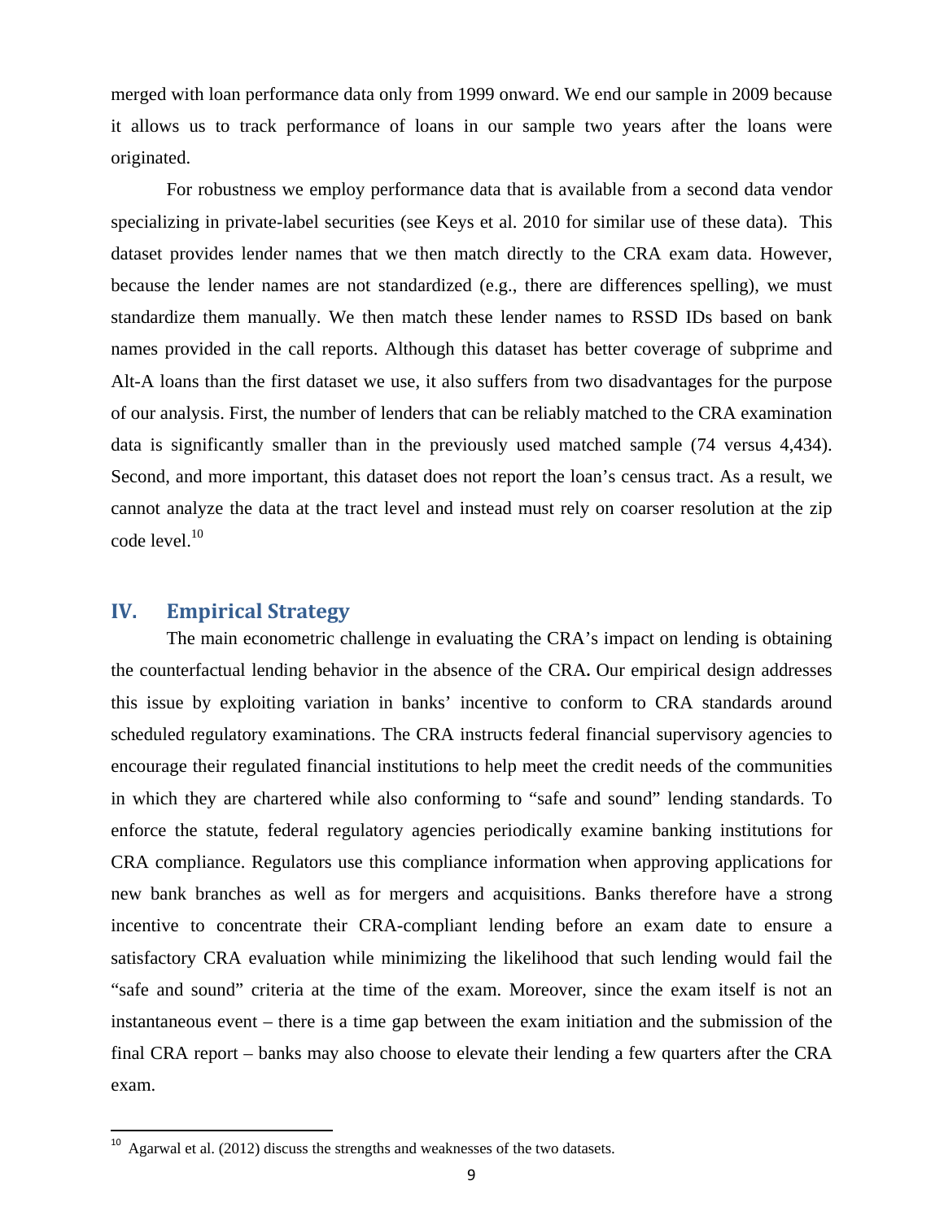merged with loan performance data only from 1999 onward. We end our sample in 2009 because it allows us to track performance of loans in our sample two years after the loans were originated.

For robustness we employ performance data that is available from a second data vendor specializing in private-label securities (see Keys et al. 2010 for similar use of these data). This dataset provides lender names that we then match directly to the CRA exam data. However, because the lender names are not standardized (e.g., there are differences spelling), we must standardize them manually. We then match these lender names to RSSD IDs based on bank names provided in the call reports. Although this dataset has better coverage of subprime and Alt-A loans than the first dataset we use, it also suffers from two disadvantages for the purpose of our analysis. First, the number of lenders that can be reliably matched to the CRA examination data is significantly smaller than in the previously used matched sample (74 versus 4,434). Second, and more important, this dataset does not report the loan's census tract. As a result, we cannot analyze the data at the tract level and instead must rely on coarser resolution at the zip code level.[10]

## IV. Empirical Strategy

The main econometric challenge in evaluating the CRA's impact on lending is obtaining the counterfactual lending behavior in the absence of the CRA. Our empirical design addresses this issue by exploiting variation in banks' incentive to conform to CRA standards around scheduled regulatory examinations. The CRA instructs federal financial supervisory agencies to encourage their regulated financial institutions to help meet the credit needs of the communities in which they are chartered while also conforming to "safe and sound" lending standards. To enforce the statute, federal regulatory agencies periodically examine banking institutions for CRA compliance. Regulators use this compliance information when approving applications for new bank branches as well as for mergers and acquisitions. Banks therefore have a strong incentive to concentrate their CRA-compliant lending before an exam date to ensure a satisfactory CRA evaluation while minimizing the likelihood that such lending would fail the "safe and sound" criteria at the time of the exam. Moreover, since the exam itself is not an instantaneous event – there is a time gap between the exam initiation and the submission of the final CRA report – banks may also choose to elevate their lending a few quarters after the CRA exam.

[10] Agarwal et al. (2012) discuss the strengths and weaknesses of the two datasets.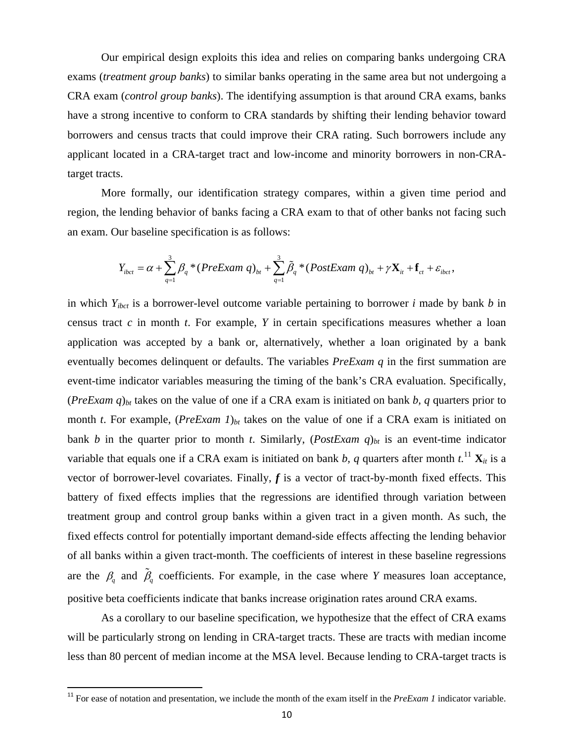Our empirical design exploits this idea and relies on comparing banks undergoing CRA exams (*treatment group banks*) to similar banks operating in the same area but not undergoing a CRA exam (*control group banks*). The identifying assumption is that around CRA exams, banks have a strong incentive to conform to CRA standards by shifting their lending behavior toward borrowers and census tracts that could improve their CRA rating. Such borrowers include any applicant located in a CRA-target tract and low-income and minority borrowers in non-CRA-target tracts.

More formally, our identification strategy compares, within a given time period and region, the lending behavior of banks facing a CRA exam to that of other banks not facing such an exam. Our baseline specification is as follows:

$$Y_{ibct} = \alpha + \sum_{q=1}^{3} \beta_q * (PreExam\ q)_{bt} + \sum_{q=1}^{3} \tilde{\beta}_q * (PostExam\ q)_{bt} + \gamma \mathbf{X}_{it} + \mathbf{f}_{ct} + \varepsilon_{ibct},$$

in which $Y_{ibct}$ is a borrower-level outcome variable pertaining to borrower *i* made by bank *b* in census tract *c* in month *t*. For example, *Y* in certain specifications measures whether a loan application was accepted by a bank or, alternatively, whether a loan originated by a bank eventually becomes delinquent or defaults. The variables *PreExam q* in the first summation are event-time indicator variables measuring the timing of the bank's CRA evaluation. Specifically, $(PreExam\ q)_{bt}$ takes on the value of one if a CRA exam is initiated on bank *b*, *q* quarters prior to month *t*. For example, $(PreExam\ 1)_{bt}$ takes on the value of one if a CRA exam is initiated on bank *b* in the quarter prior to month *t*. Similarly, $(PostExam\ q)_{bt}$ is an event-time indicator variable that equals one if a CRA exam is initiated on bank *b*, *q* quarters after month *t*.[11] $\mathbf{X}_{it}$ is a vector of borrower-level covariates. Finally, ***f*** is a vector of tract-by-month fixed effects. This battery of fixed effects implies that the regressions are identified through variation between treatment group and control group banks within a given tract in a given month. As such, the fixed effects control for potentially important demand-side effects affecting the lending behavior of all banks within a given tract-month. The coefficients of interest in these baseline regressions are the $\beta_q$ and $\tilde{\beta}_q$ coefficients. For example, in the case where *Y* measures loan acceptance, positive beta coefficients indicate that banks increase origination rates around CRA exams.

As a corollary to our baseline specification, we hypothesize that the effect of CRA exams will be particularly strong on lending in CRA-target tracts. These are tracts with median income less than 80 percent of median income at the MSA level. Because lending to CRA-target tracts is

[11] For ease of notation and presentation, we include the month of the exam itself in the *PreExam 1* indicator variable.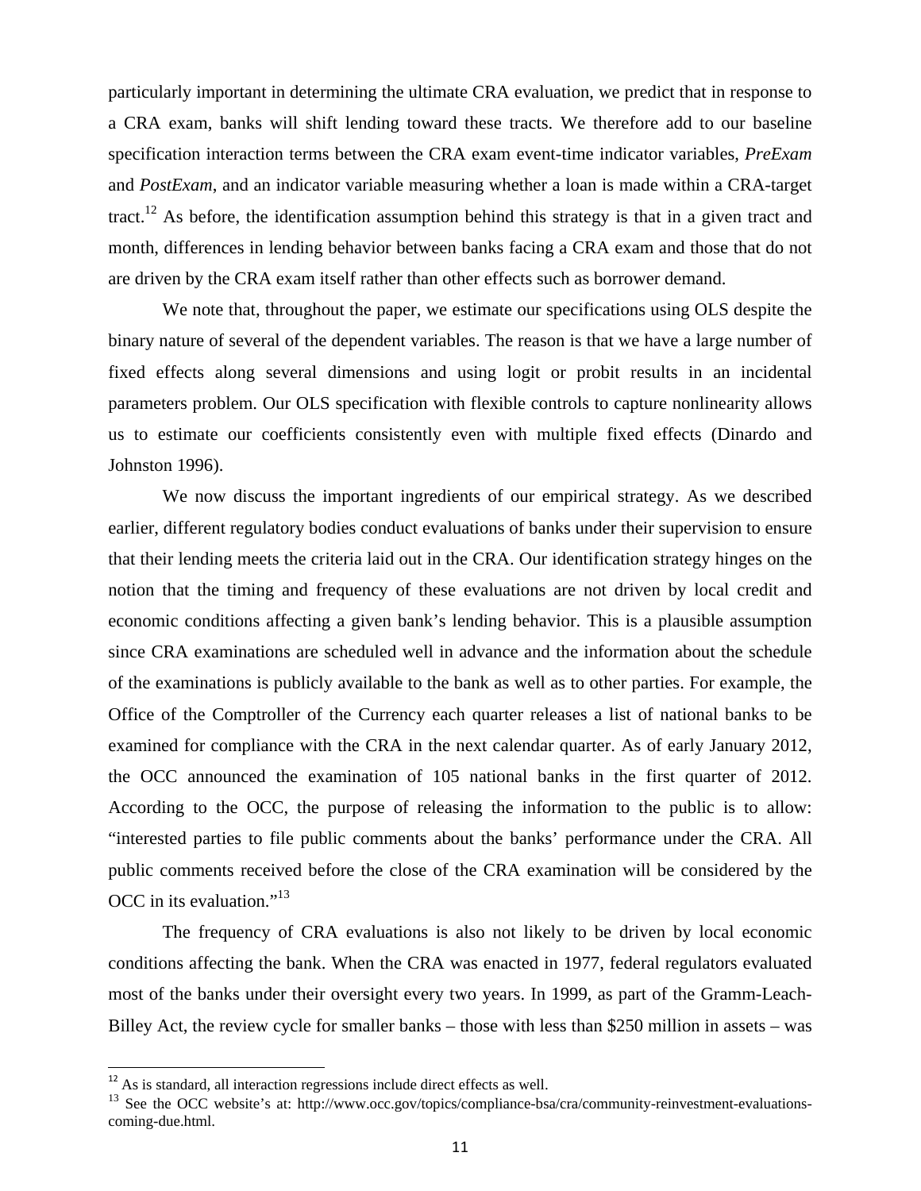particularly important in determining the ultimate CRA evaluation, we predict that in response to a CRA exam, banks will shift lending toward these tracts. We therefore add to our baseline specification interaction terms between the CRA exam event-time indicator variables, *PreExam* and *PostExam*, and an indicator variable measuring whether a loan is made within a CRA-target tract.[12] As before, the identification assumption behind this strategy is that in a given tract and month, differences in lending behavior between banks facing a CRA exam and those that do not are driven by the CRA exam itself rather than other effects such as borrower demand.

We note that, throughout the paper, we estimate our specifications using OLS despite the binary nature of several of the dependent variables. The reason is that we have a large number of fixed effects along several dimensions and using logit or probit results in an incidental parameters problem. Our OLS specification with flexible controls to capture nonlinearity allows us to estimate our coefficients consistently even with multiple fixed effects (Dinardo and Johnston 1996).

We now discuss the important ingredients of our empirical strategy. As we described earlier, different regulatory bodies conduct evaluations of banks under their supervision to ensure that their lending meets the criteria laid out in the CRA. Our identification strategy hinges on the notion that the timing and frequency of these evaluations are not driven by local credit and economic conditions affecting a given bank's lending behavior. This is a plausible assumption since CRA examinations are scheduled well in advance and the information about the schedule of the examinations is publicly available to the bank as well as to other parties. For example, the Office of the Comptroller of the Currency each quarter releases a list of national banks to be examined for compliance with the CRA in the next calendar quarter. As of early January 2012, the OCC announced the examination of 105 national banks in the first quarter of 2012. According to the OCC, the purpose of releasing the information to the public is to allow: "interested parties to file public comments about the banks' performance under the CRA. All public comments received before the close of the CRA examination will be considered by the OCC in its evaluation."[13]

The frequency of CRA evaluations is also not likely to be driven by local economic conditions affecting the bank. When the CRA was enacted in 1977, federal regulators evaluated most of the banks under their oversight every two years. In 1999, as part of the Gramm-Leach-Billey Act, the review cycle for smaller banks – those with less than $250 million in assets – was

[12] As is standard, all interaction regressions include direct effects as well.

[13] See the OCC website's at: http://www.occ.gov/topics/compliance-bsa/cra/community-reinvestment-evaluations-coming-due.html.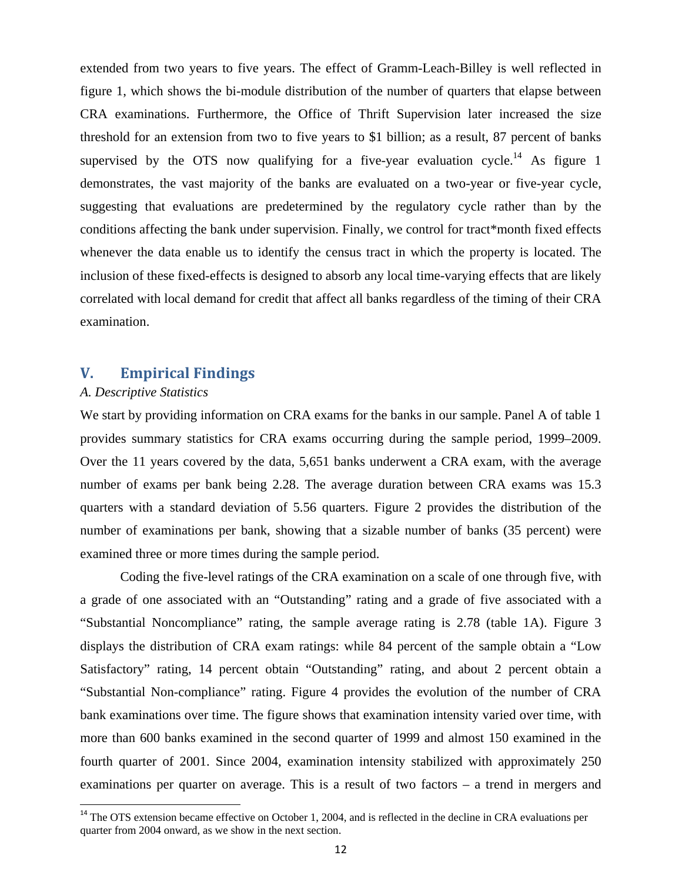extended from two years to five years. The effect of Gramm-Leach-Billey is well reflected in figure 1, which shows the bi-module distribution of the number of quarters that elapse between CRA examinations. Furthermore, the Office of Thrift Supervision later increased the size threshold for an extension from two to five years to \$1 billion; as a result, 87 percent of banks supervised by the OTS now qualifying for a five-year evaluation cycle.[14] As figure 1 demonstrates, the vast majority of the banks are evaluated on a two-year or five-year cycle, suggesting that evaluations are predetermined by the regulatory cycle rather than by the conditions affecting the bank under supervision. Finally, we control for tract*month fixed effects whenever the data enable us to identify the census tract in which the property is located. The inclusion of these fixed-effects is designed to absorb any local time-varying effects that are likely correlated with local demand for credit that affect all banks regardless of the timing of their CRA examination.

## V. Empirical Findings

### *A. Descriptive Statistics*

We start by providing information on CRA exams for the banks in our sample. Panel A of table 1 provides summary statistics for CRA exams occurring during the sample period, 1999–2009. Over the 11 years covered by the data, 5,651 banks underwent a CRA exam, with the average number of exams per bank being 2.28. The average duration between CRA exams was 15.3 quarters with a standard deviation of 5.56 quarters. Figure 2 provides the distribution of the number of examinations per bank, showing that a sizable number of banks (35 percent) were examined three or more times during the sample period.

Coding the five-level ratings of the CRA examination on a scale of one through five, with a grade of one associated with an "Outstanding" rating and a grade of five associated with a "Substantial Noncompliance" rating, the sample average rating is 2.78 (table 1A). Figure 3 displays the distribution of CRA exam ratings: while 84 percent of the sample obtain a "Low Satisfactory" rating, 14 percent obtain "Outstanding" rating, and about 2 percent obtain a "Substantial Non-compliance" rating. Figure 4 provides the evolution of the number of CRA bank examinations over time. The figure shows that examination intensity varied over time, with more than 600 banks examined in the second quarter of 1999 and almost 150 examined in the fourth quarter of 2001. Since 2004, examination intensity stabilized with approximately 250 examinations per quarter on average. This is a result of two factors – a trend in mergers and

[14] The OTS extension became effective on October 1, 2004, and is reflected in the decline in CRA evaluations per quarter from 2004 onward, as we show in the next section.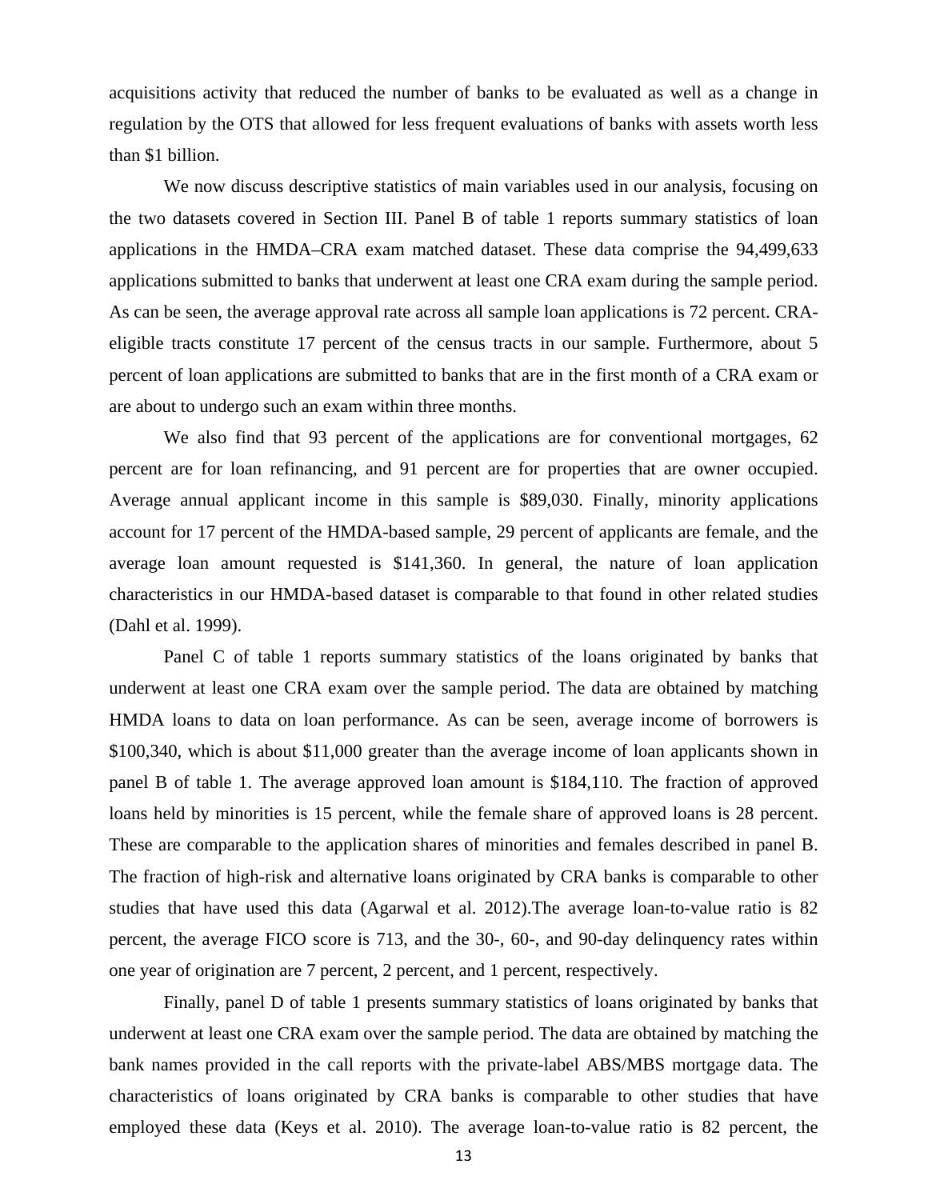acquisitions activity that reduced the number of banks to be evaluated as well as a change in regulation by the OTS that allowed for less frequent evaluations of banks with assets worth less than $1 billion.

We now discuss descriptive statistics of main variables used in our analysis, focusing on the two datasets covered in Section III. Panel B of table 1 reports summary statistics of loan applications in the HMDA–CRA exam matched dataset. These data comprise the 94,499,633 applications submitted to banks that underwent at least one CRA exam during the sample period. As can be seen, the average approval rate across all sample loan applications is 72 percent. CRA-eligible tracts constitute 17 percent of the census tracts in our sample. Furthermore, about 5 percent of loan applications are submitted to banks that are in the first month of a CRA exam or are about to undergo such an exam within three months.

We also find that 93 percent of the applications are for conventional mortgages, 62 percent are for loan refinancing, and 91 percent are for properties that are owner occupied. Average annual applicant income in this sample is $89,030. Finally, minority applications account for 17 percent of the HMDA-based sample, 29 percent of applicants are female, and the average loan amount requested is $141,360. In general, the nature of loan application characteristics in our HMDA-based dataset is comparable to that found in other related studies (Dahl et al. 1999).

Panel C of table 1 reports summary statistics of the loans originated by banks that underwent at least one CRA exam over the sample period. The data are obtained by matching HMDA loans to data on loan performance. As can be seen, average income of borrowers is $100,340, which is about $11,000 greater than the average income of loan applicants shown in panel B of table 1. The average approved loan amount is $184,110. The fraction of approved loans held by minorities is 15 percent, while the female share of approved loans is 28 percent. These are comparable to the application shares of minorities and females described in panel B. The fraction of high-risk and alternative loans originated by CRA banks is comparable to other studies that have used this data (Agarwal et al. 2012).The average loan-to-value ratio is 82 percent, the average FICO score is 713, and the 30-, 60-, and 90-day delinquency rates within one year of origination are 7 percent, 2 percent, and 1 percent, respectively.

Finally, panel D of table 1 presents summary statistics of loans originated by banks that underwent at least one CRA exam over the sample period. The data are obtained by matching the bank names provided in the call reports with the private-label ABS/MBS mortgage data. The characteristics of loans originated by CRA banks is comparable to other studies that have employed these data (Keys et al. 2010). The average loan-to-value ratio is 82 percent, the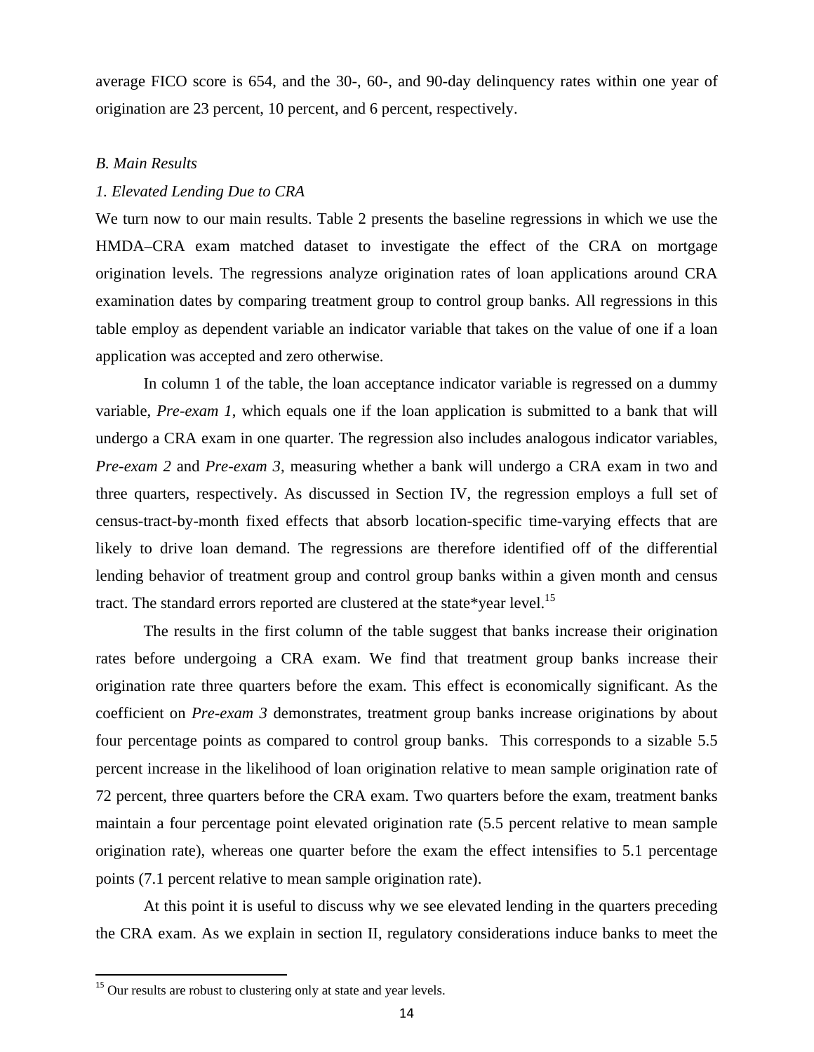average FICO score is 654, and the 30-, 60-, and 90-day delinquency rates within one year of origination are 23 percent, 10 percent, and 6 percent, respectively.

*B. Main Results*

*1. Elevated Lending Due to CRA*

We turn now to our main results. Table 2 presents the baseline regressions in which we use the HMDA–CRA exam matched dataset to investigate the effect of the CRA on mortgage origination levels. The regressions analyze origination rates of loan applications around CRA examination dates by comparing treatment group to control group banks. All regressions in this table employ as dependent variable an indicator variable that takes on the value of one if a loan application was accepted and zero otherwise.

In column 1 of the table, the loan acceptance indicator variable is regressed on a dummy variable, *Pre-exam 1*, which equals one if the loan application is submitted to a bank that will undergo a CRA exam in one quarter. The regression also includes analogous indicator variables, *Pre-exam 2* and *Pre-exam 3*, measuring whether a bank will undergo a CRA exam in two and three quarters, respectively. As discussed in Section IV, the regression employs a full set of census-tract-by-month fixed effects that absorb location-specific time-varying effects that are likely to drive loan demand. The regressions are therefore identified off of the differential lending behavior of treatment group and control group banks within a given month and census tract. The standard errors reported are clustered at the state*year level.[15]

The results in the first column of the table suggest that banks increase their origination rates before undergoing a CRA exam. We find that treatment group banks increase their origination rate three quarters before the exam. This effect is economically significant. As the coefficient on *Pre-exam 3* demonstrates, treatment group banks increase originations by about four percentage points as compared to control group banks. This corresponds to a sizable 5.5 percent increase in the likelihood of loan origination relative to mean sample origination rate of 72 percent, three quarters before the CRA exam. Two quarters before the exam, treatment banks maintain a four percentage point elevated origination rate (5.5 percent relative to mean sample origination rate), whereas one quarter before the exam the effect intensifies to 5.1 percentage points (7.1 percent relative to mean sample origination rate).

At this point it is useful to discuss why we see elevated lending in the quarters preceding the CRA exam. As we explain in section II, regulatory considerations induce banks to meet the

[15] Our results are robust to clustering only at state and year levels.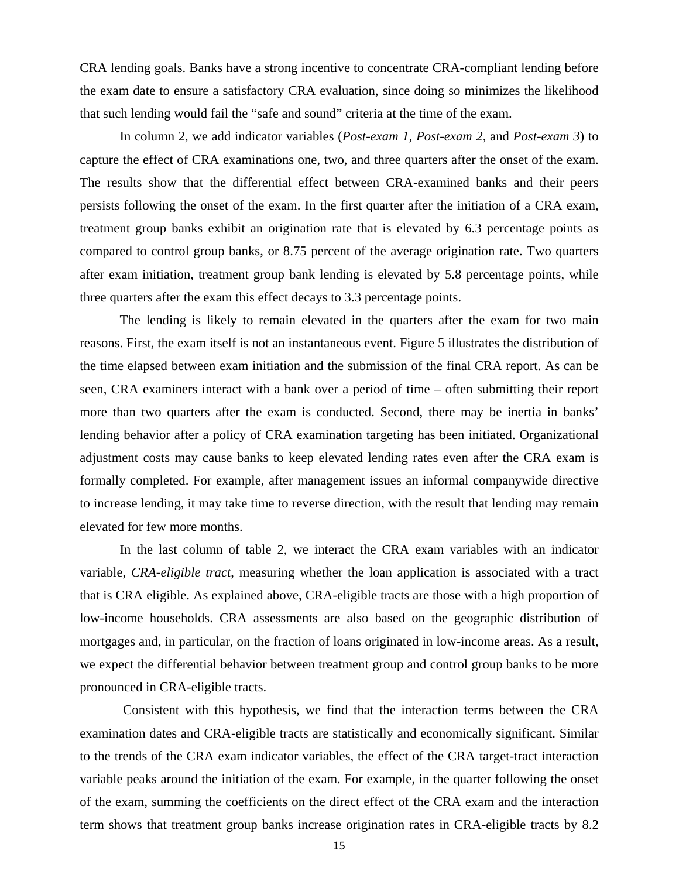CRA lending goals. Banks have a strong incentive to concentrate CRA-compliant lending before the exam date to ensure a satisfactory CRA evaluation, since doing so minimizes the likelihood that such lending would fail the "safe and sound" criteria at the time of the exam.

In column 2, we add indicator variables (*Post-exam 1, Post-exam 2,* and *Post-exam 3*) to capture the effect of CRA examinations one, two, and three quarters after the onset of the exam. The results show that the differential effect between CRA-examined banks and their peers persists following the onset of the exam. In the first quarter after the initiation of a CRA exam, treatment group banks exhibit an origination rate that is elevated by 6.3 percentage points as compared to control group banks, or 8.75 percent of the average origination rate. Two quarters after exam initiation, treatment group bank lending is elevated by 5.8 percentage points, while three quarters after the exam this effect decays to 3.3 percentage points.

The lending is likely to remain elevated in the quarters after the exam for two main reasons. First, the exam itself is not an instantaneous event. Figure 5 illustrates the distribution of the time elapsed between exam initiation and the submission of the final CRA report. As can be seen, CRA examiners interact with a bank over a period of time – often submitting their report more than two quarters after the exam is conducted. Second, there may be inertia in banks' lending behavior after a policy of CRA examination targeting has been initiated. Organizational adjustment costs may cause banks to keep elevated lending rates even after the CRA exam is formally completed. For example, after management issues an informal companywide directive to increase lending, it may take time to reverse direction, with the result that lending may remain elevated for few more months.

In the last column of table 2, we interact the CRA exam variables with an indicator variable, *CRA-eligible tract*, measuring whether the loan application is associated with a tract that is CRA eligible. As explained above, CRA-eligible tracts are those with a high proportion of low-income households. CRA assessments are also based on the geographic distribution of mortgages and, in particular, on the fraction of loans originated in low-income areas. As a result, we expect the differential behavior between treatment group and control group banks to be more pronounced in CRA-eligible tracts.

Consistent with this hypothesis, we find that the interaction terms between the CRA examination dates and CRA-eligible tracts are statistically and economically significant. Similar to the trends of the CRA exam indicator variables, the effect of the CRA target-tract interaction variable peaks around the initiation of the exam. For example, in the quarter following the onset of the exam, summing the coefficients on the direct effect of the CRA exam and the interaction term shows that treatment group banks increase origination rates in CRA-eligible tracts by 8.2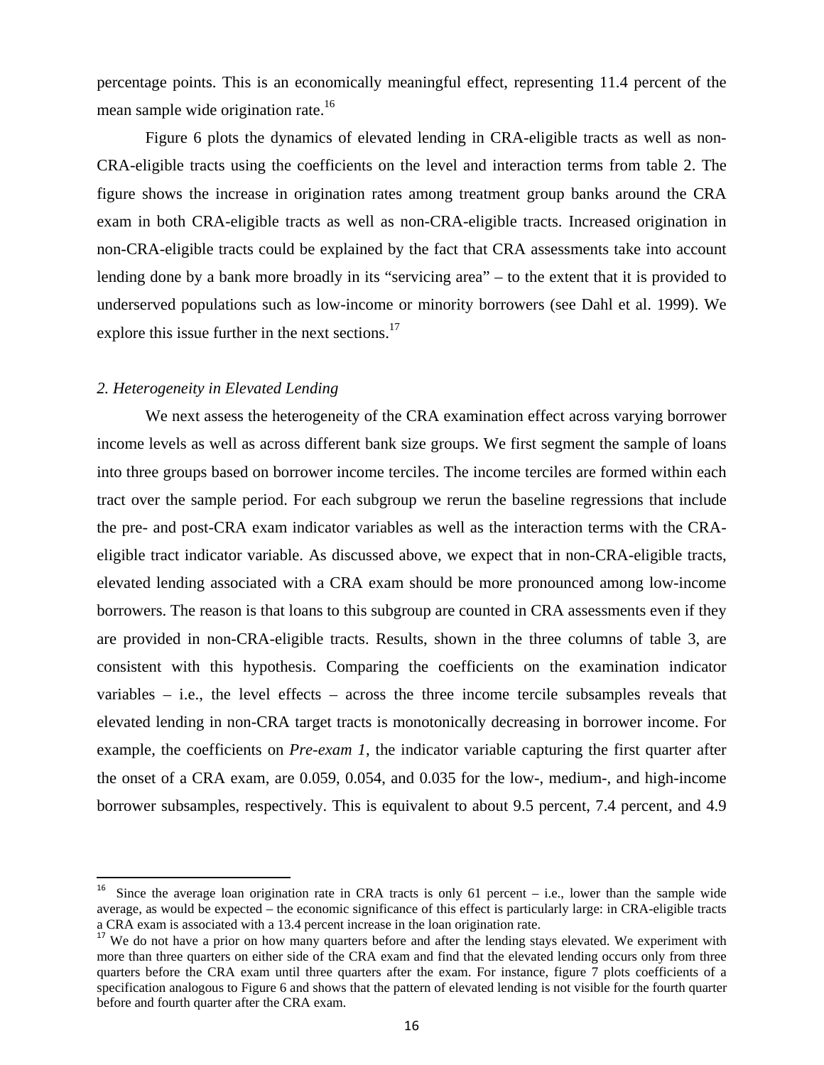percentage points. This is an economically meaningful effect, representing 11.4 percent of the mean sample wide origination rate.[16]

Figure 6 plots the dynamics of elevated lending in CRA-eligible tracts as well as non-CRA-eligible tracts using the coefficients on the level and interaction terms from table 2. The figure shows the increase in origination rates among treatment group banks around the CRA exam in both CRA-eligible tracts as well as non-CRA-eligible tracts. Increased origination in non-CRA-eligible tracts could be explained by the fact that CRA assessments take into account lending done by a bank more broadly in its "servicing area" – to the extent that it is provided to underserved populations such as low-income or minority borrowers (see Dahl et al. 1999). We explore this issue further in the next sections.[17]

*2. Heterogeneity in Elevated Lending*

We next assess the heterogeneity of the CRA examination effect across varying borrower income levels as well as across different bank size groups. We first segment the sample of loans into three groups based on borrower income terciles. The income terciles are formed within each tract over the sample period. For each subgroup we rerun the baseline regressions that include the pre- and post-CRA exam indicator variables as well as the interaction terms with the CRA-eligible tract indicator variable. As discussed above, we expect that in non-CRA-eligible tracts, elevated lending associated with a CRA exam should be more pronounced among low-income borrowers. The reason is that loans to this subgroup are counted in CRA assessments even if they are provided in non-CRA-eligible tracts. Results, shown in the three columns of table 3, are consistent with this hypothesis. Comparing the coefficients on the examination indicator variables – i.e., the level effects – across the three income tercile subsamples reveals that elevated lending in non-CRA target tracts is monotonically decreasing in borrower income. For example, the coefficients on *Pre-exam 1*, the indicator variable capturing the first quarter after the onset of a CRA exam, are 0.059, 0.054, and 0.035 for the low-, medium-, and high-income borrower subsamples, respectively. This is equivalent to about 9.5 percent, 7.4 percent, and 4.9

---

[16] Since the average loan origination rate in CRA tracts is only 61 percent – i.e., lower than the sample wide average, as would be expected – the economic significance of this effect is particularly large: in CRA-eligible tracts a CRA exam is associated with a 13.4 percent increase in the loan origination rate.

[17] We do not have a prior on how many quarters before and after the lending stays elevated. We experiment with more than three quarters on either side of the CRA exam and find that the elevated lending occurs only from three quarters before the CRA exam until three quarters after the exam. For instance, figure 7 plots coefficients of a specification analogous to Figure 6 and shows that the pattern of elevated lending is not visible for the fourth quarter before and fourth quarter after the CRA exam.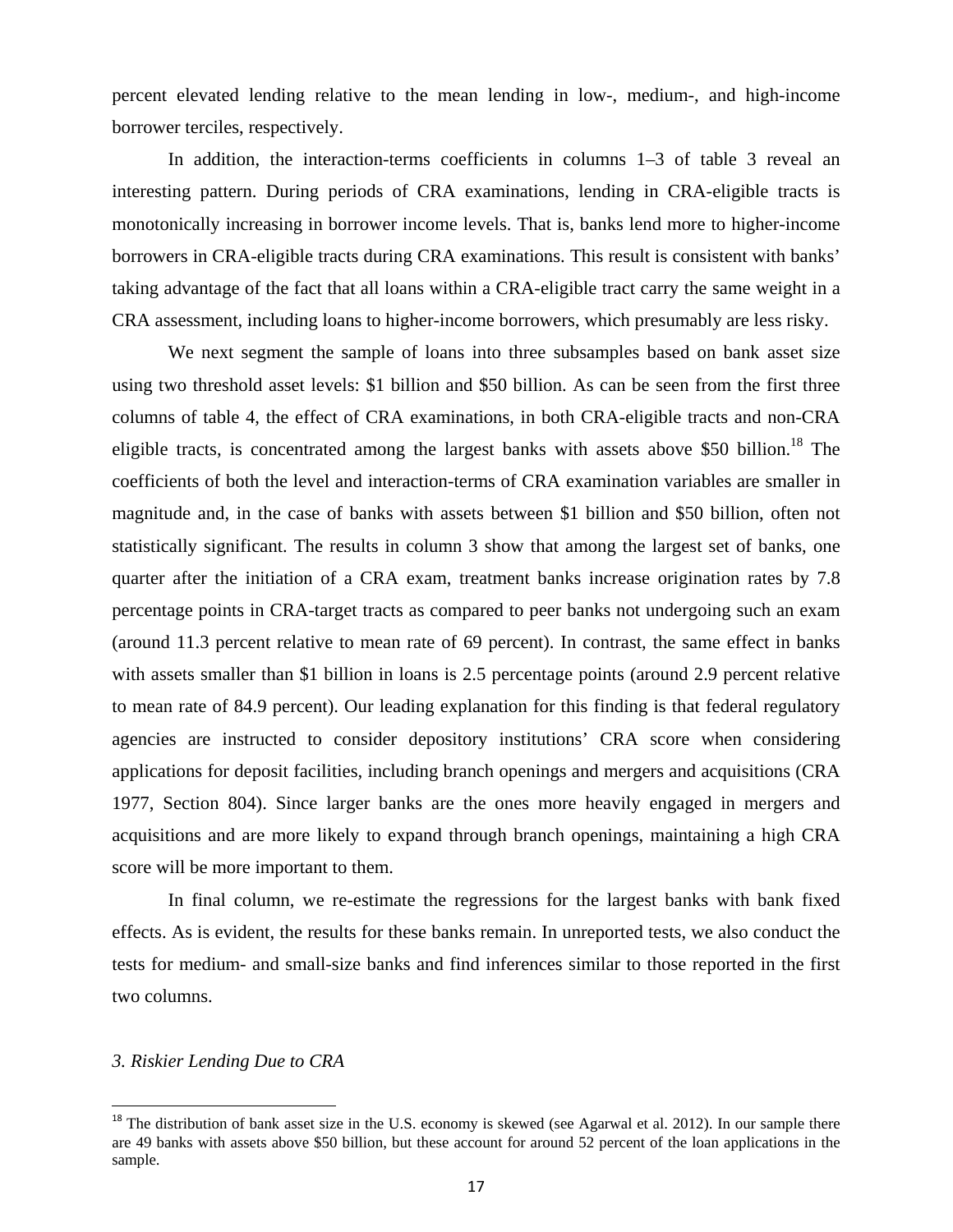percent elevated lending relative to the mean lending in low-, medium-, and high-income borrower terciles, respectively.

In addition, the interaction-terms coefficients in columns 1–3 of table 3 reveal an interesting pattern. During periods of CRA examinations, lending in CRA-eligible tracts is monotonically increasing in borrower income levels. That is, banks lend more to higher-income borrowers in CRA-eligible tracts during CRA examinations. This result is consistent with banks' taking advantage of the fact that all loans within a CRA-eligible tract carry the same weight in a CRA assessment, including loans to higher-income borrowers, which presumably are less risky.

We next segment the sample of loans into three subsamples based on bank asset size using two threshold asset levels: \$1 billion and \$50 billion. As can be seen from the first three columns of table 4, the effect of CRA examinations, in both CRA-eligible tracts and non-CRA eligible tracts, is concentrated among the largest banks with assets above \$50 billion.[18] The coefficients of both the level and interaction-terms of CRA examination variables are smaller in magnitude and, in the case of banks with assets between \$1 billion and \$50 billion, often not statistically significant. The results in column 3 show that among the largest set of banks, one quarter after the initiation of a CRA exam, treatment banks increase origination rates by 7.8 percentage points in CRA-target tracts as compared to peer banks not undergoing such an exam (around 11.3 percent relative to mean rate of 69 percent). In contrast, the same effect in banks with assets smaller than \$1 billion in loans is 2.5 percentage points (around 2.9 percent relative to mean rate of 84.9 percent). Our leading explanation for this finding is that federal regulatory agencies are instructed to consider depository institutions' CRA score when considering applications for deposit facilities, including branch openings and mergers and acquisitions (CRA 1977, Section 804). Since larger banks are the ones more heavily engaged in mergers and acquisitions and are more likely to expand through branch openings, maintaining a high CRA score will be more important to them.

In final column, we re-estimate the regressions for the largest banks with bank fixed effects. As is evident, the results for these banks remain. In unreported tests, we also conduct the tests for medium- and small-size banks and find inferences similar to those reported in the first two columns.

### *3. Riskier Lending Due to CRA*

[18] The distribution of bank asset size in the U.S. economy is skewed (see Agarwal et al. 2012). In our sample there are 49 banks with assets above \$50 billion, but these account for around 52 percent of the loan applications in the sample.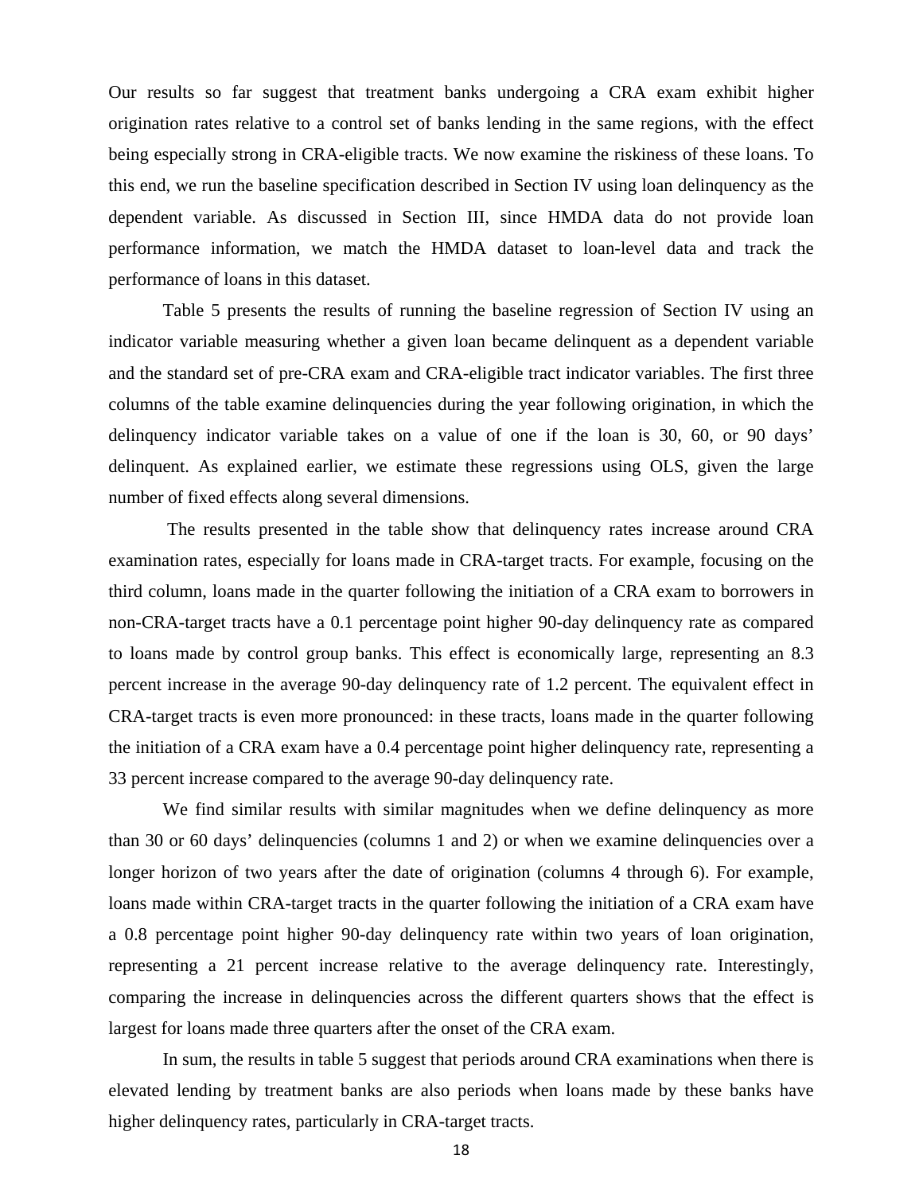Our results so far suggest that treatment banks undergoing a CRA exam exhibit higher origination rates relative to a control set of banks lending in the same regions, with the effect being especially strong in CRA-eligible tracts. We now examine the riskiness of these loans. To this end, we run the baseline specification described in Section IV using loan delinquency as the dependent variable. As discussed in Section III, since HMDA data do not provide loan performance information, we match the HMDA dataset to loan-level data and track the performance of loans in this dataset.

Table 5 presents the results of running the baseline regression of Section IV using an indicator variable measuring whether a given loan became delinquent as a dependent variable and the standard set of pre-CRA exam and CRA-eligible tract indicator variables. The first three columns of the table examine delinquencies during the year following origination, in which the delinquency indicator variable takes on a value of one if the loan is 30, 60, or 90 days' delinquent. As explained earlier, we estimate these regressions using OLS, given the large number of fixed effects along several dimensions.

The results presented in the table show that delinquency rates increase around CRA examination rates, especially for loans made in CRA-target tracts. For example, focusing on the third column, loans made in the quarter following the initiation of a CRA exam to borrowers in non-CRA-target tracts have a 0.1 percentage point higher 90-day delinquency rate as compared to loans made by control group banks. This effect is economically large, representing an 8.3 percent increase in the average 90-day delinquency rate of 1.2 percent. The equivalent effect in CRA-target tracts is even more pronounced: in these tracts, loans made in the quarter following the initiation of a CRA exam have a 0.4 percentage point higher delinquency rate, representing a 33 percent increase compared to the average 90-day delinquency rate.

We find similar results with similar magnitudes when we define delinquency as more than 30 or 60 days' delinquencies (columns 1 and 2) or when we examine delinquencies over a longer horizon of two years after the date of origination (columns 4 through 6). For example, loans made within CRA-target tracts in the quarter following the initiation of a CRA exam have a 0.8 percentage point higher 90-day delinquency rate within two years of loan origination, representing a 21 percent increase relative to the average delinquency rate. Interestingly, comparing the increase in delinquencies across the different quarters shows that the effect is largest for loans made three quarters after the onset of the CRA exam.

In sum, the results in table 5 suggest that periods around CRA examinations when there is elevated lending by treatment banks are also periods when loans made by these banks have higher delinquency rates, particularly in CRA-target tracts.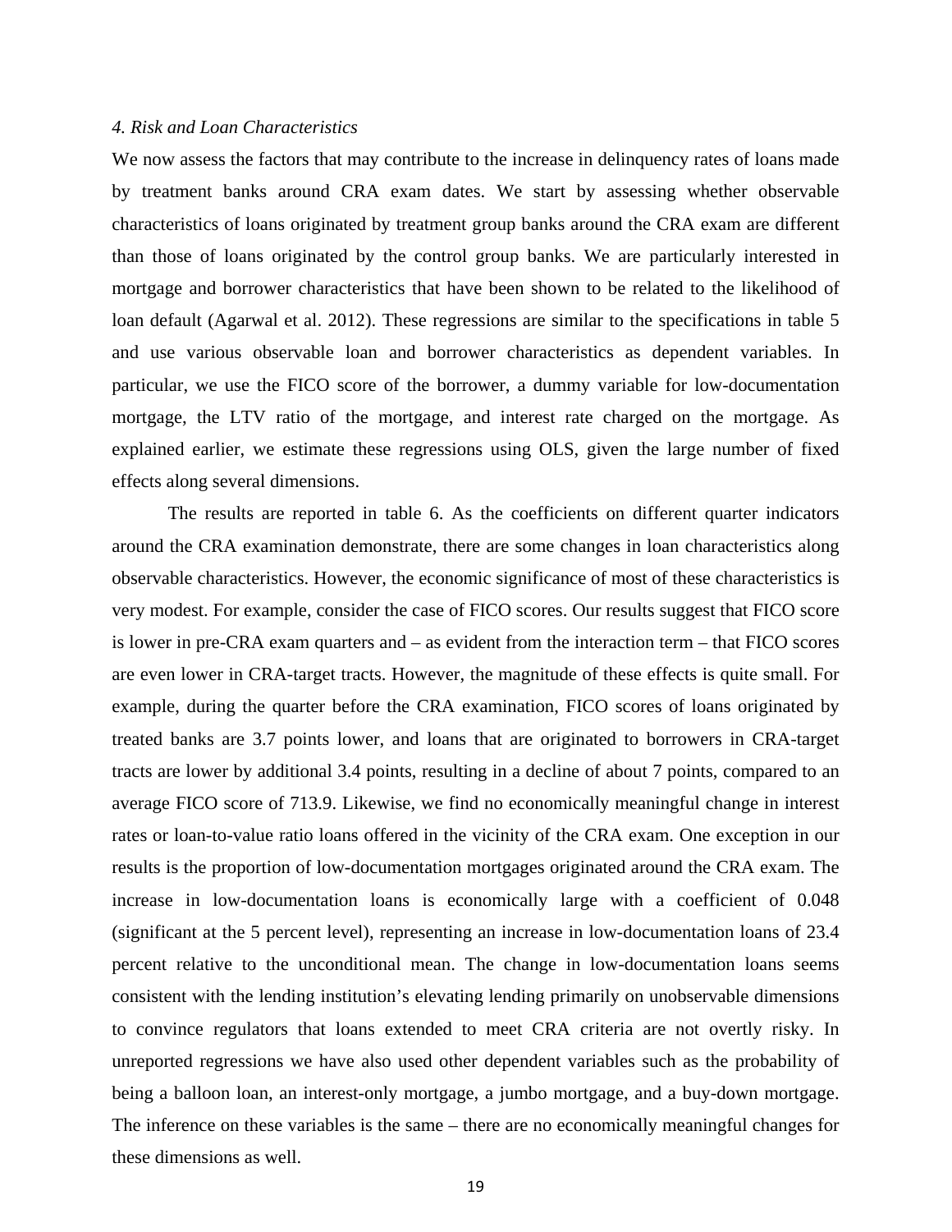*4. Risk and Loan Characteristics*

We now assess the factors that may contribute to the increase in delinquency rates of loans made by treatment banks around CRA exam dates. We start by assessing whether observable characteristics of loans originated by treatment group banks around the CRA exam are different than those of loans originated by the control group banks. We are particularly interested in mortgage and borrower characteristics that have been shown to be related to the likelihood of loan default (Agarwal et al. 2012). These regressions are similar to the specifications in table 5 and use various observable loan and borrower characteristics as dependent variables. In particular, we use the FICO score of the borrower, a dummy variable for low-documentation mortgage, the LTV ratio of the mortgage, and interest rate charged on the mortgage. As explained earlier, we estimate these regressions using OLS, given the large number of fixed effects along several dimensions.

The results are reported in table 6. As the coefficients on different quarter indicators around the CRA examination demonstrate, there are some changes in loan characteristics along observable characteristics. However, the economic significance of most of these characteristics is very modest. For example, consider the case of FICO scores. Our results suggest that FICO score is lower in pre-CRA exam quarters and – as evident from the interaction term – that FICO scores are even lower in CRA-target tracts. However, the magnitude of these effects is quite small. For example, during the quarter before the CRA examination, FICO scores of loans originated by treated banks are 3.7 points lower, and loans that are originated to borrowers in CRA-target tracts are lower by additional 3.4 points, resulting in a decline of about 7 points, compared to an average FICO score of 713.9. Likewise, we find no economically meaningful change in interest rates or loan-to-value ratio loans offered in the vicinity of the CRA exam. One exception in our results is the proportion of low-documentation mortgages originated around the CRA exam. The increase in low-documentation loans is economically large with a coefficient of 0.048 (significant at the 5 percent level), representing an increase in low-documentation loans of 23.4 percent relative to the unconditional mean. The change in low-documentation loans seems consistent with the lending institution's elevating lending primarily on unobservable dimensions to convince regulators that loans extended to meet CRA criteria are not overtly risky. In unreported regressions we have also used other dependent variables such as the probability of being a balloon loan, an interest-only mortgage, a jumbo mortgage, and a buy-down mortgage. The inference on these variables is the same – there are no economically meaningful changes for these dimensions as well.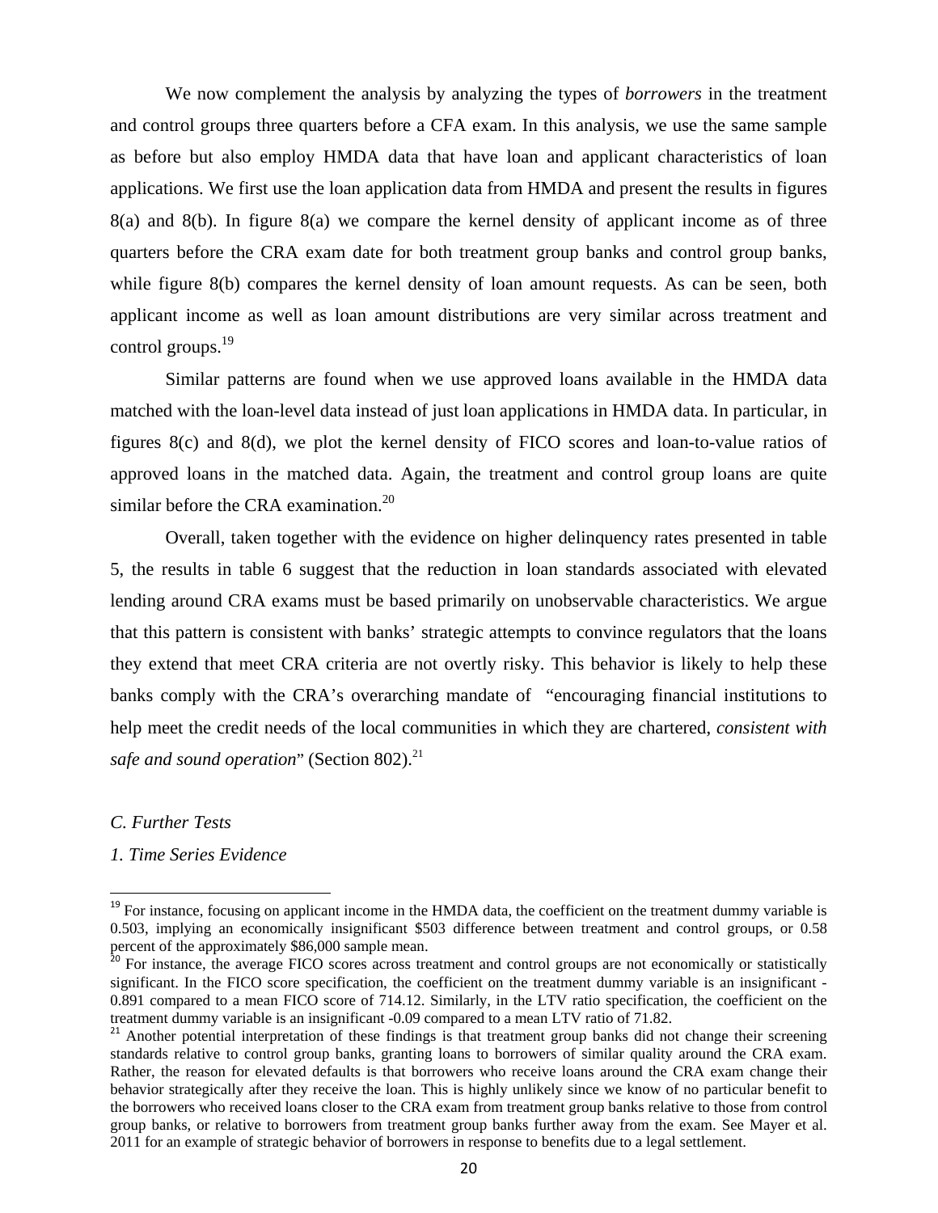We now complement the analysis by analyzing the types of *borrowers* in the treatment and control groups three quarters before a CFA exam. In this analysis, we use the same sample as before but also employ HMDA data that have loan and applicant characteristics of loan applications. We first use the loan application data from HMDA and present the results in figures 8(a) and 8(b). In figure 8(a) we compare the kernel density of applicant income as of three quarters before the CRA exam date for both treatment group banks and control group banks, while figure 8(b) compares the kernel density of loan amount requests. As can be seen, both applicant income as well as loan amount distributions are very similar across treatment and control groups.[19]

Similar patterns are found when we use approved loans available in the HMDA data matched with the loan-level data instead of just loan applications in HMDA data. In particular, in figures 8(c) and 8(d), we plot the kernel density of FICO scores and loan-to-value ratios of approved loans in the matched data. Again, the treatment and control group loans are quite similar before the CRA examination.[20]

Overall, taken together with the evidence on higher delinquency rates presented in table 5, the results in table 6 suggest that the reduction in loan standards associated with elevated lending around CRA exams must be based primarily on unobservable characteristics. We argue that this pattern is consistent with banks' strategic attempts to convince regulators that the loans they extend that meet CRA criteria are not overtly risky. This behavior is likely to help these banks comply with the CRA's overarching mandate of "encouraging financial institutions to help meet the credit needs of the local communities in which they are chartered, *consistent with safe and sound operation*" (Section 802).[21]

*C. Further Tests*

*1. Time Series Evidence*

---

[19] For instance, focusing on applicant income in the HMDA data, the coefficient on the treatment dummy variable is 0.503, implying an economically insignificant \$503 difference between treatment and control groups, or 0.58 percent of the approximately \$86,000 sample mean.

[20] For instance, the average FICO scores across treatment and control groups are not economically or statistically significant. In the FICO score specification, the coefficient on the treatment dummy variable is an insignificant -0.891 compared to a mean FICO score of 714.12. Similarly, in the LTV ratio specification, the coefficient on the treatment dummy variable is an insignificant -0.09 compared to a mean LTV ratio of 71.82.

[21] Another potential interpretation of these findings is that treatment group banks did not change their screening standards relative to control group banks, granting loans to borrowers of similar quality around the CRA exam. Rather, the reason for elevated defaults is that borrowers who receive loans around the CRA exam change their behavior strategically after they receive the loan. This is highly unlikely since we know of no particular benefit to the borrowers who received loans closer to the CRA exam from treatment group banks relative to those from control group banks, or relative to borrowers from treatment group banks further away from the exam. See Mayer et al. 2011 for an example of strategic behavior of borrowers in response to benefits due to a legal settlement.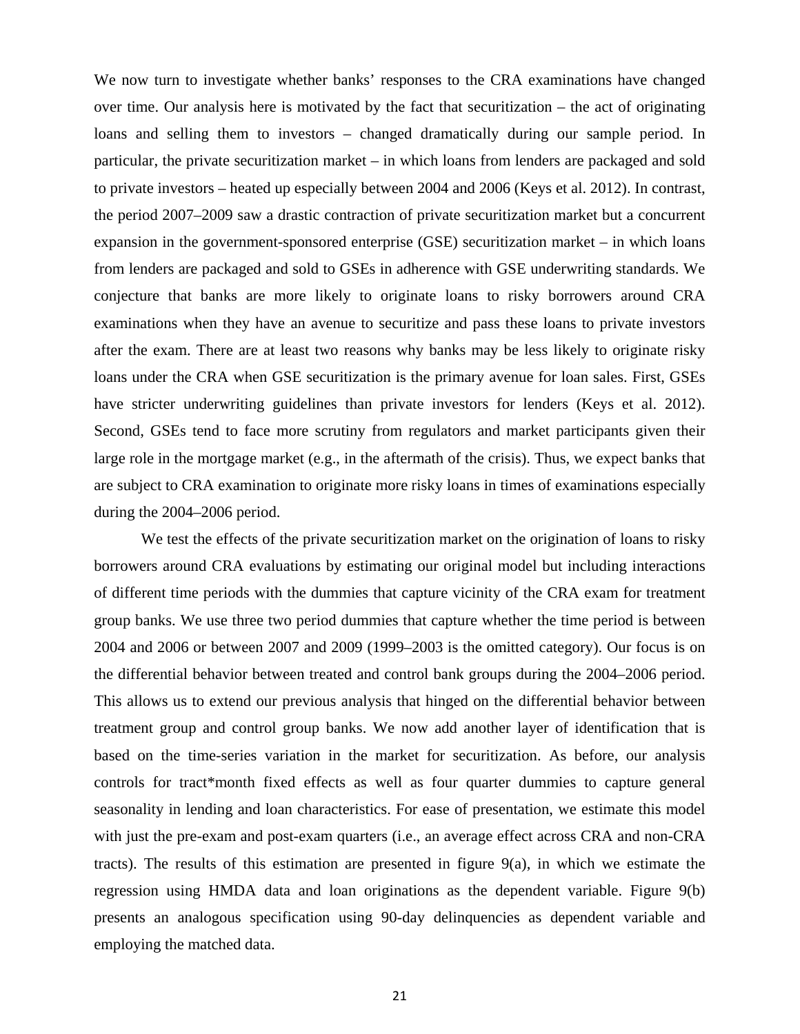We now turn to investigate whether banks' responses to the CRA examinations have changed over time. Our analysis here is motivated by the fact that securitization – the act of originating loans and selling them to investors – changed dramatically during our sample period. In particular, the private securitization market – in which loans from lenders are packaged and sold to private investors – heated up especially between 2004 and 2006 (Keys et al. 2012). In contrast, the period 2007–2009 saw a drastic contraction of private securitization market but a concurrent expansion in the government-sponsored enterprise (GSE) securitization market – in which loans from lenders are packaged and sold to GSEs in adherence with GSE underwriting standards. We conjecture that banks are more likely to originate loans to risky borrowers around CRA examinations when they have an avenue to securitize and pass these loans to private investors after the exam. There are at least two reasons why banks may be less likely to originate risky loans under the CRA when GSE securitization is the primary avenue for loan sales. First, GSEs have stricter underwriting guidelines than private investors for lenders (Keys et al. 2012). Second, GSEs tend to face more scrutiny from regulators and market participants given their large role in the mortgage market (e.g., in the aftermath of the crisis). Thus, we expect banks that are subject to CRA examination to originate more risky loans in times of examinations especially during the 2004–2006 period.

We test the effects of the private securitization market on the origination of loans to risky borrowers around CRA evaluations by estimating our original model but including interactions of different time periods with the dummies that capture vicinity of the CRA exam for treatment group banks. We use three two period dummies that capture whether the time period is between 2004 and 2006 or between 2007 and 2009 (1999–2003 is the omitted category). Our focus is on the differential behavior between treated and control bank groups during the 2004–2006 period. This allows us to extend our previous analysis that hinged on the differential behavior between treatment group and control group banks. We now add another layer of identification that is based on the time-series variation in the market for securitization. As before, our analysis controls for tract*month fixed effects as well as four quarter dummies to capture general seasonality in lending and loan characteristics. For ease of presentation, we estimate this model with just the pre-exam and post-exam quarters (i.e., an average effect across CRA and non-CRA tracts). The results of this estimation are presented in figure 9(a), in which we estimate the regression using HMDA data and loan originations as the dependent variable. Figure 9(b) presents an analogous specification using 90-day delinquencies as dependent variable and employing the matched data.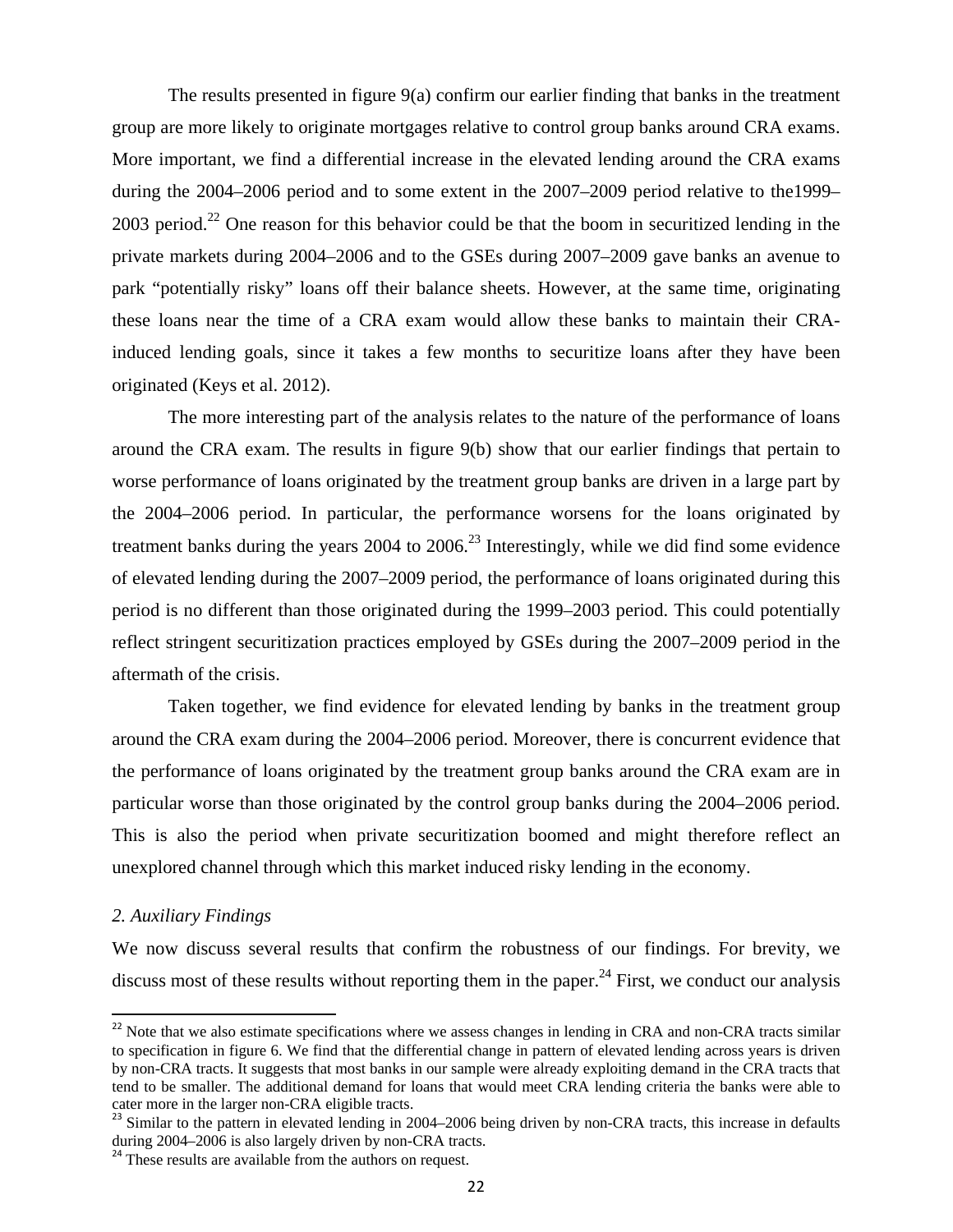The results presented in figure 9(a) confirm our earlier finding that banks in the treatment group are more likely to originate mortgages relative to control group banks around CRA exams. More important, we find a differential increase in the elevated lending around the CRA exams during the 2004–2006 period and to some extent in the 2007–2009 period relative to the1999–2003 period.[22] One reason for this behavior could be that the boom in securitized lending in the private markets during 2004–2006 and to the GSEs during 2007–2009 gave banks an avenue to park "potentially risky" loans off their balance sheets. However, at the same time, originating these loans near the time of a CRA exam would allow these banks to maintain their CRA-induced lending goals, since it takes a few months to securitize loans after they have been originated (Keys et al. 2012).

The more interesting part of the analysis relates to the nature of the performance of loans around the CRA exam. The results in figure 9(b) show that our earlier findings that pertain to worse performance of loans originated by the treatment group banks are driven in a large part by the 2004–2006 period. In particular, the performance worsens for the loans originated by treatment banks during the years 2004 to 2006.[23] Interestingly, while we did find some evidence of elevated lending during the 2007–2009 period, the performance of loans originated during this period is no different than those originated during the 1999–2003 period. This could potentially reflect stringent securitization practices employed by GSEs during the 2007–2009 period in the aftermath of the crisis.

Taken together, we find evidence for elevated lending by banks in the treatment group around the CRA exam during the 2004–2006 period. Moreover, there is concurrent evidence that the performance of loans originated by the treatment group banks around the CRA exam are in particular worse than those originated by the control group banks during the 2004–2006 period. This is also the period when private securitization boomed and might therefore reflect an unexplored channel through which this market induced risky lending in the economy.

### *2. Auxiliary Findings*

We now discuss several results that confirm the robustness of our findings. For brevity, we discuss most of these results without reporting them in the paper.[24] First, we conduct our analysis

---

[22] Note that we also estimate specifications where we assess changes in lending in CRA and non-CRA tracts similar to specification in figure 6. We find that the differential change in pattern of elevated lending across years is driven by non-CRA tracts. It suggests that most banks in our sample were already exploiting demand in the CRA tracts that tend to be smaller. The additional demand for loans that would meet CRA lending criteria the banks were able to cater more in the larger non-CRA eligible tracts.

[23] Similar to the pattern in elevated lending in 2004–2006 being driven by non-CRA tracts, this increase in defaults during 2004–2006 is also largely driven by non-CRA tracts.

[24] These results are available from the authors on request.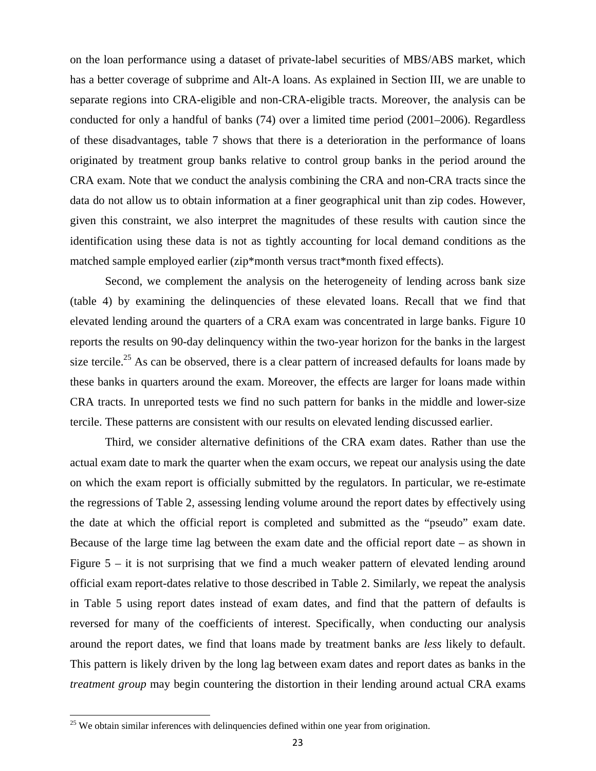on the loan performance using a dataset of private-label securities of MBS/ABS market, which has a better coverage of subprime and Alt-A loans. As explained in Section III, we are unable to separate regions into CRA-eligible and non-CRA-eligible tracts. Moreover, the analysis can be conducted for only a handful of banks (74) over a limited time period (2001–2006). Regardless of these disadvantages, table 7 shows that there is a deterioration in the performance of loans originated by treatment group banks relative to control group banks in the period around the CRA exam. Note that we conduct the analysis combining the CRA and non-CRA tracts since the data do not allow us to obtain information at a finer geographical unit than zip codes. However, given this constraint, we also interpret the magnitudes of these results with caution since the identification using these data is not as tightly accounting for local demand conditions as the matched sample employed earlier (zip*month versus tract*month fixed effects).

Second, we complement the analysis on the heterogeneity of lending across bank size (table 4) by examining the delinquencies of these elevated loans. Recall that we find that elevated lending around the quarters of a CRA exam was concentrated in large banks. Figure 10 reports the results on 90-day delinquency within the two-year horizon for the banks in the largest size tercile.[25] As can be observed, there is a clear pattern of increased defaults for loans made by these banks in quarters around the exam. Moreover, the effects are larger for loans made within CRA tracts. In unreported tests we find no such pattern for banks in the middle and lower-size tercile. These patterns are consistent with our results on elevated lending discussed earlier.

Third, we consider alternative definitions of the CRA exam dates. Rather than use the actual exam date to mark the quarter when the exam occurs, we repeat our analysis using the date on which the exam report is officially submitted by the regulators. In particular, we re-estimate the regressions of Table 2, assessing lending volume around the report dates by effectively using the date at which the official report is completed and submitted as the "pseudo" exam date. Because of the large time lag between the exam date and the official report date – as shown in Figure 5 – it is not surprising that we find a much weaker pattern of elevated lending around official exam report-dates relative to those described in Table 2. Similarly, we repeat the analysis in Table 5 using report dates instead of exam dates, and find that the pattern of defaults is reversed for many of the coefficients of interest. Specifically, when conducting our analysis around the report dates, we find that loans made by treatment banks are *less* likely to default. This pattern is likely driven by the long lag between exam dates and report dates as banks in the *treatment group* may begin countering the distortion in their lending around actual CRA exams

[25] We obtain similar inferences with delinquencies defined within one year from origination.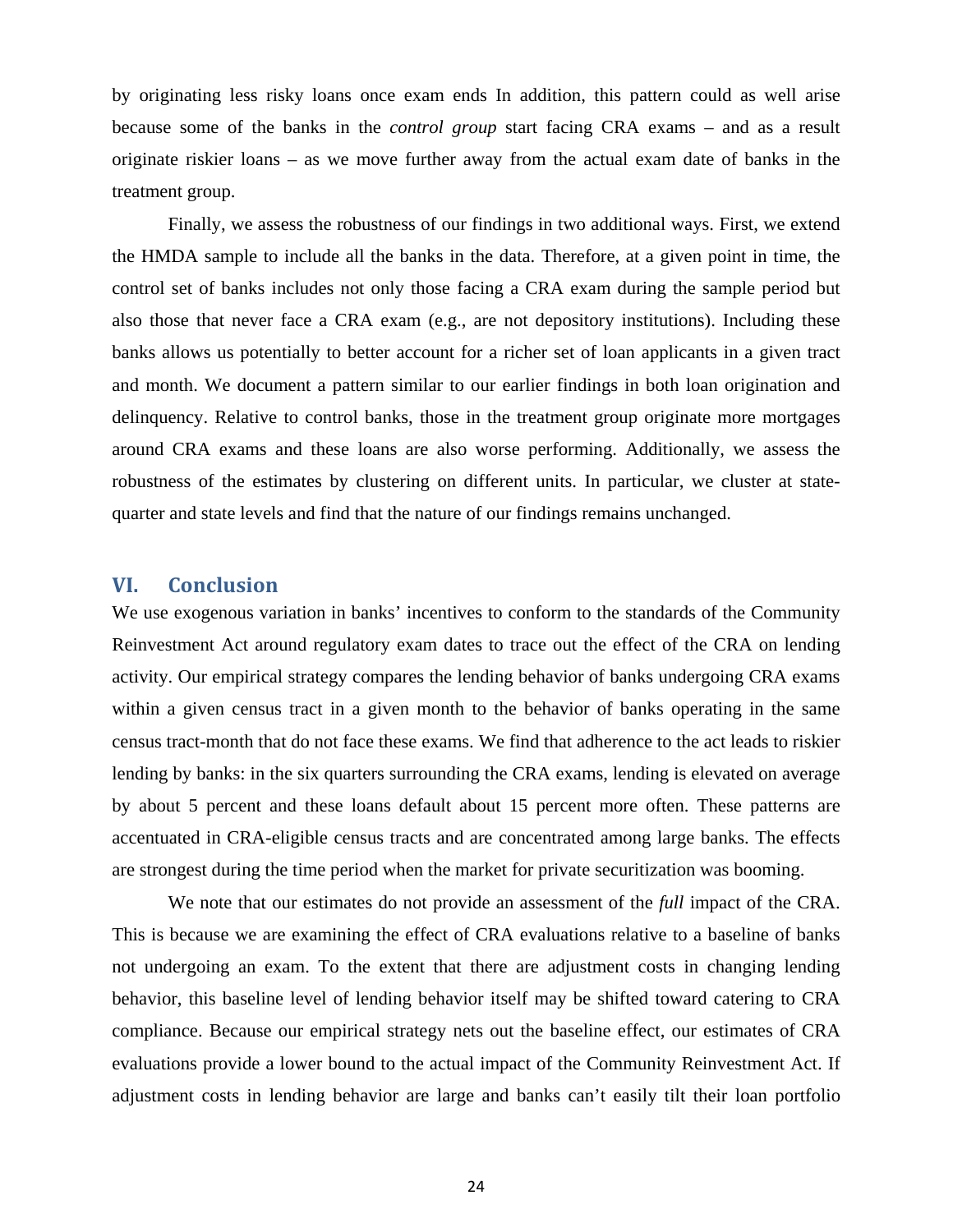by originating less risky loans once exam ends In addition, this pattern could as well arise because some of the banks in the *control group* start facing CRA exams – and as a result originate riskier loans – as we move further away from the actual exam date of banks in the treatment group.

Finally, we assess the robustness of our findings in two additional ways. First, we extend the HMDA sample to include all the banks in the data. Therefore, at a given point in time, the control set of banks includes not only those facing a CRA exam during the sample period but also those that never face a CRA exam (e.g., are not depository institutions). Including these banks allows us potentially to better account for a richer set of loan applicants in a given tract and month. We document a pattern similar to our earlier findings in both loan origination and delinquency. Relative to control banks, those in the treatment group originate more mortgages around CRA exams and these loans are also worse performing. Additionally, we assess the robustness of the estimates by clustering on different units. In particular, we cluster at state-quarter and state levels and find that the nature of our findings remains unchanged.

## VI. Conclusion

We use exogenous variation in banks' incentives to conform to the standards of the Community Reinvestment Act around regulatory exam dates to trace out the effect of the CRA on lending activity. Our empirical strategy compares the lending behavior of banks undergoing CRA exams within a given census tract in a given month to the behavior of banks operating in the same census tract-month that do not face these exams. We find that adherence to the act leads to riskier lending by banks: in the six quarters surrounding the CRA exams, lending is elevated on average by about 5 percent and these loans default about 15 percent more often. These patterns are accentuated in CRA-eligible census tracts and are concentrated among large banks. The effects are strongest during the time period when the market for private securitization was booming.

We note that our estimates do not provide an assessment of the *full* impact of the CRA. This is because we are examining the effect of CRA evaluations relative to a baseline of banks not undergoing an exam. To the extent that there are adjustment costs in changing lending behavior, this baseline level of lending behavior itself may be shifted toward catering to CRA compliance. Because our empirical strategy nets out the baseline effect, our estimates of CRA evaluations provide a lower bound to the actual impact of the Community Reinvestment Act. If adjustment costs in lending behavior are large and banks can't easily tilt their loan portfolio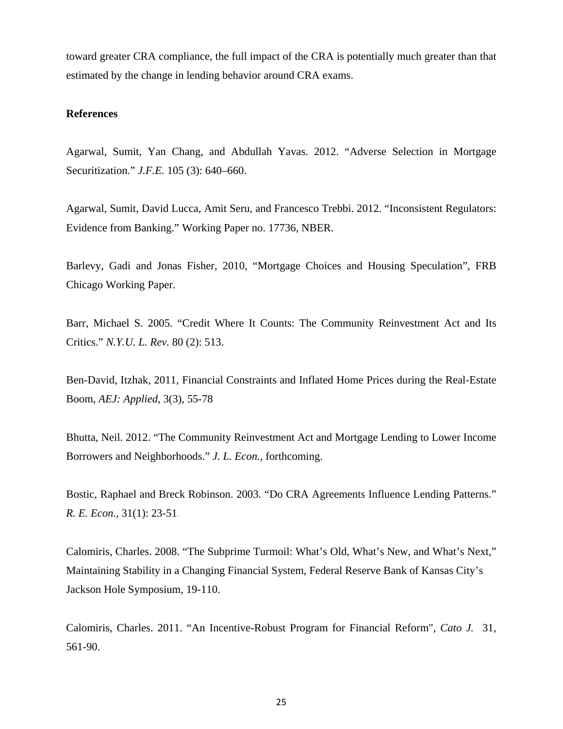toward greater CRA compliance, the full impact of the CRA is potentially much greater than that estimated by the change in lending behavior around CRA exams.

**References**

Agarwal, Sumit, Yan Chang, and Abdullah Yavas. 2012. "Adverse Selection in Mortgage Securitization." *J.F.E.* 105 (3): 640–660.

Agarwal, Sumit, David Lucca, Amit Seru, and Francesco Trebbi. 2012. "Inconsistent Regulators: Evidence from Banking." Working Paper no. 17736, NBER.

Barlevy, Gadi and Jonas Fisher, 2010, "Mortgage Choices and Housing Speculation", FRB Chicago Working Paper.

Barr, Michael S. 2005. "Credit Where It Counts: The Community Reinvestment Act and Its Critics." *N.Y.U. L. Rev.* 80 (2): 513.

Ben-David, Itzhak, 2011, Financial Constraints and Inflated Home Prices during the Real-Estate Boom, *AEJ: Applied*, 3(3), 55-78

Bhutta, Neil. 2012. "The Community Reinvestment Act and Mortgage Lending to Lower Income Borrowers and Neighborhoods." *J. L. Econ.*, forthcoming.

Bostic, Raphael and Breck Robinson. 2003. "Do CRA Agreements Influence Lending Patterns." *R. E. Econ.*, 31(1): 23-51.

Calomiris, Charles. 2008. "The Subprime Turmoil: What's Old, What's New, and What's Next," Maintaining Stability in a Changing Financial System, Federal Reserve Bank of Kansas City's Jackson Hole Symposium, 19-110.

Calomiris, Charles. 2011. "An Incentive-Robust Program for Financial Reform", *Cato J.* 31, 561-90.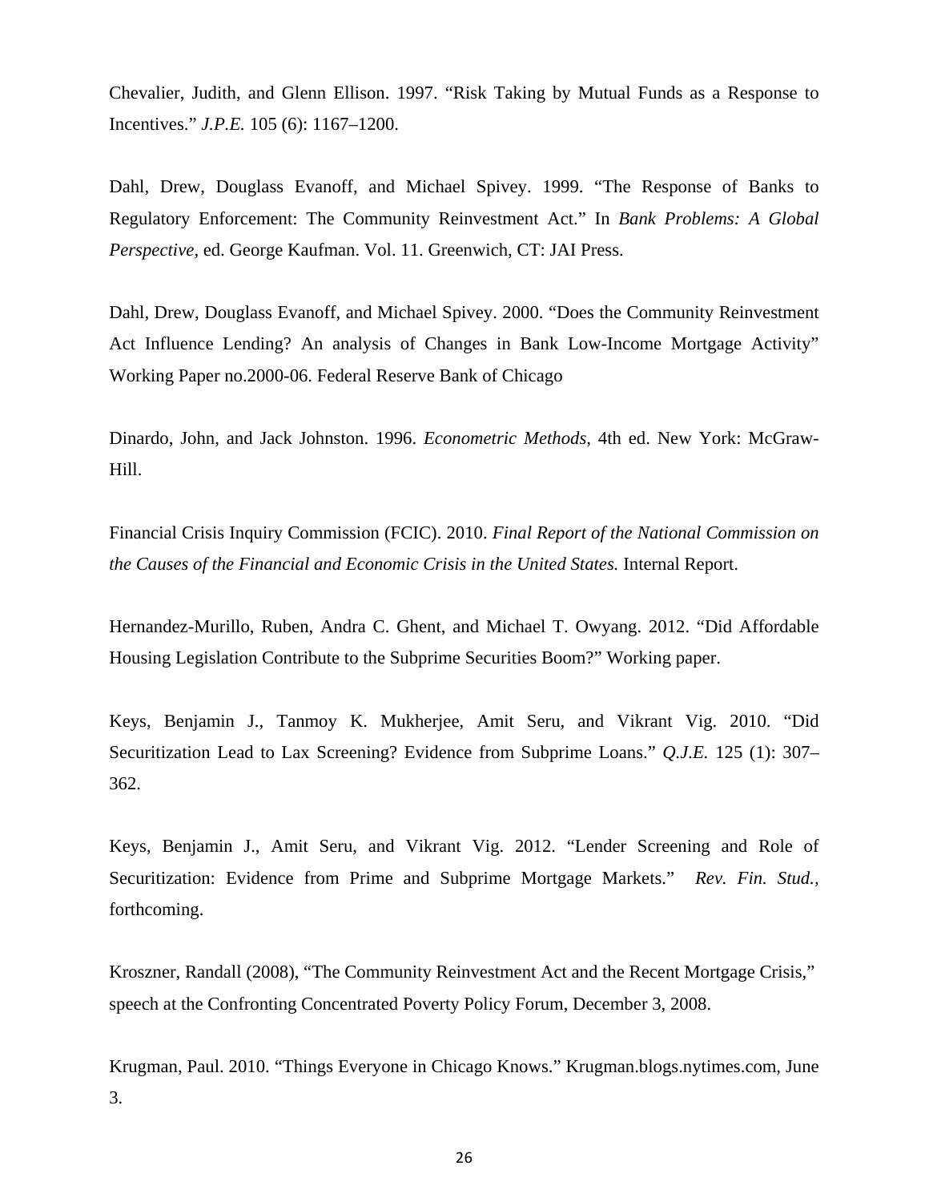Chevalier, Judith, and Glenn Ellison. 1997. "Risk Taking by Mutual Funds as a Response to Incentives." *J.P.E.* 105 (6): 1167–1200.

Dahl, Drew, Douglass Evanoff, and Michael Spivey. 1999. "The Response of Banks to Regulatory Enforcement: The Community Reinvestment Act." In *Bank Problems: A Global Perspective,* ed. George Kaufman. Vol. 11. Greenwich, CT: JAI Press.

Dahl, Drew, Douglass Evanoff, and Michael Spivey. 2000. "Does the Community Reinvestment Act Influence Lending? An analysis of Changes in Bank Low-Income Mortgage Activity" Working Paper no.2000-06. Federal Reserve Bank of Chicago

Dinardo, John, and Jack Johnston. 1996. *Econometric Methods*, 4th ed. New York: McGraw-Hill.

Financial Crisis Inquiry Commission (FCIC). 2010. *Final Report of the National Commission on the Causes of the Financial and Economic Crisis in the United States.* Internal Report.

Hernandez-Murillo, Ruben, Andra C. Ghent, and Michael T. Owyang. 2012. "Did Affordable Housing Legislation Contribute to the Subprime Securities Boom?" Working paper.

Keys, Benjamin J., Tanmoy K. Mukherjee, Amit Seru, and Vikrant Vig. 2010. "Did Securitization Lead to Lax Screening? Evidence from Subprime Loans." *Q.J.E.* 125 (1): 307–362.

Keys, Benjamin J., Amit Seru, and Vikrant Vig. 2012. "Lender Screening and Role of Securitization: Evidence from Prime and Subprime Mortgage Markets." *Rev. Fin. Stud.,* forthcoming.

Kroszner, Randall (2008), "The Community Reinvestment Act and the Recent Mortgage Crisis," speech at the Confronting Concentrated Poverty Policy Forum, December 3, 2008.

Krugman, Paul. 2010. "Things Everyone in Chicago Knows." Krugman.blogs.nytimes.com, June 3.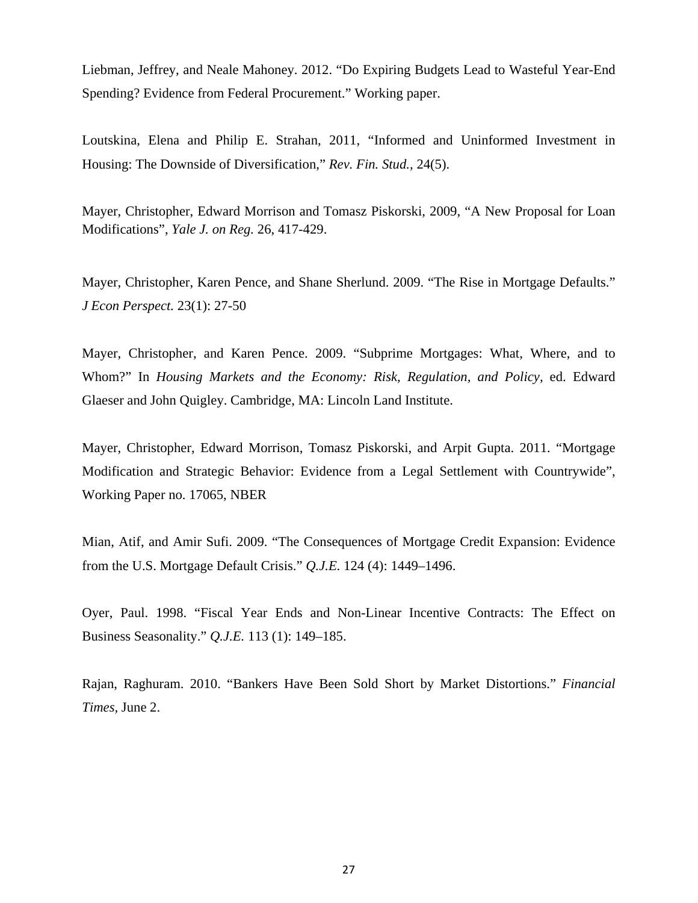Liebman, Jeffrey, and Neale Mahoney. 2012. "Do Expiring Budgets Lead to Wasteful Year-End Spending? Evidence from Federal Procurement." Working paper.

Loutskina, Elena and Philip E. Strahan, 2011, "Informed and Uninformed Investment in Housing: The Downside of Diversification," *Rev. Fin. Stud.*, 24(5).

Mayer, Christopher, Edward Morrison and Tomasz Piskorski, 2009, "A New Proposal for Loan Modifications", *Yale J. on Reg.* 26, 417-429.

Mayer, Christopher, Karen Pence, and Shane Sherlund. 2009. "The Rise in Mortgage Defaults." *J Econ Perspect.* 23(1): 27-50

Mayer, Christopher, and Karen Pence. 2009. "Subprime Mortgages: What, Where, and to Whom?" In *Housing Markets and the Economy: Risk, Regulation, and Policy*, ed. Edward Glaeser and John Quigley. Cambridge, MA: Lincoln Land Institute.

Mayer, Christopher, Edward Morrison, Tomasz Piskorski, and Arpit Gupta. 2011. "Mortgage Modification and Strategic Behavior: Evidence from a Legal Settlement with Countrywide", Working Paper no. 17065, NBER

Mian, Atif, and Amir Sufi. 2009. "The Consequences of Mortgage Credit Expansion: Evidence from the U.S. Mortgage Default Crisis." *Q.J.E.* 124 (4): 1449–1496.

Oyer, Paul. 1998. "Fiscal Year Ends and Non-Linear Incentive Contracts: The Effect on Business Seasonality." *Q.J.E.* 113 (1): 149–185.

Rajan, Raghuram. 2010. "Bankers Have Been Sold Short by Market Distortions." *Financial Times*, June 2.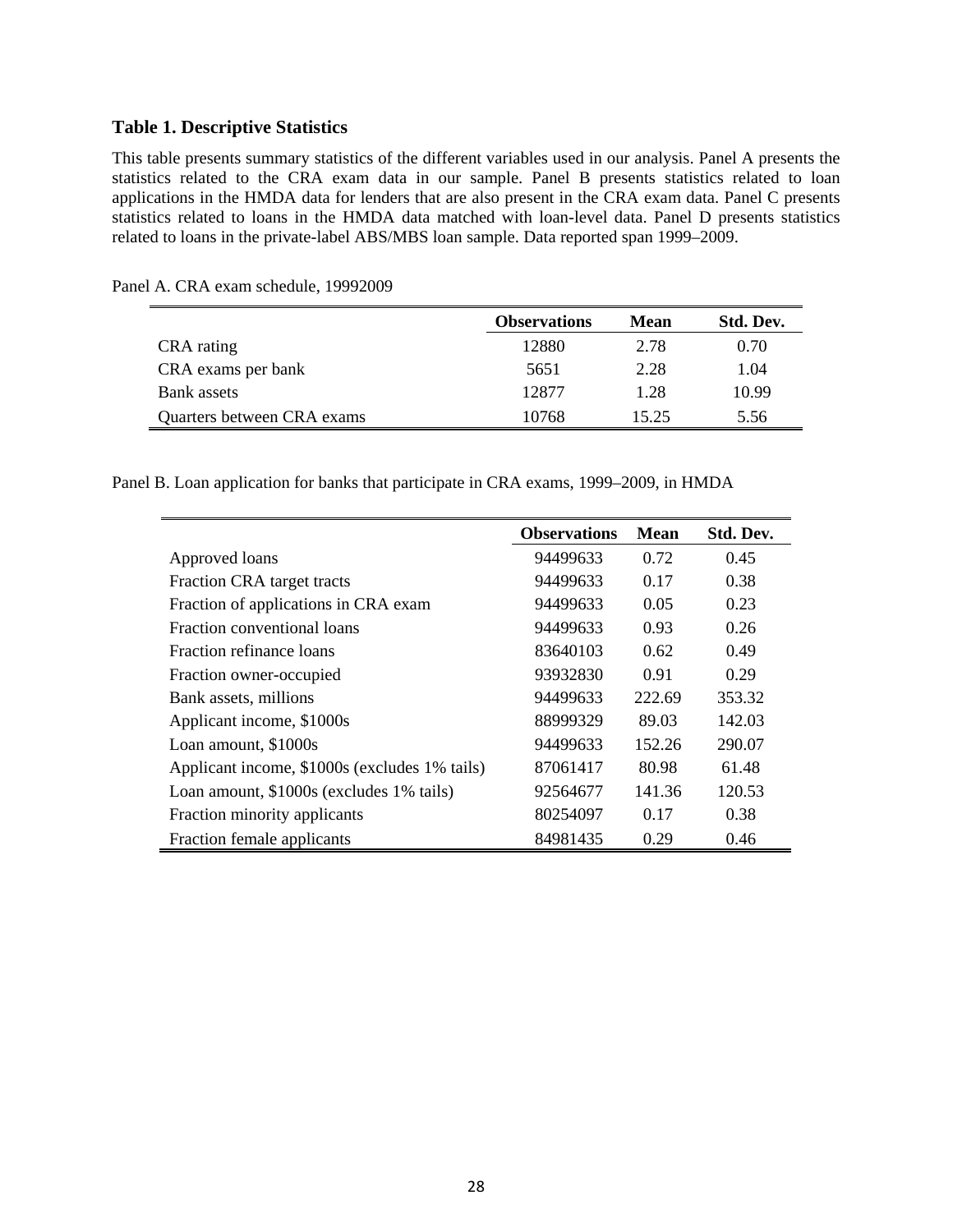### Table 1. Descriptive Statistics

This table presents summary statistics of the different variables used in our analysis. Panel A presents the statistics related to the CRA exam data in our sample. Panel B presents statistics related to loan applications in the HMDA data for lenders that are also present in the CRA exam data. Panel C presents statistics related to loans in the HMDA data matched with loan-level data. Panel D presents statistics related to loans in the private-label ABS/MBS loan sample. Data reported span 1999–2009.

Panel A. CRA exam schedule, 19992009

| | **Observations** | **Mean** | **Std. Dev.** |
|---|---|---|---|
| CRA rating | 12880 | 2.78 | 0.70 |
| CRA exams per bank | 5651 | 2.28 | 1.04 |
| Bank assets | 12877 | 1.28 | 10.99 |
| Quarters between CRA exams | 10768 | 15.25 | 5.56 |

Panel B. Loan application for banks that participate in CRA exams, 1999–2009, in HMDA

| | **Observations** | **Mean** | **Std. Dev.** |
|---|---|---|---|
| Approved loans | 94499633 | 0.72 | 0.45 |
| Fraction CRA target tracts | 94499633 | 0.17 | 0.38 |
| Fraction of applications in CRA exam | 94499633 | 0.05 | 0.23 |
| Fraction conventional loans | 94499633 | 0.93 | 0.26 |
| Fraction refinance loans | 83640103 | 0.62 | 0.49 |
| Fraction owner-occupied | 93932830 | 0.91 | 0.29 |
| Bank assets, millions | 94499633 | 222.69 | 353.32 |
| Applicant income, \$1000s | 88999329 | 89.03 | 142.03 |
| Loan amount, \$1000s | 94499633 | 152.26 | 290.07 |
| Applicant income, \$1000s (excludes 1% tails) | 87061417 | 80.98 | 61.48 |
| Loan amount, \$1000s (excludes 1% tails) | 92564677 | 141.36 | 120.53 |
| Fraction minority applicants | 80254097 | 0.17 | 0.38 |
| Fraction female applicants | 84981435 | 0.29 | 0.46 |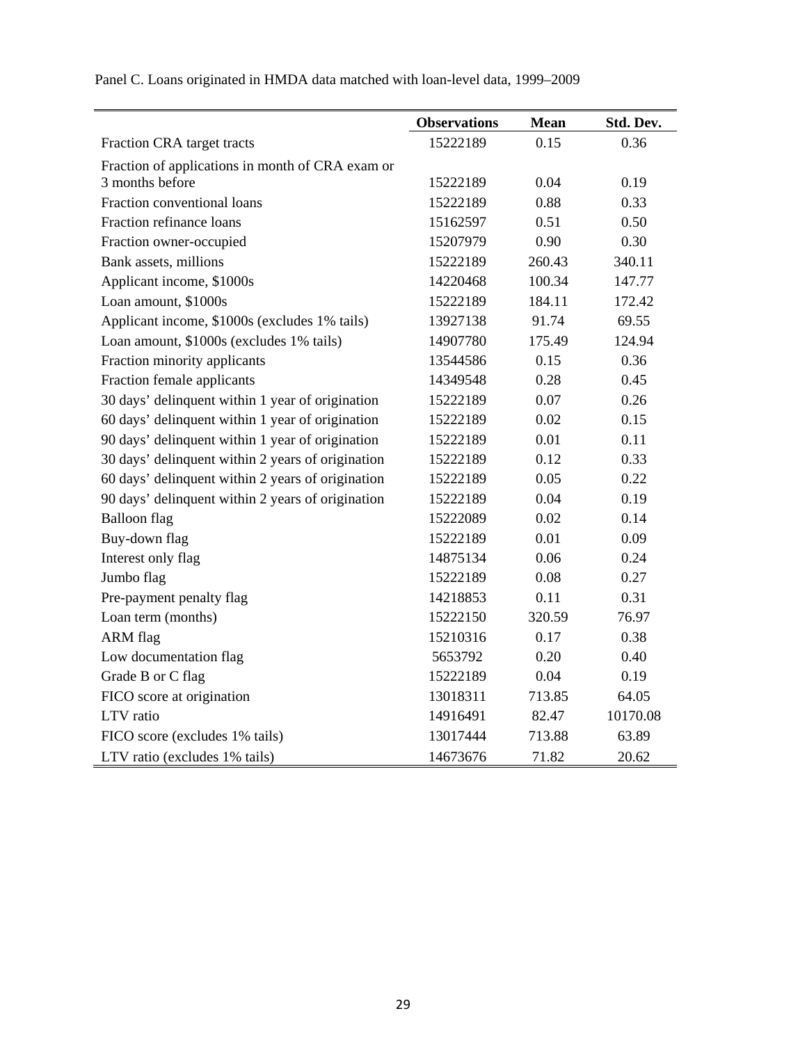Panel C. Loans originated in HMDA data matched with loan-level data, 1999–2009

| | Observations | Mean | Std. Dev. |
|---|---|---|---|
| Fraction CRA target tracts | 15222189 | 0.15 | 0.36 |
| Fraction of applications in month of CRA exam or 3 months before | 15222189 | 0.04 | 0.19 |
| Fraction conventional loans | 15222189 | 0.88 | 0.33 |
| Fraction refinance loans | 15162597 | 0.51 | 0.50 |
| Fraction owner-occupied | 15207979 | 0.90 | 0.30 |
| Bank assets, millions | 15222189 | 260.43 | 340.11 |
| Applicant income, $1000s | 14220468 | 100.34 | 147.77 |
| Loan amount, $1000s | 15222189 | 184.11 | 172.42 |
| Applicant income, $1000s (excludes 1% tails) | 13927138 | 91.74 | 69.55 |
| Loan amount, $1000s (excludes 1% tails) | 14907780 | 175.49 | 124.94 |
| Fraction minority applicants | 13544586 | 0.15 | 0.36 |
| Fraction female applicants | 14349548 | 0.28 | 0.45 |
| 30 days' delinquent within 1 year of origination | 15222189 | 0.07 | 0.26 |
| 60 days' delinquent within 1 year of origination | 15222189 | 0.02 | 0.15 |
| 90 days' delinquent within 1 year of origination | 15222189 | 0.01 | 0.11 |
| 30 days' delinquent within 2 years of origination | 15222189 | 0.12 | 0.33 |
| 60 days' delinquent within 2 years of origination | 15222189 | 0.05 | 0.22 |
| 90 days' delinquent within 2 years of origination | 15222189 | 0.04 | 0.19 |
| Balloon flag | 15222089 | 0.02 | 0.14 |
| Buy-down flag | 15222189 | 0.01 | 0.09 |
| Interest only flag | 14875134 | 0.06 | 0.24 |
| Jumbo flag | 15222189 | 0.08 | 0.27 |
| Pre-payment penalty flag | 14218853 | 0.11 | 0.31 |
| Loan term (months) | 15222150 | 320.59 | 76.97 |
| ARM flag | 15210316 | 0.17 | 0.38 |
| Low documentation flag | 5653792 | 0.20 | 0.40 |
| Grade B or C flag | 15222189 | 0.04 | 0.19 |
| FICO score at origination | 13018311 | 713.85 | 64.05 |
| LTV ratio | 14916491 | 82.47 | 10170.08 |
| FICO score (excludes 1% tails) | 13017444 | 713.88 | 63.89 |
| LTV ratio (excludes 1% tails) | 14673676 | 71.82 | 20.62 |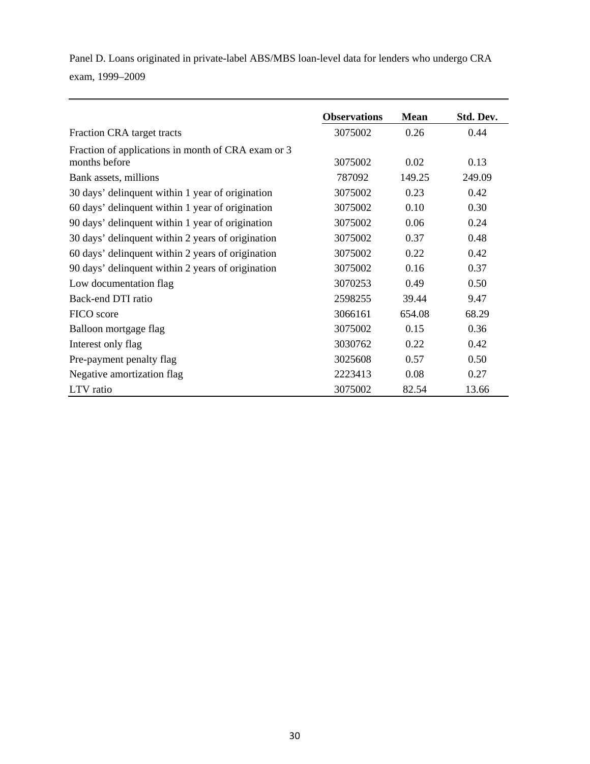Panel D. Loans originated in private-label ABS/MBS loan-level data for lenders who undergo CRA exam, 1999–2009

| | Observations | Mean | Std. Dev. |
|---|---|---|---|
| Fraction CRA target tracts | 3075002 | 0.26 | 0.44 |
| Fraction of applications in month of CRA exam or 3 months before | 3075002 | 0.02 | 0.13 |
| Bank assets, millions | 787092 | 149.25 | 249.09 |
| 30 days' delinquent within 1 year of origination | 3075002 | 0.23 | 0.42 |
| 60 days' delinquent within 1 year of origination | 3075002 | 0.10 | 0.30 |
| 90 days' delinquent within 1 year of origination | 3075002 | 0.06 | 0.24 |
| 30 days' delinquent within 2 years of origination | 3075002 | 0.37 | 0.48 |
| 60 days' delinquent within 2 years of origination | 3075002 | 0.22 | 0.42 |
| 90 days' delinquent within 2 years of origination | 3075002 | 0.16 | 0.37 |
| Low documentation flag | 3070253 | 0.49 | 0.50 |
| Back-end DTI ratio | 2598255 | 39.44 | 9.47 |
| FICO score | 3066161 | 654.08 | 68.29 |
| Balloon mortgage flag | 3075002 | 0.15 | 0.36 |
| Interest only flag | 3030762 | 0.22 | 0.42 |
| Pre-payment penalty flag | 3025608 | 0.57 | 0.50 |
| Negative amortization flag | 2223413 | 0.08 | 0.27 |
| LTV ratio | 3075002 | 82.54 | 13.66 |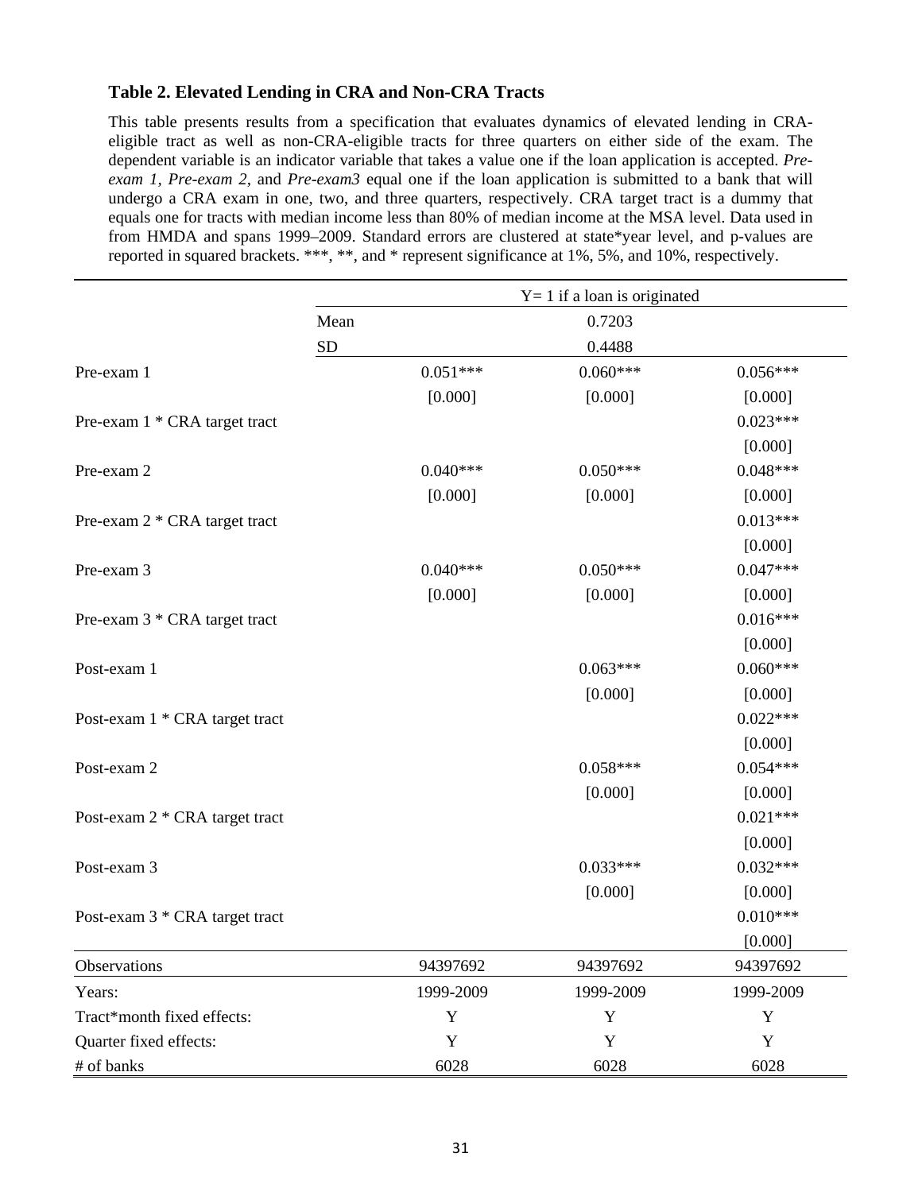### Table 2. Elevated Lending in CRA and Non-CRA Tracts

This table presents results from a specification that evaluates dynamics of elevated lending in CRA-eligible tract as well as non-CRA-eligible tracts for three quarters on either side of the exam. The dependent variable is an indicator variable that takes a value one if the loan application is accepted. *Pre-exam 1, Pre-exam 2,* and *Pre-exam3* equal one if the loan application is submitted to a bank that will undergo a CRA exam in one, two, and three quarters, respectively. CRA target tract is a dummy that equals one for tracts with median income less than 80% of median income at the MSA level. Data used in from HMDA and spans 1999–2009. Standard errors are clustered at state*year level, and p-values are reported in squared brackets. ***, **, and * represent significance at 1%, 5%, and 10%, respectively.

| | | Y= 1 if a loan is originated | |
|---|---|---|---|
| | Mean | 0.7203 | |
| | SD | 0.4488 | |
| Pre-exam 1 | 0.051*** | 0.060*** | 0.056*** |
| | [0.000] | [0.000] | [0.000] |
| Pre-exam 1 * CRA target tract | | | 0.023*** |
| | | | [0.000] |
| Pre-exam 2 | 0.040*** | 0.050*** | 0.048*** |
| | [0.000] | [0.000] | [0.000] |
| Pre-exam 2 * CRA target tract | | | 0.013*** |
| | | | [0.000] |
| Pre-exam 3 | 0.040*** | 0.050*** | 0.047*** |
| | [0.000] | [0.000] | [0.000] |
| Pre-exam 3 * CRA target tract | | | 0.016*** |
| | | | [0.000] |
| Post-exam 1 | | 0.063*** | 0.060*** |
| | | [0.000] | [0.000] |
| Post-exam 1 * CRA target tract | | | 0.022*** |
| | | | [0.000] |
| Post-exam 2 | | 0.058*** | 0.054*** |
| | | [0.000] | [0.000] |
| Post-exam 2 * CRA target tract | | | 0.021*** |
| | | | [0.000] |
| Post-exam 3 | | 0.033*** | 0.032*** |
| | | [0.000] | [0.000] |
| Post-exam 3 * CRA target tract | | | 0.010*** |
| | | | [0.000] |
| Observations | 94397692 | 94397692 | 94397692 |
| Years: | 1999-2009 | 1999-2009 | 1999-2009 |
| Tract*month fixed effects: | Y | Y | Y |
| Quarter fixed effects: | Y | Y | Y |
| # of banks | 6028 | 6028 | 6028 |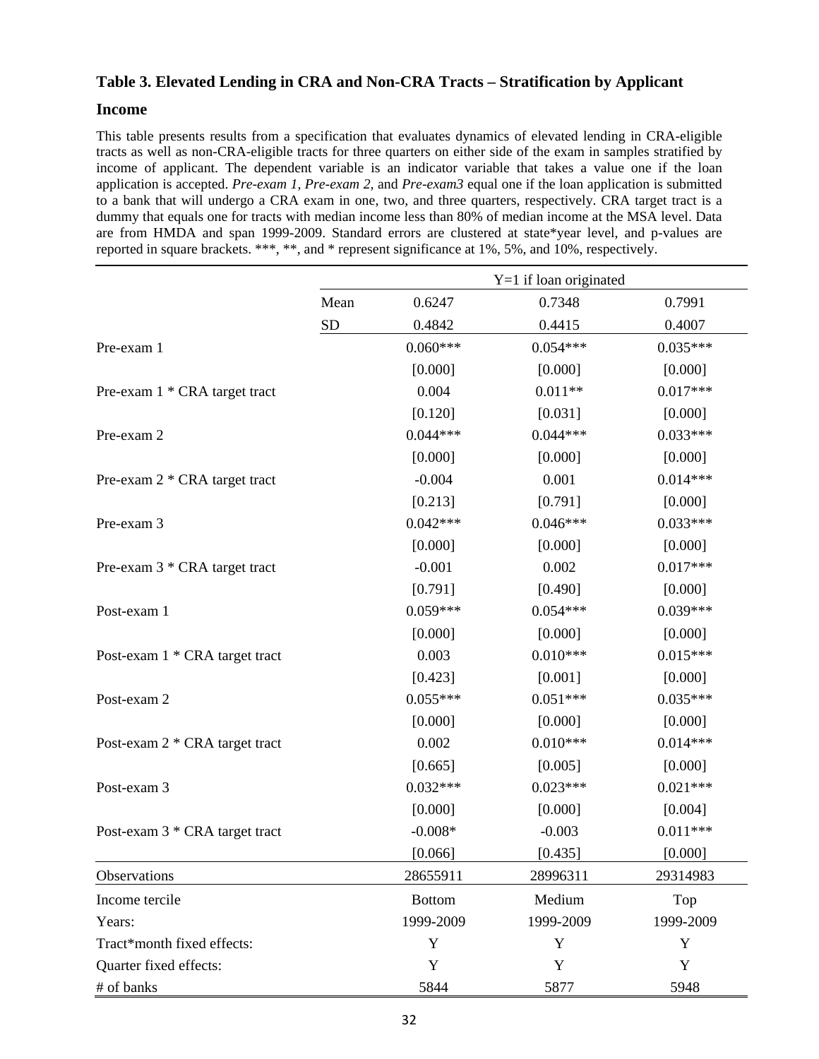## Table 3. Elevated Lending in CRA and Non-CRA Tracts – Stratification by Applicant Income

This table presents results from a specification that evaluates dynamics of elevated lending in CRA-eligible tracts as well as non-CRA-eligible tracts for three quarters on either side of the exam in samples stratified by income of applicant. The dependent variable is an indicator variable that takes a value one if the loan application is accepted. *Pre-exam 1, Pre-exam 2,* and *Pre-exam3* equal one if the loan application is submitted to a bank that will undergo a CRA exam in one, two, and three quarters, respectively. CRA target tract is a dummy that equals one for tracts with median income less than 80% of median income at the MSA level. Data are from HMDA and span 1999-2009. Standard errors are clustered at state*year level, and p-values are reported in square brackets. ***, **, and * represent significance at 1%, 5%, and 10%, respectively.

| | | Y=1 if loan originated | | |
|---|---|---|---|---|
| | Mean | 0.6247 | 0.7348 | 0.7991 |
| | SD | 0.4842 | 0.4415 | 0.4007 |
| Pre-exam 1 | | 0.060*** | 0.054*** | 0.035*** |
| | | [0.000] | [0.000] | [0.000] |
| Pre-exam 1 * CRA target tract | | 0.004 | 0.011** | 0.017*** |
| | | [0.120] | [0.031] | [0.000] |
| Pre-exam 2 | | 0.044*** | 0.044*** | 0.033*** |
| | | [0.000] | [0.000] | [0.000] |
| Pre-exam 2 * CRA target tract | | -0.004 | 0.001 | 0.014*** |
| | | [0.213] | [0.791] | [0.000] |
| Pre-exam 3 | | 0.042*** | 0.046*** | 0.033*** |
| | | [0.000] | [0.000] | [0.000] |
| Pre-exam 3 * CRA target tract | | -0.001 | 0.002 | 0.017*** |
| | | [0.791] | [0.490] | [0.000] |
| Post-exam 1 | | 0.059*** | 0.054*** | 0.039*** |
| | | [0.000] | [0.000] | [0.000] |
| Post-exam 1 * CRA target tract | | 0.003 | 0.010*** | 0.015*** |
| | | [0.423] | [0.001] | [0.000] |
| Post-exam 2 | | 0.055*** | 0.051*** | 0.035*** |
| | | [0.000] | [0.000] | [0.000] |
| Post-exam 2 * CRA target tract | | 0.002 | 0.010*** | 0.014*** |
| | | [0.665] | [0.005] | [0.000] |
| Post-exam 3 | | 0.032*** | 0.023*** | 0.021*** |
| | | [0.000] | [0.000] | [0.004] |
| Post-exam 3 * CRA target tract | | -0.008* | -0.003 | 0.011*** |
| | | [0.066] | [0.435] | [0.000] |
| Observations | | 28655911 | 28996311 | 29314983 |
| Income tercile | | Bottom | Medium | Top |
| Years: | | 1999-2009 | 1999-2009 | 1999-2009 |
| Tract*month fixed effects: | | Y | Y | Y |
| Quarter fixed effects: | | Y | Y | Y |
| # of banks | | 5844 | 5877 | 5948 |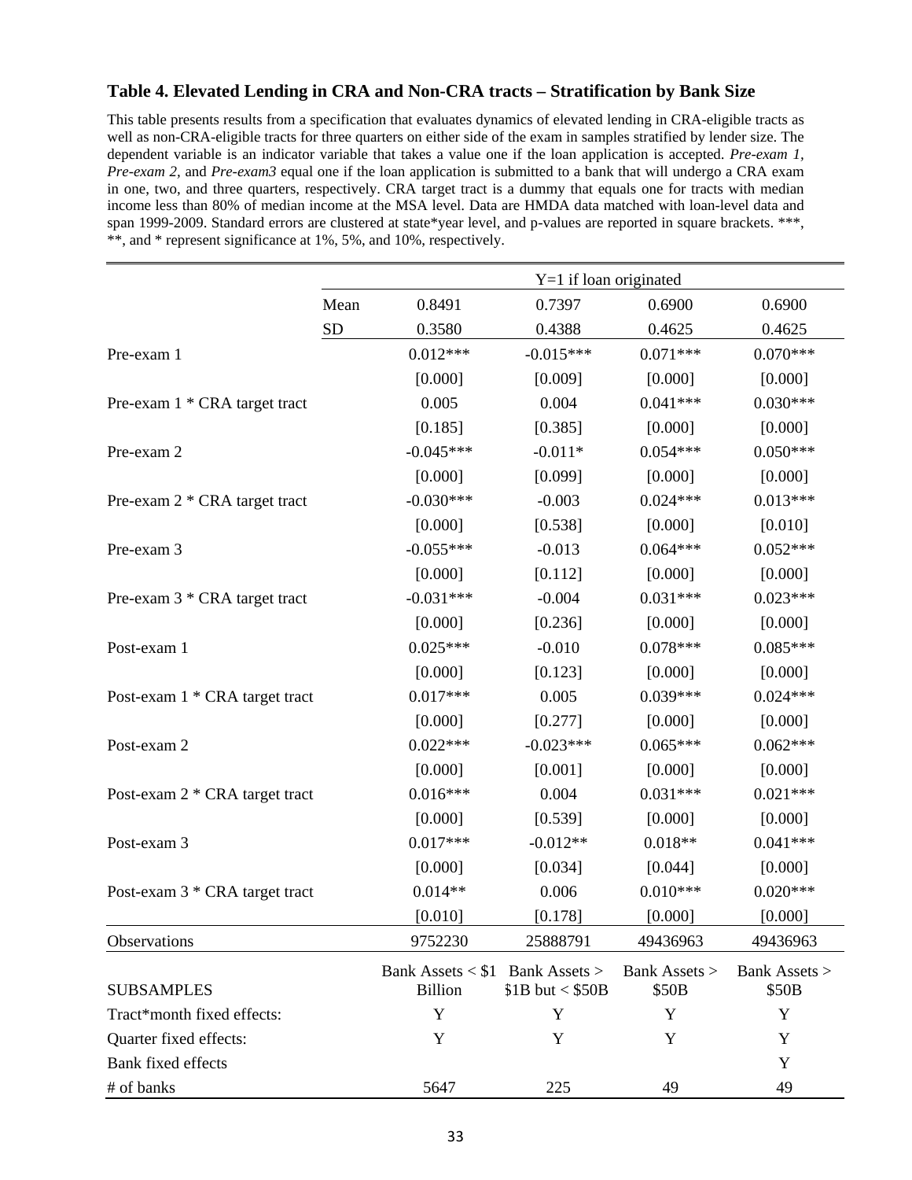### Table 4. Elevated Lending in CRA and Non-CRA tracts – Stratification by Bank Size

This table presents results from a specification that evaluates dynamics of elevated lending in CRA-eligible tracts as well as non-CRA-eligible tracts for three quarters on either side of the exam in samples stratified by lender size. The dependent variable is an indicator variable that takes a value one if the loan application is accepted. *Pre-exam 1, Pre-exam 2,* and *Pre-exam3* equal one if the loan application is submitted to a bank that will undergo a CRA exam in one, two, and three quarters, respectively. CRA target tract is a dummy that equals one for tracts with median income less than 80% of median income at the MSA level. Data are HMDA data matched with loan-level data and span 1999-2009. Standard errors are clustered at state*year level, and p-values are reported in square brackets. ***, **, and * represent significance at 1%, 5%, and 10%, respectively.

| | | Y=1 if loan originated | | | |
|---|---|---|---|---|---|
| | Mean | 0.8491 | 0.7397 | 0.6900 | 0.6900 |
| | SD | 0.3580 | 0.4388 | 0.4625 | 0.4625 |
| Pre-exam 1 | | 0.012*** | -0.015*** | 0.071*** | 0.070*** |
| | | [0.000] | [0.009] | [0.000] | [0.000] |
| Pre-exam 1 * CRA target tract | | 0.005 | 0.004 | 0.041*** | 0.030*** |
| | | [0.185] | [0.385] | [0.000] | [0.000] |
| Pre-exam 2 | | -0.045*** | -0.011* | 0.054*** | 0.050*** |
| | | [0.000] | [0.099] | [0.000] | [0.000] |
| Pre-exam 2 * CRA target tract | | -0.030*** | -0.003 | 0.024*** | 0.013*** |
| | | [0.000] | [0.538] | [0.000] | [0.010] |
| Pre-exam 3 | | -0.055*** | -0.013 | 0.064*** | 0.052*** |
| | | [0.000] | [0.112] | [0.000] | [0.000] |
| Pre-exam 3 * CRA target tract | | -0.031*** | -0.004 | 0.031*** | 0.023*** |
| | | [0.000] | [0.236] | [0.000] | [0.000] |
| Post-exam 1 | | 0.025*** | -0.010 | 0.078*** | 0.085*** |
| | | [0.000] | [0.123] | [0.000] | [0.000] |
| Post-exam 1 * CRA target tract | | 0.017*** | 0.005 | 0.039*** | 0.024*** |
| | | [0.000] | [0.277] | [0.000] | [0.000] |
| Post-exam 2 | | 0.022*** | -0.023*** | 0.065*** | 0.062*** |
| | | [0.000] | [0.001] | [0.000] | [0.000] |
| Post-exam 2 * CRA target tract | | 0.016*** | 0.004 | 0.031*** | 0.021*** |
| | | [0.000] | [0.539] | [0.000] | [0.000] |
| Post-exam 3 | | 0.017*** | -0.012** | 0.018** | 0.041*** |
| | | [0.000] | [0.034] | [0.044] | [0.000] |
| Post-exam 3 * CRA target tract | | 0.014** | 0.006 | 0.010*** | 0.020*** |
| | | [0.010] | [0.178] | [0.000] | [0.000] |
| Observations | | 9752230 | 25888791 | 49436963 | 49436963 |
| SUBSAMPLES | | Bank Assets < $1 Billion | Bank Assets > $1B but < $50B | Bank Assets > $50B | Bank Assets > $50B |
| Tract*month fixed effects: | | Y | Y | Y | Y |
| Quarter fixed effects: | | Y | Y | Y | Y |
| Bank fixed effects | | | | | Y |
| # of banks | | 5647 | 225 | 49 | 49 |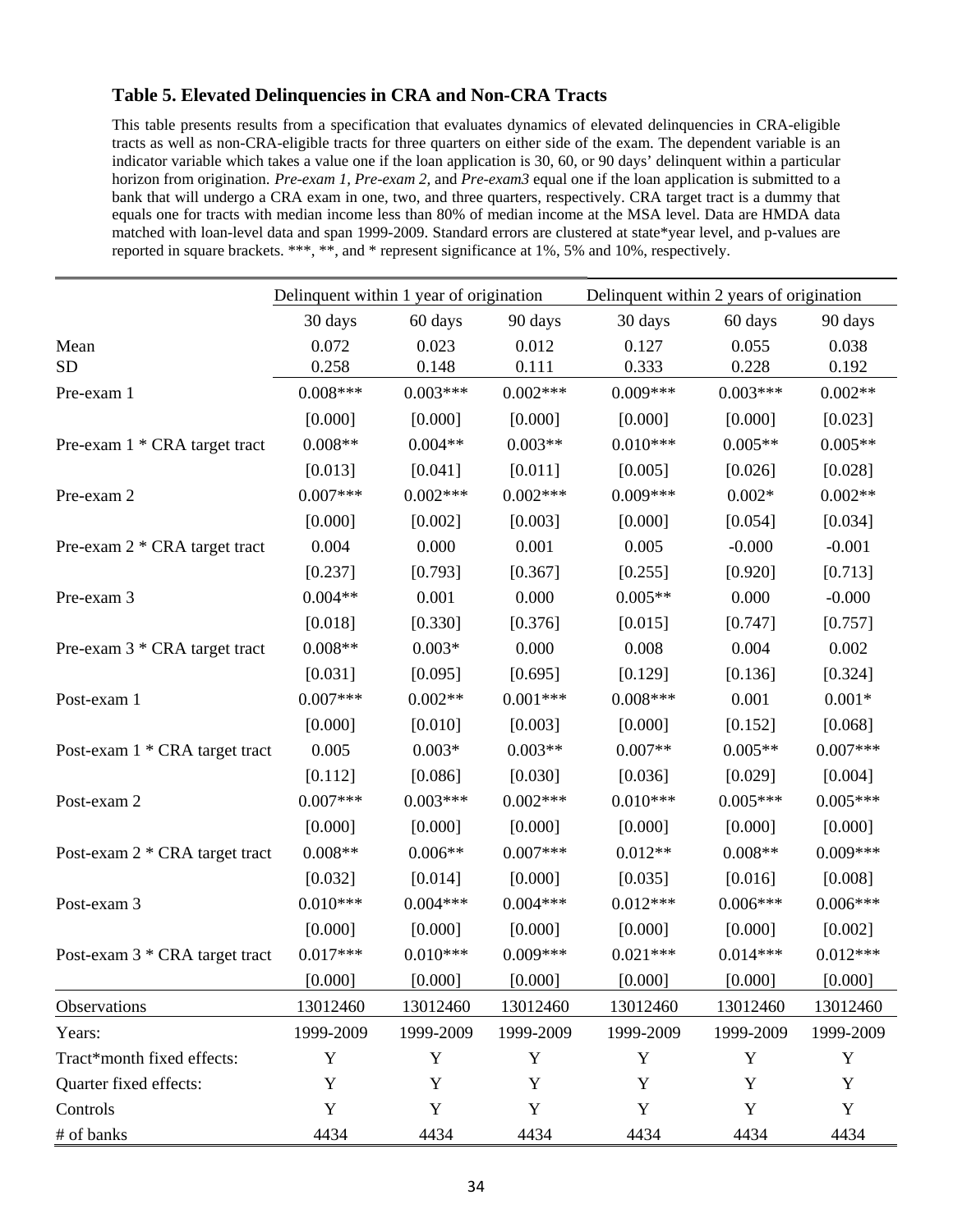### Table 5. Elevated Delinquencies in CRA and Non-CRA Tracts

This table presents results from a specification that evaluates dynamics of elevated delinquencies in CRA-eligible tracts as well as non-CRA-eligible tracts for three quarters on either side of the exam. The dependent variable is an indicator variable which takes a value one if the loan application is 30, 60, or 90 days' delinquent within a particular horizon from origination. *Pre-exam 1, Pre-exam 2,* and *Pre-exam3* equal one if the loan application is submitted to a bank that will undergo a CRA exam in one, two, and three quarters, respectively. CRA target tract is a dummy that equals one for tracts with median income less than 80% of median income at the MSA level. Data are HMDA data matched with loan-level data and span 1999-2009. Standard errors are clustered at state*year level, and p-values are reported in square brackets. ***, **, and * represent significance at 1%, 5% and 10%, respectively.

| | Delinquent within 1 year of origination | | | Delinquent within 2 years of origination | | |
|---|---|---|---|---|---|---|
| | 30 days | 60 days | 90 days | 30 days | 60 days | 90 days |
| Mean | 0.072 | 0.023 | 0.012 | 0.127 | 0.055 | 0.038 |
| SD | 0.258 | 0.148 | 0.111 | 0.333 | 0.228 | 0.192 |
| Pre-exam 1 | 0.008*** | 0.003*** | 0.002*** | 0.009*** | 0.003*** | 0.002** |
| | [0.000] | [0.000] | [0.000] | [0.000] | [0.000] | [0.023] |
| Pre-exam 1 * CRA target tract | 0.008** | 0.004** | 0.003** | 0.010*** | 0.005** | 0.005** |
| | [0.013] | [0.041] | [0.011] | [0.005] | [0.026] | [0.028] |
| Pre-exam 2 | 0.007*** | 0.002*** | 0.002*** | 0.009*** | 0.002* | 0.002** |
| | [0.000] | [0.002] | [0.003] | [0.000] | [0.054] | [0.034] |
| Pre-exam 2 * CRA target tract | 0.004 | 0.000 | 0.001 | 0.005 | -0.000 | -0.001 |
| | [0.237] | [0.793] | [0.367] | [0.255] | [0.920] | [0.713] |
| Pre-exam 3 | 0.004** | 0.001 | 0.000 | 0.005** | 0.000 | -0.000 |
| | [0.018] | [0.330] | [0.376] | [0.015] | [0.747] | [0.757] |
| Pre-exam 3 * CRA target tract | 0.008** | 0.003* | 0.000 | 0.008 | 0.004 | 0.002 |
| | [0.031] | [0.095] | [0.695] | [0.129] | [0.136] | [0.324] |
| Post-exam 1 | 0.007*** | 0.002** | 0.001*** | 0.008*** | 0.001 | 0.001* |
| | [0.000] | [0.010] | [0.003] | [0.000] | [0.152] | [0.068] |
| Post-exam 1 * CRA target tract | 0.005 | 0.003* | 0.003** | 0.007** | 0.005** | 0.007*** |
| | [0.112] | [0.086] | [0.030] | [0.036] | [0.029] | [0.004] |
| Post-exam 2 | 0.007*** | 0.003*** | 0.002*** | 0.010*** | 0.005*** | 0.005*** |
| | [0.000] | [0.000] | [0.000] | [0.000] | [0.000] | [0.000] |
| Post-exam 2 * CRA target tract | 0.008** | 0.006** | 0.007*** | 0.012** | 0.008** | 0.009*** |
| | [0.032] | [0.014] | [0.000] | [0.035] | [0.016] | [0.008] |
| Post-exam 3 | 0.010*** | 0.004*** | 0.004*** | 0.012*** | 0.006*** | 0.006*** |
| | [0.000] | [0.000] | [0.000] | [0.000] | [0.000] | [0.002] |
| Post-exam 3 * CRA target tract | 0.017*** | 0.010*** | 0.009*** | 0.021*** | 0.014*** | 0.012*** |
| | [0.000] | [0.000] | [0.000] | [0.000] | [0.000] | [0.000] |
| Observations | 13012460 | 13012460 | 13012460 | 13012460 | 13012460 | 13012460 |
| Years: | 1999-2009 | 1999-2009 | 1999-2009 | 1999-2009 | 1999-2009 | 1999-2009 |
| Tract*month fixed effects: | Y | Y | Y | Y | Y | Y |
| Quarter fixed effects: | Y | Y | Y | Y | Y | Y |
| Controls | Y | Y | Y | Y | Y | Y |
| # of banks | 4434 | 4434 | 4434 | 4434 | 4434 | 4434 |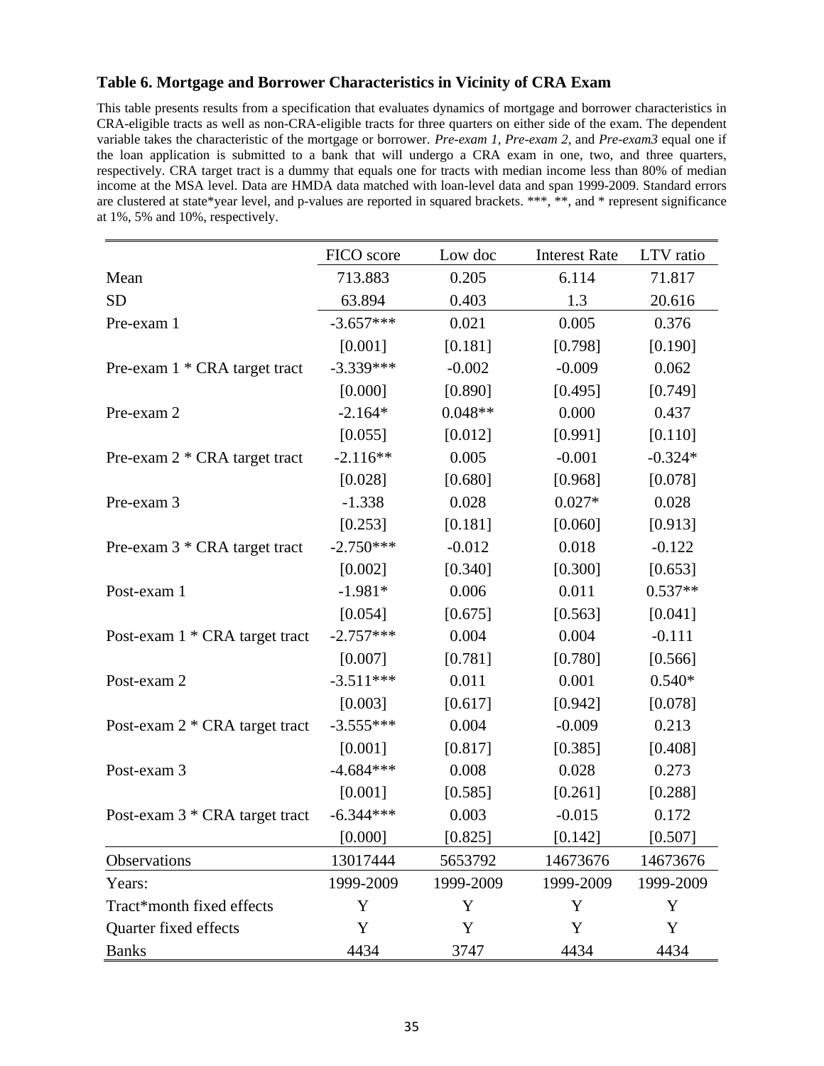### Table 6. Mortgage and Borrower Characteristics in Vicinity of CRA Exam

This table presents results from a specification that evaluates dynamics of mortgage and borrower characteristics in CRA-eligible tracts as well as non-CRA-eligible tracts for three quarters on either side of the exam. The dependent variable takes the characteristic of the mortgage or borrower. *Pre-exam 1, Pre-exam 2,* and *Pre-exam3* equal one if the loan application is submitted to a bank that will undergo a CRA exam in one, two, and three quarters, respectively. CRA target tract is a dummy that equals one for tracts with median income less than 80% of median income at the MSA level. Data are HMDA data matched with loan-level data and span 1999-2009. Standard errors are clustered at state*year level, and p-values are reported in squared brackets. ***, **, and * represent significance at 1%, 5% and 10%, respectively.

| | FICO score | Low doc | Interest Rate | LTV ratio |
|---|---|---|---|---|
| Mean | 713.883 | 0.205 | 6.114 | 71.817 |
| SD | 63.894 | 0.403 | 1.3 | 20.616 |
| Pre-exam 1 | -3.657*** | 0.021 | 0.005 | 0.376 |
| | [0.001] | [0.181] | [0.798] | [0.190] |
| Pre-exam 1 * CRA target tract | -3.339*** | -0.002 | -0.009 | 0.062 |
| | [0.000] | [0.890] | [0.495] | [0.749] |
| Pre-exam 2 | -2.164* | 0.048** | 0.000 | 0.437 |
| | [0.055] | [0.012] | [0.991] | [0.110] |
| Pre-exam 2 * CRA target tract | -2.116** | 0.005 | -0.001 | -0.324* |
| | [0.028] | [0.680] | [0.968] | [0.078] |
| Pre-exam 3 | -1.338 | 0.028 | 0.027* | 0.028 |
| | [0.253] | [0.181] | [0.060] | [0.913] |
| Pre-exam 3 * CRA target tract | -2.750*** | -0.012 | 0.018 | -0.122 |
| | [0.002] | [0.340] | [0.300] | [0.653] |
| Post-exam 1 | -1.981* | 0.006 | 0.011 | 0.537** |
| | [0.054] | [0.675] | [0.563] | [0.041] |
| Post-exam 1 * CRA target tract | -2.757*** | 0.004 | 0.004 | -0.111 |
| | [0.007] | [0.781] | [0.780] | [0.566] |
| Post-exam 2 | -3.511*** | 0.011 | 0.001 | 0.540* |
| | [0.003] | [0.617] | [0.942] | [0.078] |
| Post-exam 2 * CRA target tract | -3.555*** | 0.004 | -0.009 | 0.213 |
| | [0.001] | [0.817] | [0.385] | [0.408] |
| Post-exam 3 | -4.684*** | 0.008 | 0.028 | 0.273 |
| | [0.001] | [0.585] | [0.261] | [0.288] |
| Post-exam 3 * CRA target tract | -6.344*** | 0.003 | -0.015 | 0.172 |
| | [0.000] | [0.825] | [0.142] | [0.507] |
| Observations | 13017444 | 5653792 | 14673676 | 14673676 |
| Years: | 1999-2009 | 1999-2009 | 1999-2009 | 1999-2009 |
| Tract*month fixed effects | Y | Y | Y | Y |
| Quarter fixed effects | Y | Y | Y | Y |
| Banks | 4434 | 3747 | 4434 | 4434 |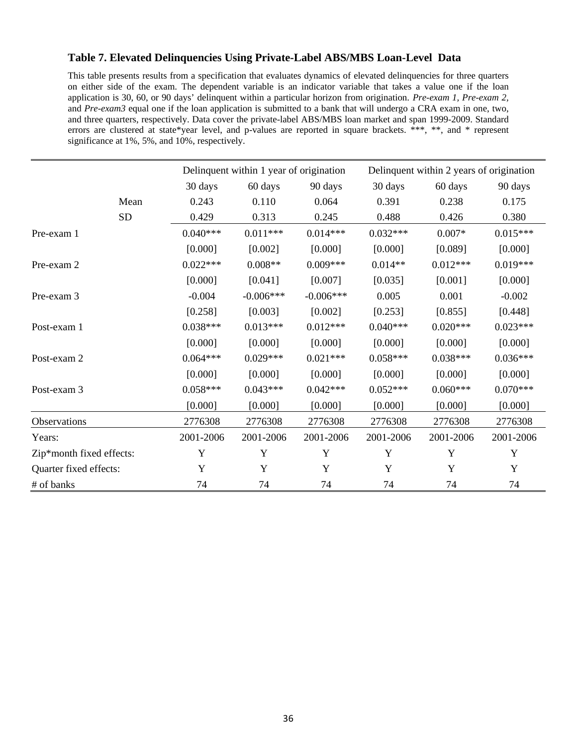### Table 7. Elevated Delinquencies Using Private-Label ABS/MBS Loan-Level Data

This table presents results from a specification that evaluates dynamics of elevated delinquencies for three quarters on either side of the exam. The dependent variable is an indicator variable that takes a value one if the loan application is 30, 60, or 90 days' delinquent within a particular horizon from origination. *Pre-exam 1, Pre-exam 2,* and *Pre-exam3* equal one if the loan application is submitted to a bank that will undergo a CRA exam in one, two, and three quarters, respectively. Data cover the private-label ABS/MBS loan market and span 1999-2009. Standard errors are clustered at state*year level, and p-values are reported in square brackets. ***, **, and * represent significance at 1%, 5%, and 10%, respectively.

| | | Delinquent within 1 year of origination | | | Delinquent within 2 years of origination | | |
|---|---|---|---|---|---|---|---|
| | | 30 days | 60 days | 90 days | 30 days | 60 days | 90 days |
| | Mean | 0.243 | 0.110 | 0.064 | 0.391 | 0.238 | 0.175 |
| | SD | 0.429 | 0.313 | 0.245 | 0.488 | 0.426 | 0.380 |
| Pre-exam 1 | | 0.040*** | 0.011*** | 0.014*** | 0.032*** | 0.007* | 0.015*** |
| | | [0.000] | [0.002] | [0.000] | [0.000] | [0.089] | [0.000] |
| Pre-exam 2 | | 0.022*** | 0.008** | 0.009*** | 0.014** | 0.012*** | 0.019*** |
| | | [0.000] | [0.041] | [0.007] | [0.035] | [0.001] | [0.000] |
| Pre-exam 3 | | -0.004 | -0.006*** | -0.006*** | 0.005 | 0.001 | -0.002 |
| | | [0.258] | [0.003] | [0.002] | [0.253] | [0.855] | [0.448] |
| Post-exam 1 | | 0.038*** | 0.013*** | 0.012*** | 0.040*** | 0.020*** | 0.023*** |
| | | [0.000] | [0.000] | [0.000] | [0.000] | [0.000] | [0.000] |
| Post-exam 2 | | 0.064*** | 0.029*** | 0.021*** | 0.058*** | 0.038*** | 0.036*** |
| | | [0.000] | [0.000] | [0.000] | [0.000] | [0.000] | [0.000] |
| Post-exam 3 | | 0.058*** | 0.043*** | 0.042*** | 0.052*** | 0.060*** | 0.070*** |
| | | [0.000] | [0.000] | [0.000] | [0.000] | [0.000] | [0.000] |
| Observations | | 2776308 | 2776308 | 2776308 | 2776308 | 2776308 | 2776308 |
| Years: | | 2001-2006 | 2001-2006 | 2001-2006 | 2001-2006 | 2001-2006 | 2001-2006 |
| Zip*month fixed effects: | | Y | Y | Y | Y | Y | Y |
| Quarter fixed effects: | | Y | Y | Y | Y | Y | Y |
| # of banks | | 74 | 74 | 74 | 74 | 74 | 74 |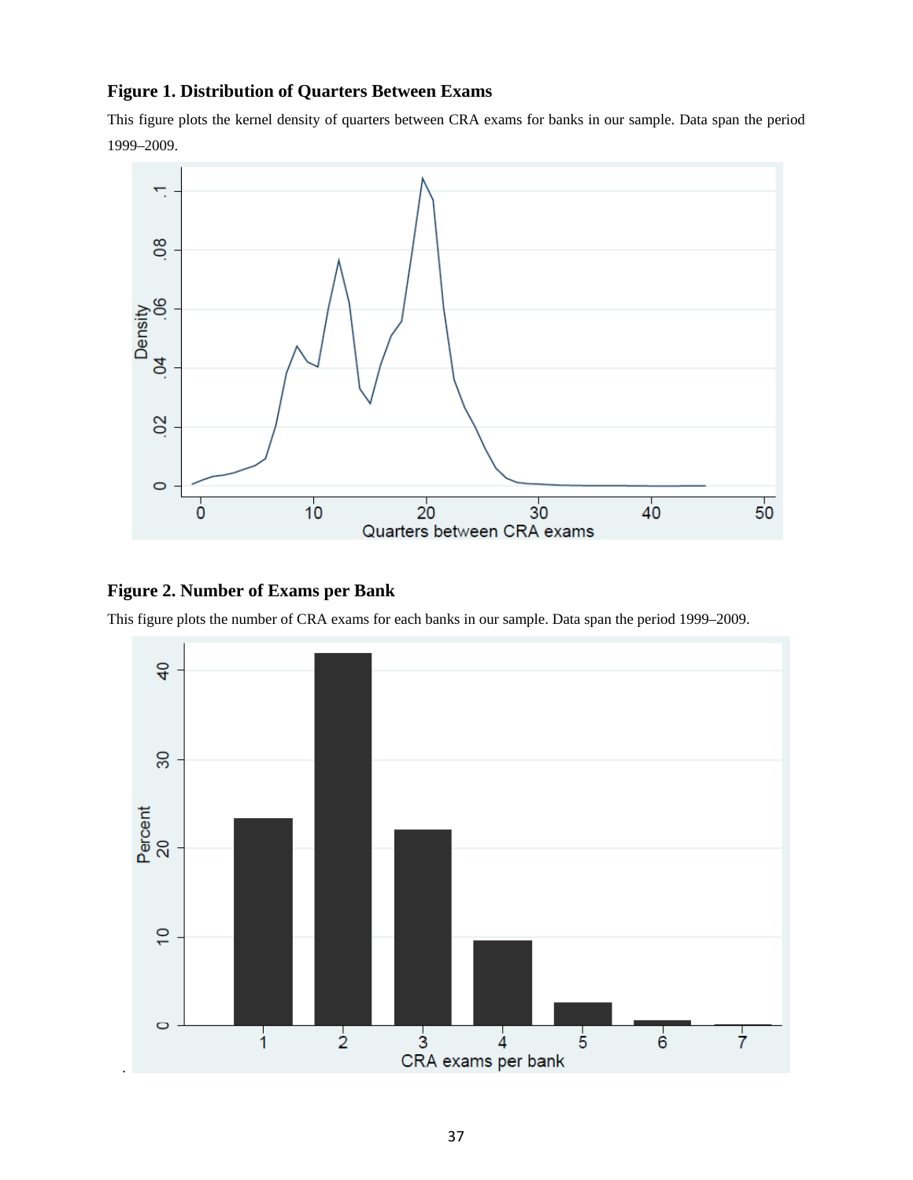**Figure 1. Distribution of Quarters Between Exams**

This figure plots the kernel density of quarters between CRA exams for banks in our sample. Data span the period 1999–2009.

**Figure 2. Number of Exams per Bank**

This figure plots the number of CRA exams for each banks in our sample. Data span the period 1999–2009.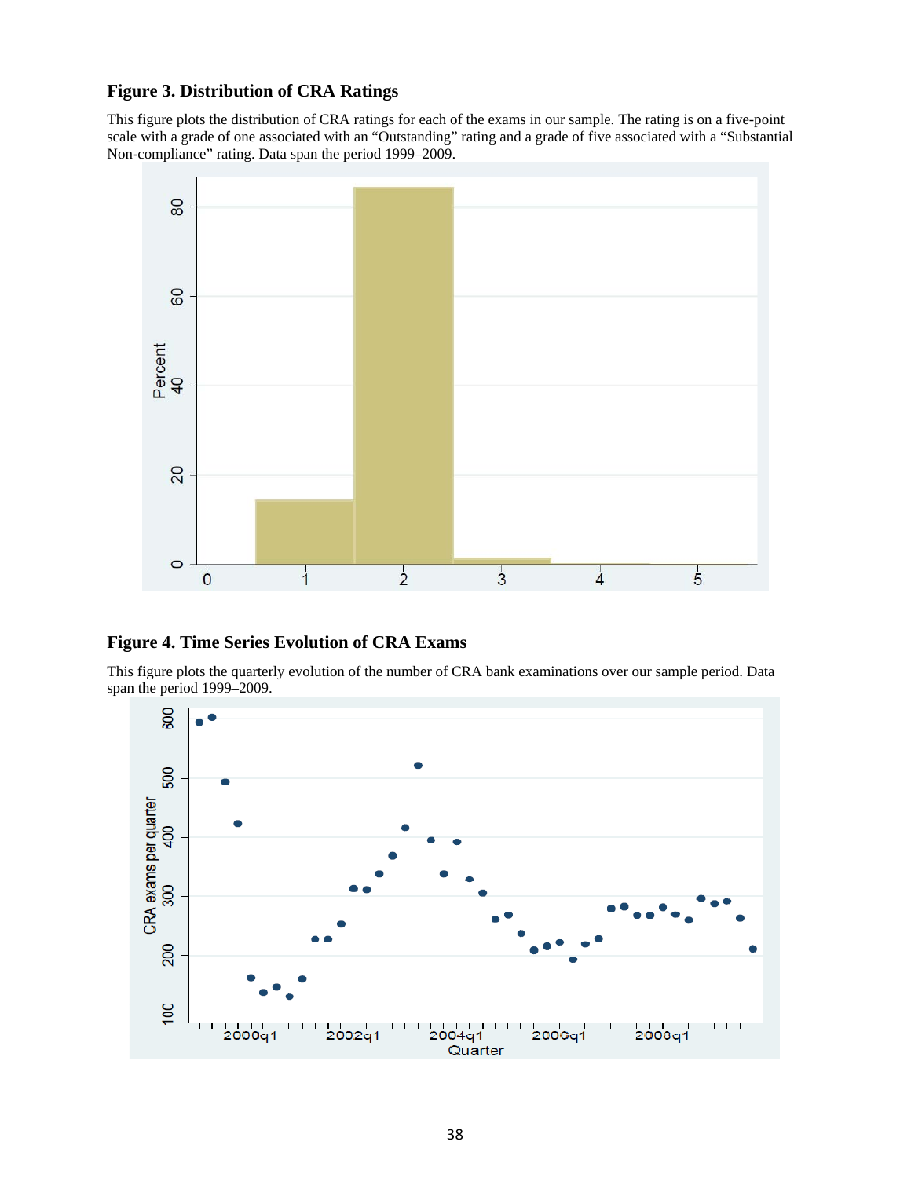### Figure 3. Distribution of CRA Ratings

This figure plots the distribution of CRA ratings for each of the exams in our sample. The rating is on a five-point scale with a grade of one associated with an "Outstanding" rating and a grade of five associated with a "Substantial Non-compliance" rating. Data span the period 1999–2009.

### Figure 4. Time Series Evolution of CRA Exams

This figure plots the quarterly evolution of the number of CRA bank examinations over our sample period. Data span the period 1999–2009.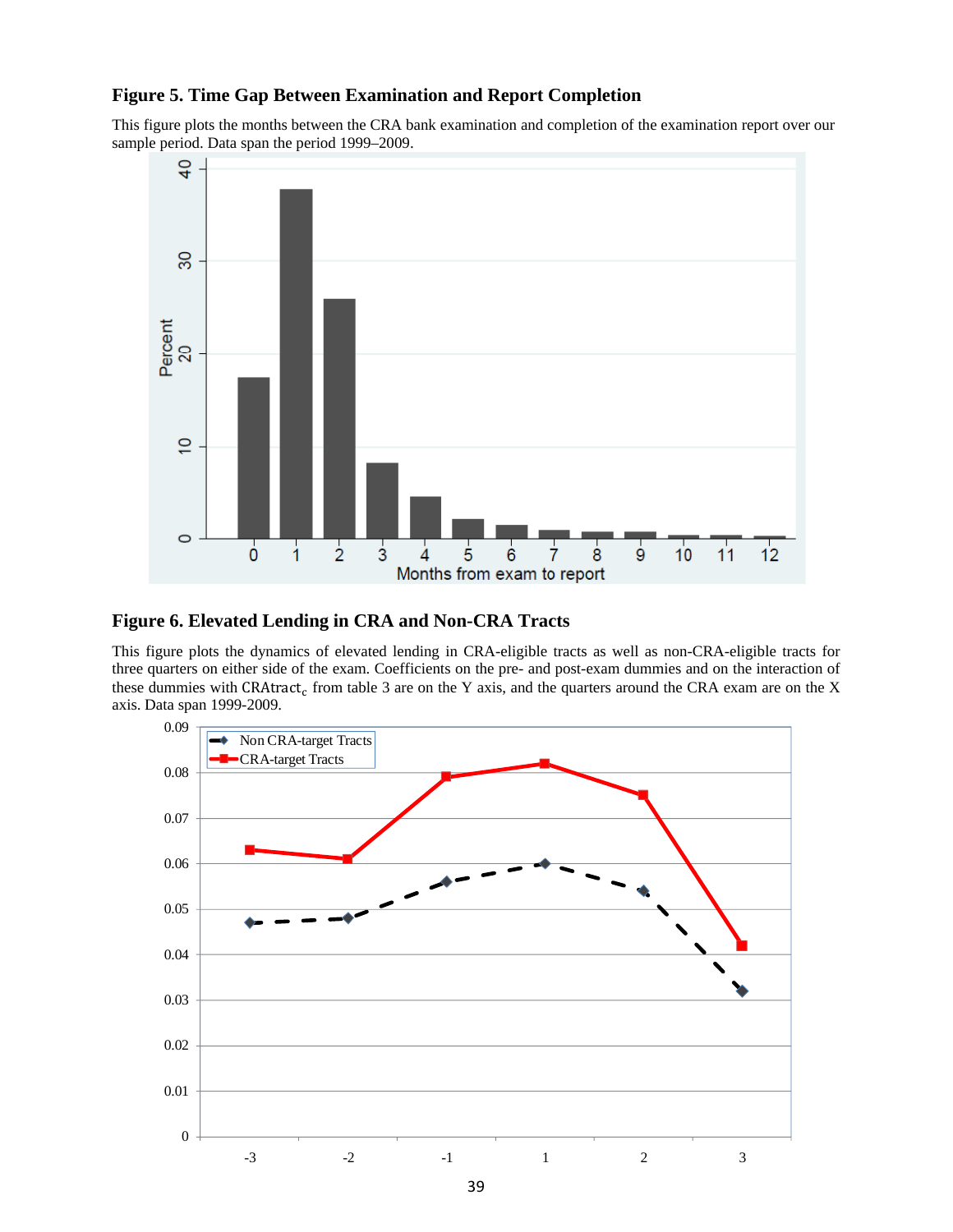## Figure 5. Time Gap Between Examination and Report Completion

This figure plots the months between the CRA bank examination and completion of the examination report over our sample period. Data span the period 1999–2009.

## Figure 6. Elevated Lending in CRA and Non-CRA Tracts

This figure plots the dynamics of elevated lending in CRA-eligible tracts as well as non-CRA-eligible tracts for three quarters on either side of the exam. Coefficients on the pre- and post-exam dummies and on the interaction of these dummies with $\text{CRAtract}_c$ from table 3 are on the Y axis, and the quarters around the CRA exam are on the X axis. Data span 1999-2009.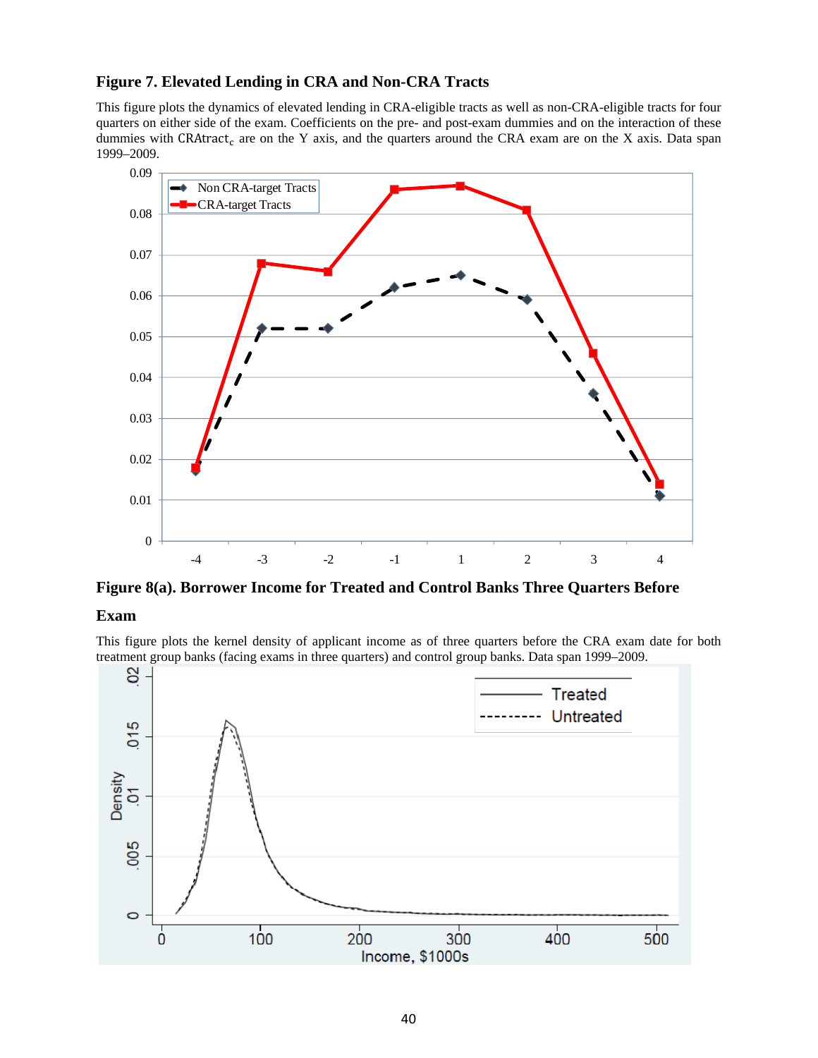**Figure 7. Elevated Lending in CRA and Non-CRA Tracts**

This figure plots the dynamics of elevated lending in CRA-eligible tracts as well as non-CRA-eligible tracts for four quarters on either side of the exam. Coefficients on the pre- and post-exam dummies and on the interaction of these dummies with $\text{CRAtract}_c$ are on the Y axis, and the quarters around the CRA exam are on the X axis. Data span 1999–2009.

**Figure 8(a). Borrower Income for Treated and Control Banks Three Quarters Before Exam**

This figure plots the kernel density of applicant income as of three quarters before the CRA exam date for both treatment group banks (facing exams in three quarters) and control group banks. Data span 1999–2009.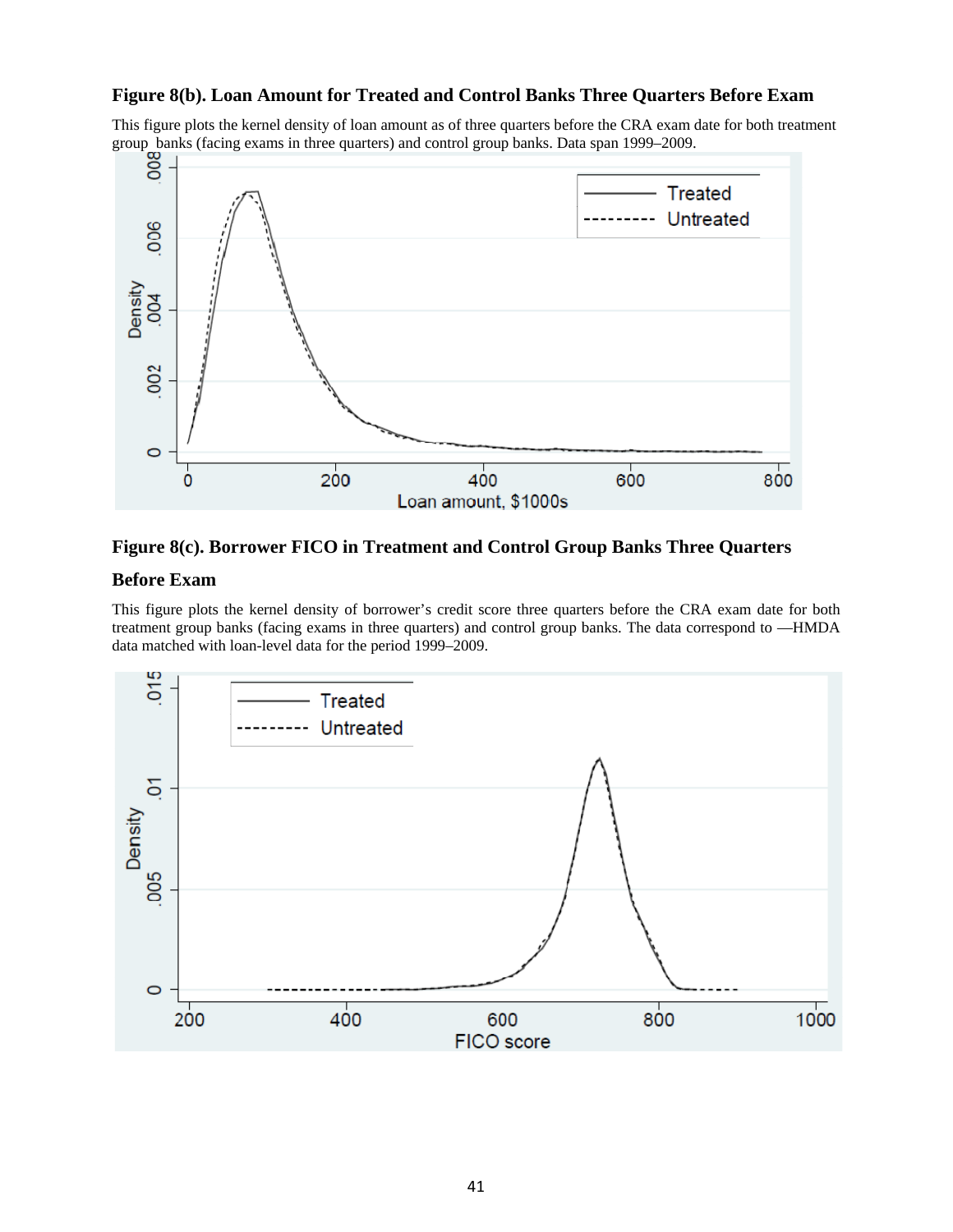**Figure 8(b). Loan Amount for Treated and Control Banks Three Quarters Before Exam**

This figure plots the kernel density of loan amount as of three quarters before the CRA exam date for both treatment group banks (facing exams in three quarters) and control group banks. Data span 1999–2009.

**Figure 8(c). Borrower FICO in Treatment and Control Group Banks Three Quarters Before Exam**

This figure plots the kernel density of borrower's credit score three quarters before the CRA exam date for both treatment group banks (facing exams in three quarters) and control group banks. The data correspond to —HMDA data matched with loan-level data for the period 1999–2009.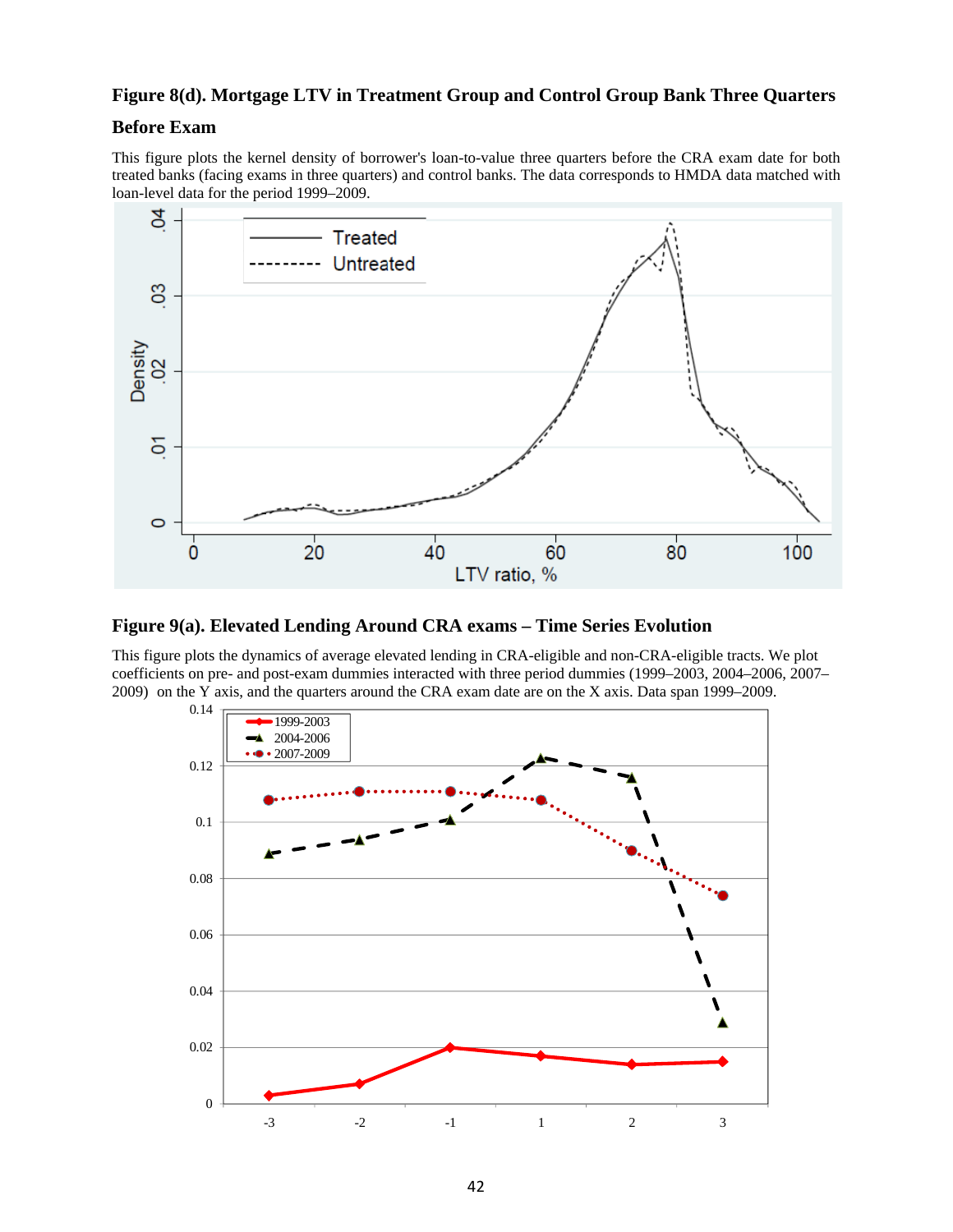**Figure 8(d). Mortgage LTV in Treatment Group and Control Group Bank Three Quarters Before Exam**

This figure plots the kernel density of borrower's loan-to-value three quarters before the CRA exam date for both treated banks (facing exams in three quarters) and control banks. The data corresponds to HMDA data matched with loan-level data for the period 1999–2009.

**Figure 9(a). Elevated Lending Around CRA exams – Time Series Evolution**

This figure plots the dynamics of average elevated lending in CRA-eligible and non-CRA-eligible tracts. We plot coefficients on pre- and post-exam dummies interacted with three period dummies (1999–2003, 2004–2006, 2007–2009) on the Y axis, and the quarters around the CRA exam date are on the X axis. Data span 1999–2009.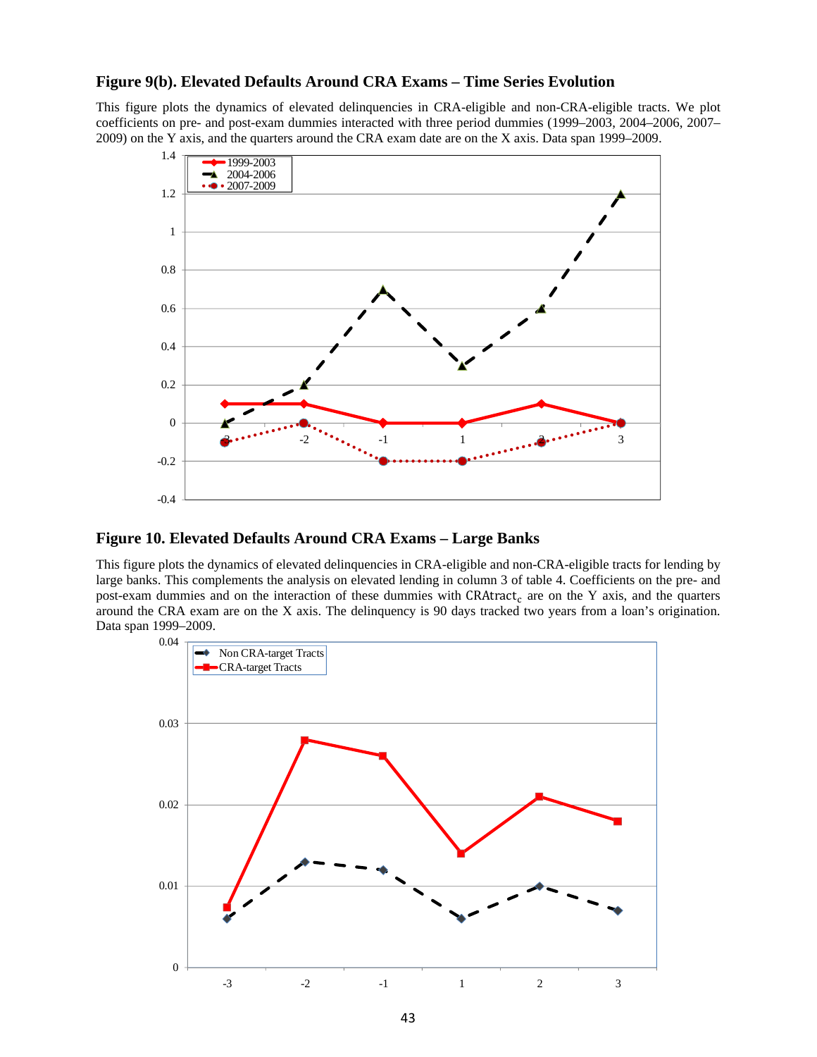## Figure 9(b). Elevated Defaults Around CRA Exams – Time Series Evolution

This figure plots the dynamics of elevated delinquencies in CRA-eligible and non-CRA-eligible tracts. We plot coefficients on pre- and post-exam dummies interacted with three period dummies (1999–2003, 2004–2006, 2007–2009) on the Y axis, and the quarters around the CRA exam date are on the X axis. Data span 1999–2009.

1999-2003
2004-2006
2007-2009

1.4
1.2
1
0.8
0.6
0.4
0.2
0
-0.2
-0.4

-3
-2
-1
1
2
3

## Figure 10. Elevated Defaults Around CRA Exams – Large Banks

This figure plots the dynamics of elevated delinquencies in CRA-eligible and non-CRA-eligible tracts for lending by large banks. This complements the analysis on elevated lending in column 3 of table 4. Coefficients on the pre- and post-exam dummies and on the interaction of these dummies with $\text{CRAtract}_c$ are on the Y axis, and the quarters around the CRA exam are on the X axis. The delinquency is 90 days tracked two years from a loan's origination. Data span 1999–2009.

Non CRA-target Tracts
CRA-target Tracts

0.04
0.03
0.02
0.01
0

-3
-2
-1
1
2
3